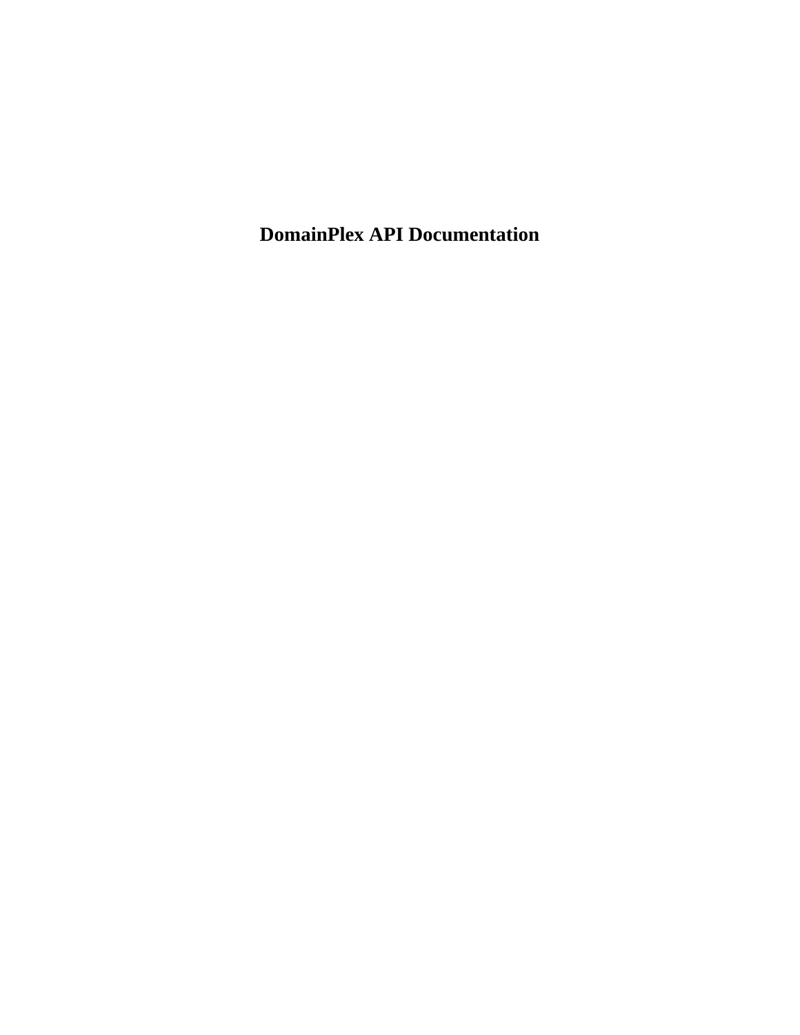# DomainPlex API Documentation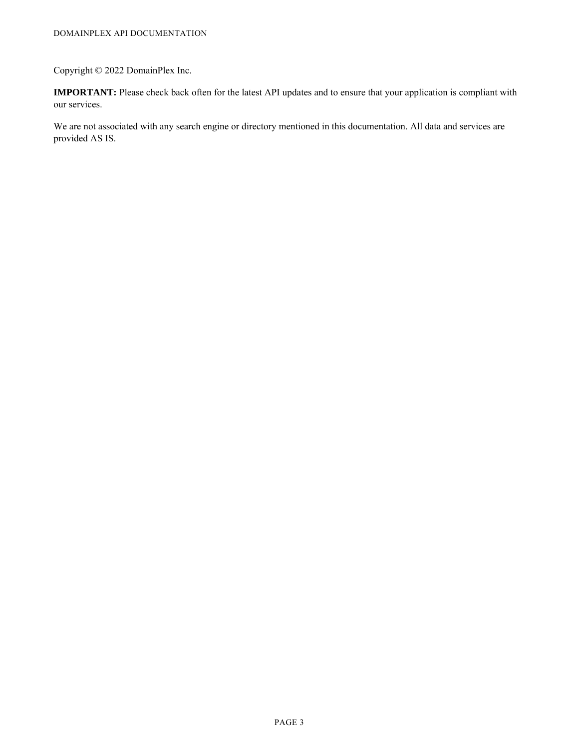Copyright © 2022 DomainPlex Inc.

**IMPORTANT:** Please check back often for the latest API updates and to ensure that your application is compliant with our services.

We are not associated with any search engine or directory mentioned in this documentation. All data and services are provided AS IS.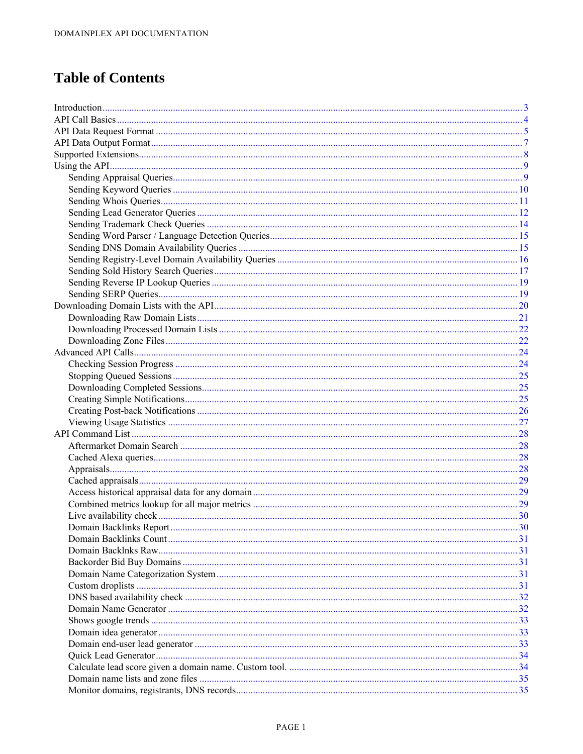# Table of Contents

- Introduction ........ 3
- API Call Basics ........ 4
- API Data Request Format ........ 5
- API Data Output Format ........ 7
- Supported Extensions ........ 8
- Using the API ........ 9
  - Sending Appraisal Queries ........ 9
  - Sending Keyword Queries ........ 10
  - Sending Whois Queries ........ 11
  - Sending Lead Generator Queries ........ 12
  - Sending Trademark Check Queries ........ 14
  - Sending Word Parser / Language Detection Queries ........ 15
  - Sending DNS Domain Availability Queries ........ 15
  - Sending Registry-Level Domain Availability Queries ........ 16
  - Sending Sold History Search Queries ........ 17
  - Sending Reverse IP Lookup Queries ........ 19
  - Sending SERP Queries ........ 19
- Downloading Domain Lists with the API ........ 20
  - Downloading Raw Domain Lists ........ 21
  - Downloading Processed Domain Lists ........ 22
  - Downloading Zone Files ........ 22
- Advanced API Calls ........ 24
  - Checking Session Progress ........ 24
  - Stopping Queued Sessions ........ 25
  - Downloading Completed Sessions ........ 25
  - Creating Simple Notifications ........ 25
  - Creating Post-back Notifications ........ 26
  - Viewing Usage Statistics ........ 27
- API Command List ........ 28
  - Aftermarket Domain Search ........ 28
  - Cached Alexa queries ........ 28
  - Appraisals ........ 28
  - Cached appraisals ........ 29
  - Access historical appraisal data for any domain ........ 29
  - Combined metrics lookup for all major metrics ........ 29
  - Live availability check ........ 30
  - Domain Backlinks Report ........ 30
  - Domain Backlinks Count ........ 31
  - Domain Backlnks Raw ........ 31
  - Backorder Bid Buy Domains ........ 31
  - Domain Name Categorization System ........ 31
  - Custom droplists ........ 31
  - DNS based availability check ........ 32
  - Domain Name Generator ........ 32
  - Shows google trends ........ 33
  - Domain idea generator ........ 33
  - Domain end-user lead generator ........ 33
  - Quick Lead Generator ........ 34
  - Calculate lead score given a domain name. Custom tool. ........ 34
  - Domain name lists and zone files ........ 35
  - Monitor domains, registrants, DNS records ........ 35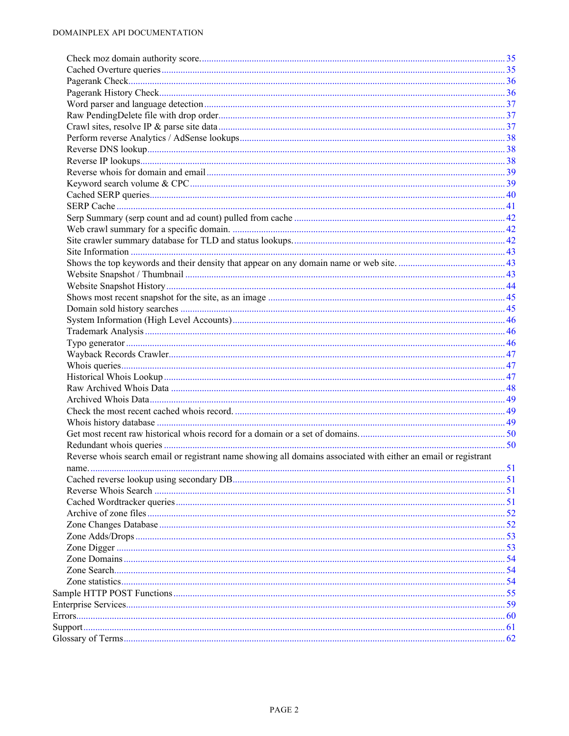- Check moz domain authority score. 35
- Cached Overture queries 35
- Pagerank Check 36
- Pagerank History Check 36
- Word parser and language detection 37
- Raw PendingDelete file with drop order 37
- Crawl sites, resolve IP & parse site data 37
- Perform reverse Analytics / AdSense lookups 38
- Reverse DNS lookup 38
- Reverse IP lookups 38
- Reverse whois for domain and email 39
- Keyword search volume & CPC 39
- Cached SERP queries 40
- SERP Cache 41
- Serp Summary (serp count and ad count) pulled from cache 42
- Web crawl summary for a specific domain. 42
- Site crawler summary database for TLD and status lookups. 42
- Site Information 43
- Shows the top keywords and their density that appear on any domain name or web site. 43
- Website Snapshot / Thumbnail 43
- Website Snapshot History 44
- Shows most recent snapshot for the site, as an image 45
- Domain sold history searches 45
- System Information (High Level Accounts) 46
- Trademark Analysis 46
- Typo generator 46
- Wayback Records Crawler 47
- Whois queries 47
- Historical Whois Lookup 47
- Raw Archived Whois Data 48
- Archived Whois Data 49
- Check the most recent cached whois record. 49
- Whois history database 49
- Get most recent raw historical whois record for a domain or a set of domains. 50
- Redundant whois queries 50
- Reverse whois search email or registrant name showing all domains associated with either an email or registrant name. 51
- Cached reverse lookup using secondary DB 51
- Reverse Whois Search 51
- Cached Wordtracker queries 51
- Archive of zone files 52
- Zone Changes Database 52
- Zone Adds/Drops 53
- Zone Digger 53
- Zone Domains 54
- Zone Search 54
- Zone statistics 54

Sample HTTP POST Functions 55

Enterprise Services 59

Errors 60

Support 61

Glossary of Terms 62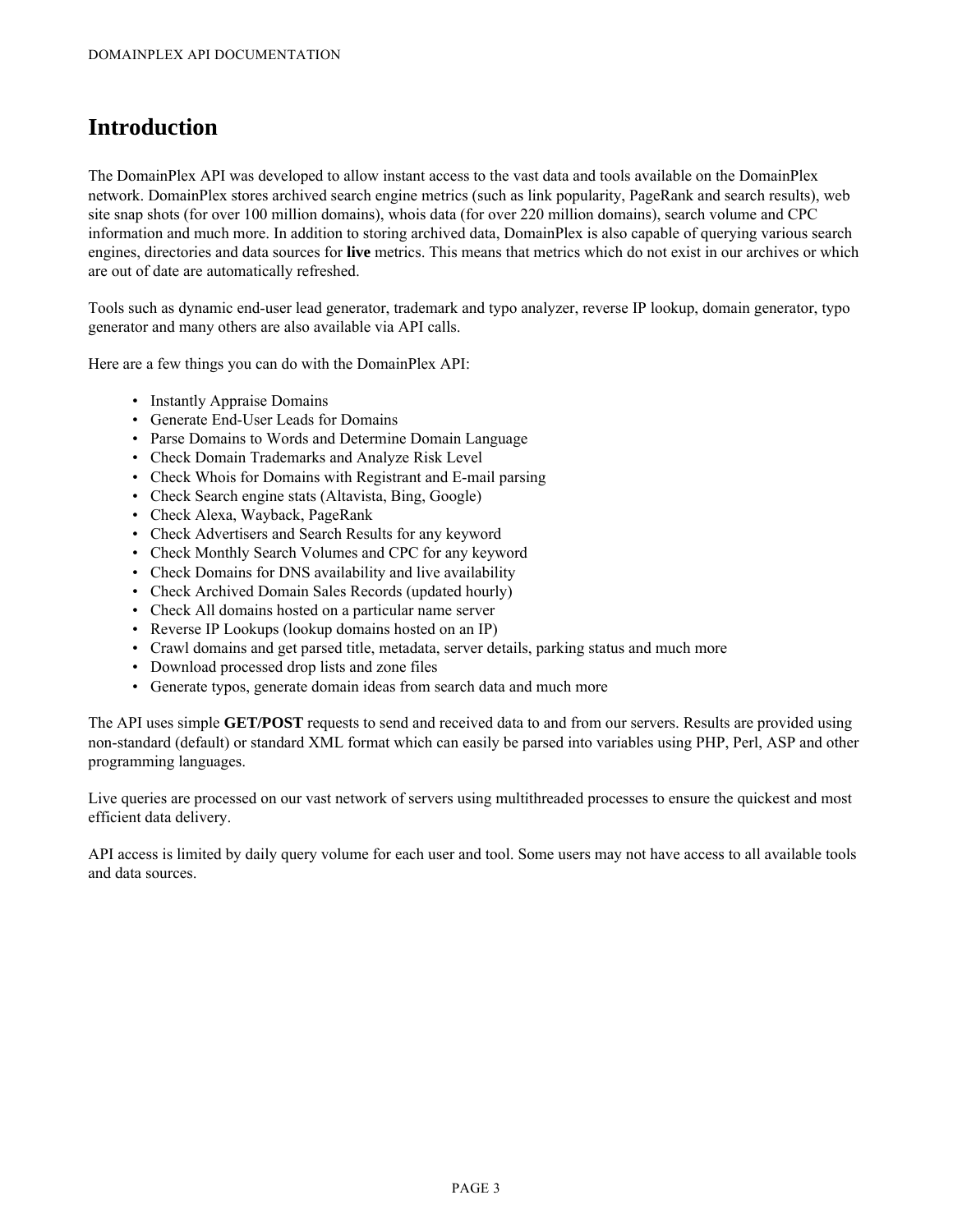# Introduction

The DomainPlex API was developed to allow instant access to the vast data and tools available on the DomainPlex network. DomainPlex stores archived search engine metrics (such as link popularity, PageRank and search results), web site snap shots (for over 100 million domains), whois data (for over 220 million domains), search volume and CPC information and much more. In addition to storing archived data, DomainPlex is also capable of querying various search engines, directories and data sources for **live** metrics. This means that metrics which do not exist in our archives or which are out of date are automatically refreshed.

Tools such as dynamic end-user lead generator, trademark and typo analyzer, reverse IP lookup, domain generator, typo generator and many others are also available via API calls.

Here are a few things you can do with the DomainPlex API:

- Instantly Appraise Domains
- Generate End-User Leads for Domains
- Parse Domains to Words and Determine Domain Language
- Check Domain Trademarks and Analyze Risk Level
- Check Whois for Domains with Registrant and E-mail parsing
- Check Search engine stats (Altavista, Bing, Google)
- Check Alexa, Wayback, PageRank
- Check Advertisers and Search Results for any keyword
- Check Monthly Search Volumes and CPC for any keyword
- Check Domains for DNS availability and live availability
- Check Archived Domain Sales Records (updated hourly)
- Check All domains hosted on a particular name server
- Reverse IP Lookups (lookup domains hosted on an IP)
- Crawl domains and get parsed title, metadata, server details, parking status and much more
- Download processed drop lists and zone files
- Generate typos, generate domain ideas from search data and much more

The API uses simple **GET/POST** requests to send and received data to and from our servers. Results are provided using non-standard (default) or standard XML format which can easily be parsed into variables using PHP, Perl, ASP and other programming languages.

Live queries are processed on our vast network of servers using multithreaded processes to ensure the quickest and most efficient data delivery.

API access is limited by daily query volume for each user and tool. Some users may not have access to all available tools and data sources.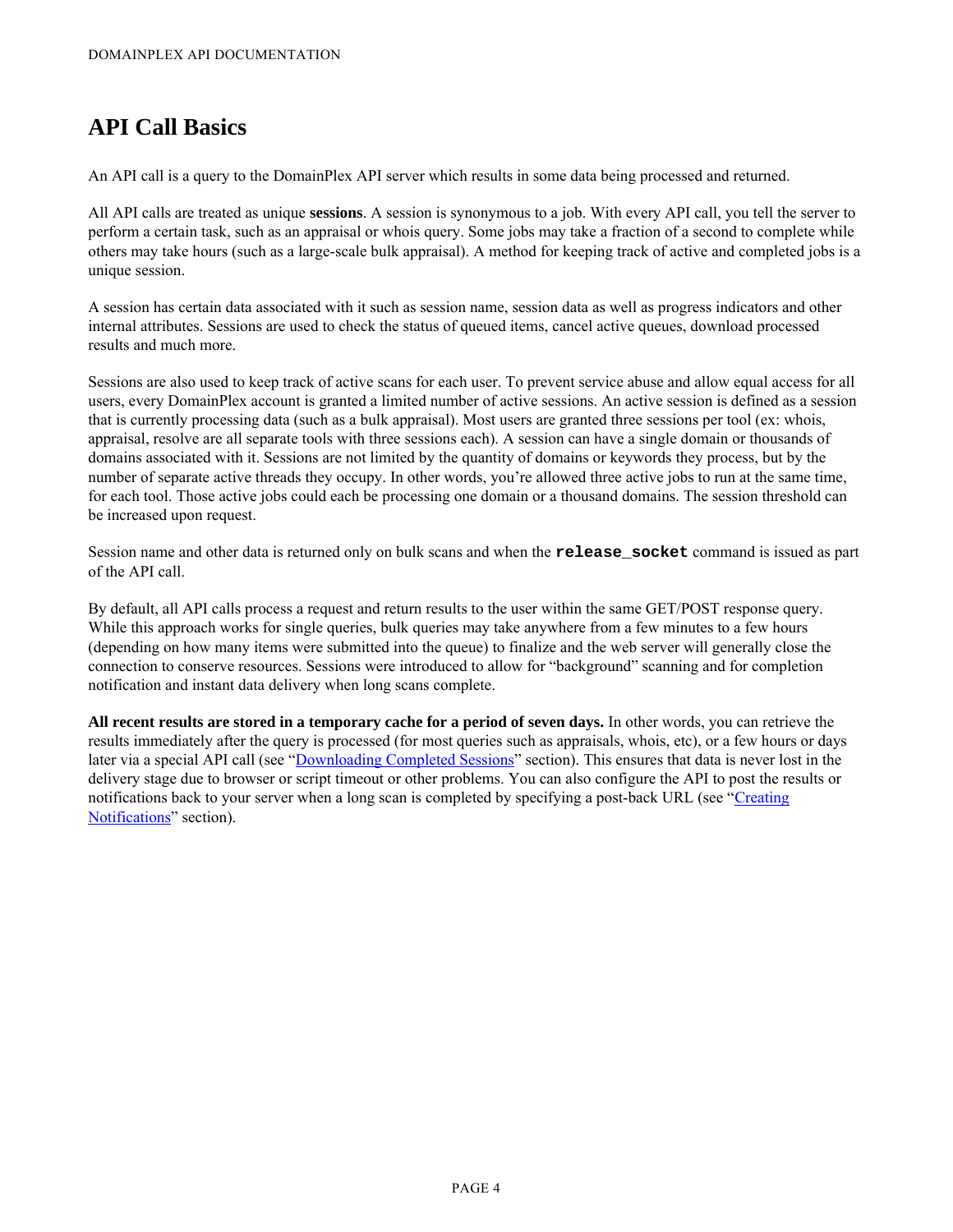# API Call Basics

An API call is a query to the DomainPlex API server which results in some data being processed and returned.

All API calls are treated as unique **sessions**. A session is synonymous to a job. With every API call, you tell the server to perform a certain task, such as an appraisal or whois query. Some jobs may take a fraction of a second to complete while others may take hours (such as a large-scale bulk appraisal). A method for keeping track of active and completed jobs is a unique session.

A session has certain data associated with it such as session name, session data as well as progress indicators and other internal attributes. Sessions are used to check the status of queued items, cancel active queues, download processed results and much more.

Sessions are also used to keep track of active scans for each user. To prevent service abuse and allow equal access for all users, every DomainPlex account is granted a limited number of active sessions. An active session is defined as a session that is currently processing data (such as a bulk appraisal). Most users are granted three sessions per tool (ex: whois, appraisal, resolve are all separate tools with three sessions each). A session can have a single domain or thousands of domains associated with it. Sessions are not limited by the quantity of domains or keywords they process, but by the number of separate active threads they occupy. In other words, you're allowed three active jobs to run at the same time, for each tool. Those active jobs could each be processing one domain or a thousand domains. The session threshold can be increased upon request.

Session name and other data is returned only on bulk scans and when the `release_socket` command is issued as part of the API call.

By default, all API calls process a request and return results to the user within the same GET/POST response query. While this approach works for single queries, bulk queries may take anywhere from a few minutes to a few hours (depending on how many items were submitted into the queue) to finalize and the web server will generally close the connection to conserve resources. Sessions were introduced to allow for "background" scanning and for completion notification and instant data delivery when long scans complete.

**All recent results are stored in a temporary cache for a period of seven days.** In other words, you can retrieve the results immediately after the query is processed (for most queries such as appraisals, whois, etc), or a few hours or days later via a special API call (see "Downloading Completed Sessions" section). This ensures that data is never lost in the delivery stage due to browser or script timeout or other problems. You can also configure the API to post the results or notifications back to your server when a long scan is completed by specifying a post-back URL (see "Creating Notifications" section).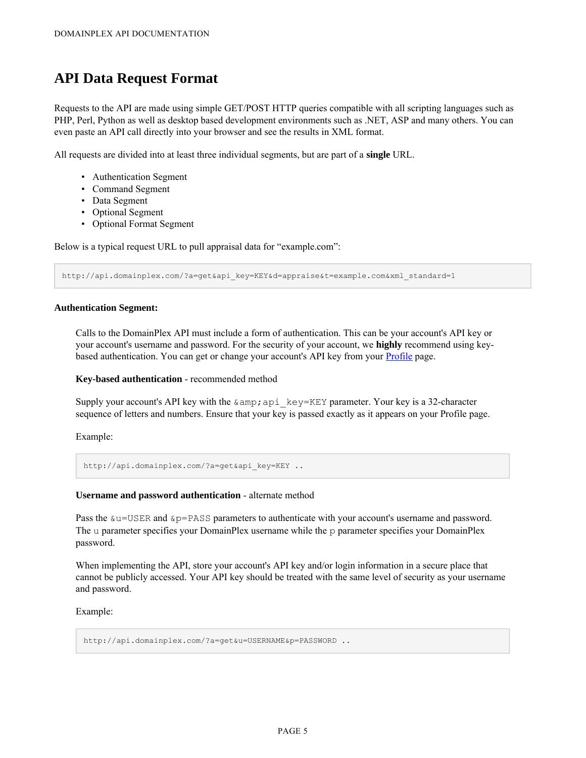# API Data Request Format

Requests to the API are made using simple GET/POST HTTP queries compatible with all scripting languages such as PHP, Perl, Python as well as desktop based development environments such as .NET, ASP and many others. You can even paste an API call directly into your browser and see the results in XML format.

All requests are divided into at least three individual segments, but are part of a **single** URL.

- Authentication Segment
- Command Segment
- Data Segment
- Optional Segment
- Optional Format Segment

Below is a typical request URL to pull appraisal data for "example.com":

```
http://api.domainplex.com/?a=get&api_key=KEY&d=appraise&t=example.com&xml_standard=1
```

**Authentication Segment:**

Calls to the DomainPlex API must include a form of authentication. This can be your account's API key or your account's username and password. For the security of your account, we **highly** recommend using key-based authentication. You can get or change your account's API key from your Profile page.

**Key-based authentication** - recommended method

Supply your account's API key with the `&amp;api_key=KEY` parameter. Your key is a 32-character sequence of letters and numbers. Ensure that your key is passed exactly as it appears on your Profile page.

Example:

```
http://api.domainplex.com/?a=get&api_key=KEY ..
```

**Username and password authentication** - alternate method

Pass the `&u=USER` and `&p=PASS` parameters to authenticate with your account's username and password. The `u` parameter specifies your DomainPlex username while the `p` parameter specifies your DomainPlex password.

When implementing the API, store your account's API key and/or login information in a secure place that cannot be publicly accessed. Your API key should be treated with the same level of security as your username and password.

Example:

```
http://api.domainplex.com/?a=get&u=USERNAME&p=PASSWORD ..
```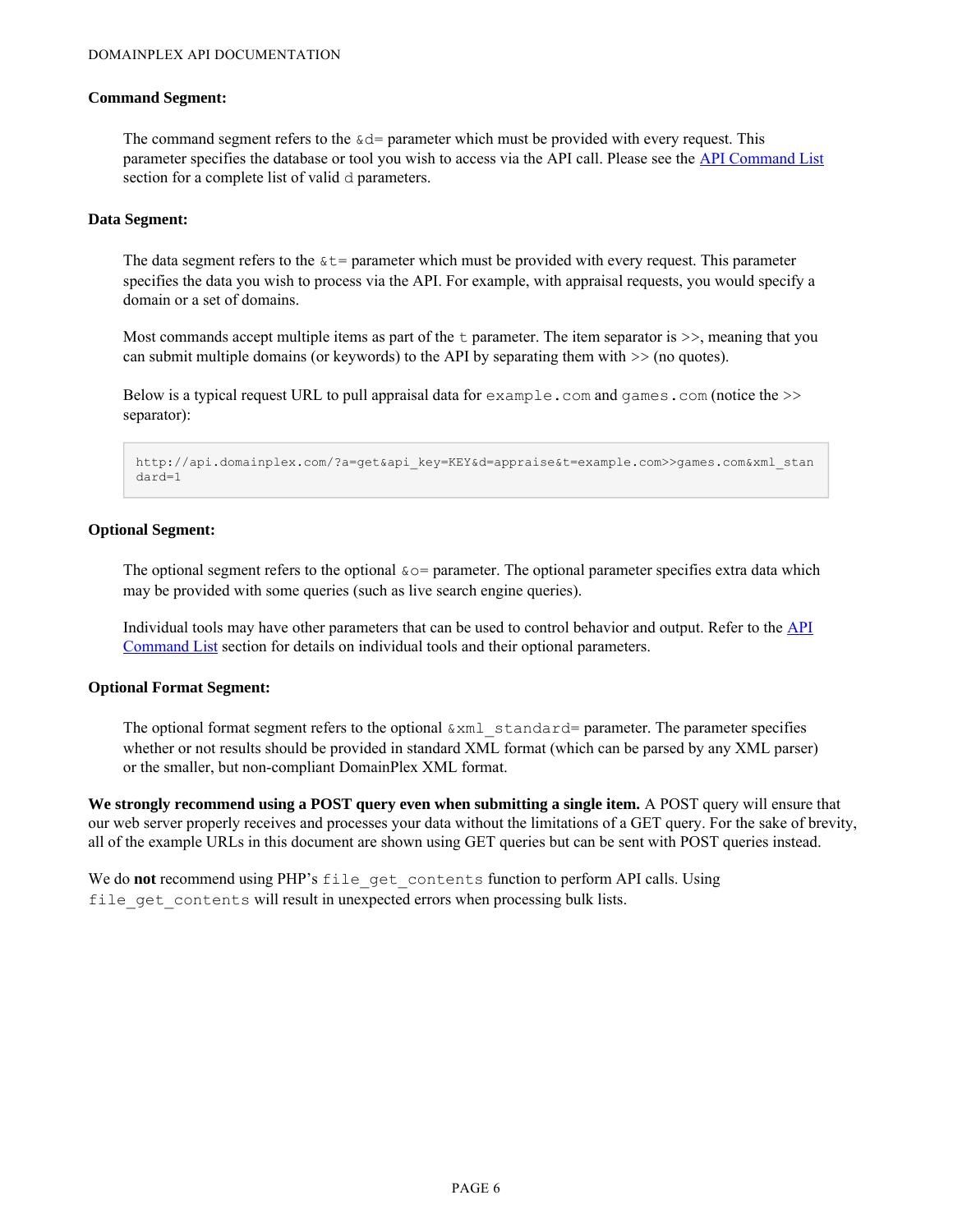### Command Segment:

The command segment refers to the `&d=` parameter which must be provided with every request. This parameter specifies the database or tool you wish to access via the API call. Please see the [API Command List](#) section for a complete list of valid `d` parameters.

### Data Segment:

The data segment refers to the `&t=` parameter which must be provided with every request. This parameter specifies the data you wish to process via the API. For example, with appraisal requests, you would specify a domain or a set of domains.

Most commands accept multiple items as part of the `t` parameter. The item separator is >>, meaning that you can submit multiple domains (or keywords) to the API by separating them with >> (no quotes).

Below is a typical request URL to pull appraisal data for `example.com` and `games.com` (notice the >> separator):

```
http://api.domainplex.com/?a=get&api_key=KEY&d=appraise&t=example.com>>games.com&xml_standard=1
```

### Optional Segment:

The optional segment refers to the optional `&o=` parameter. The optional parameter specifies extra data which may be provided with some queries (such as live search engine queries).

Individual tools may have other parameters that can be used to control behavior and output. Refer to the [API Command List](#) section for details on individual tools and their optional parameters.

### Optional Format Segment:

The optional format segment refers to the optional `&xml_standard=` parameter. The parameter specifies whether or not results should be provided in standard XML format (which can be parsed by any XML parser) or the smaller, but non-compliant DomainPlex XML format.

**We strongly recommend using a POST query even when submitting a single item.** A POST query will ensure that our web server properly receives and processes your data without the limitations of a GET query. For the sake of brevity, all of the example URLs in this document are shown using GET queries but can be sent with POST queries instead.

We do **not** recommend using PHP's `file_get_contents` function to perform API calls. Using `file_get_contents` will result in unexpected errors when processing bulk lists.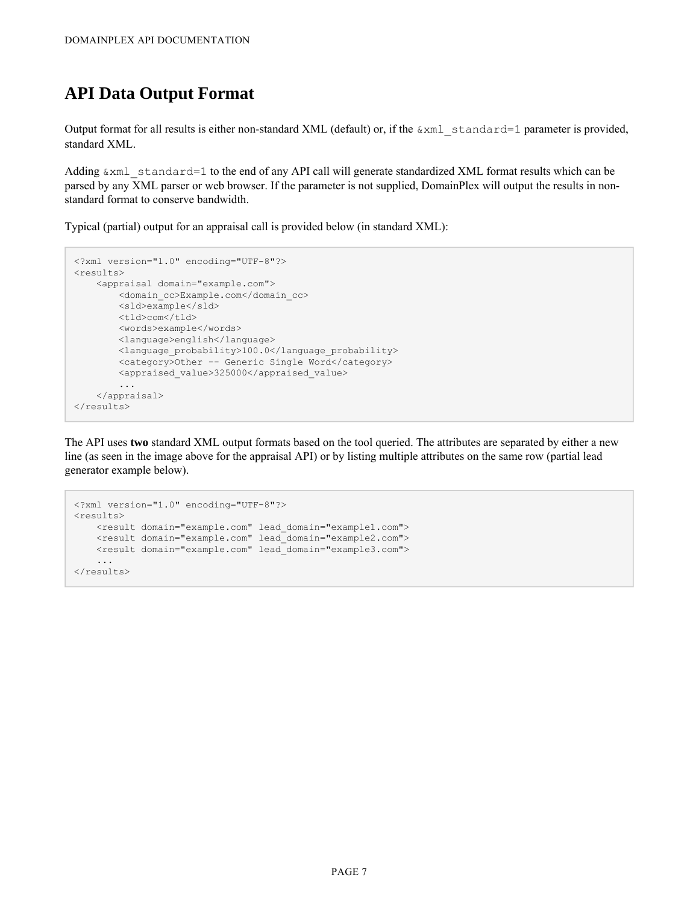# API Data Output Format

Output format for all results is either non-standard XML (default) or, if the `&xml_standard=1` parameter is provided, standard XML.

Adding `&xml_standard=1` to the end of any API call will generate standardized XML format results which can be parsed by any XML parser or web browser. If the parameter is not supplied, DomainPlex will output the results in non-standard format to conserve bandwidth.

Typical (partial) output for an appraisal call is provided below (in standard XML):

```
<?xml version="1.0" encoding="UTF-8"?>
<results>
    <appraisal domain="example.com">
        <domain_cc>Example.com</domain_cc>
        <sld>example</sld>
        <tld>com</tld>
        <words>example</words>
        <language>english</language>
        <language_probability>100.0</language_probability>
        <category>Other -- Generic Single Word</category>
        <appraised_value>325000</appraised_value>
        ...
    </appraisal>
</results>
```

The API uses **two** standard XML output formats based on the tool queried. The attributes are separated by either a new line (as seen in the image above for the appraisal API) or by listing multiple attributes on the same row (partial lead generator example below).

```
<?xml version="1.0" encoding="UTF-8"?>
<results>
    <result domain="example.com" lead_domain="example1.com">
    <result domain="example.com" lead_domain="example2.com">
    <result domain="example.com" lead_domain="example3.com">
    ...
</results>
```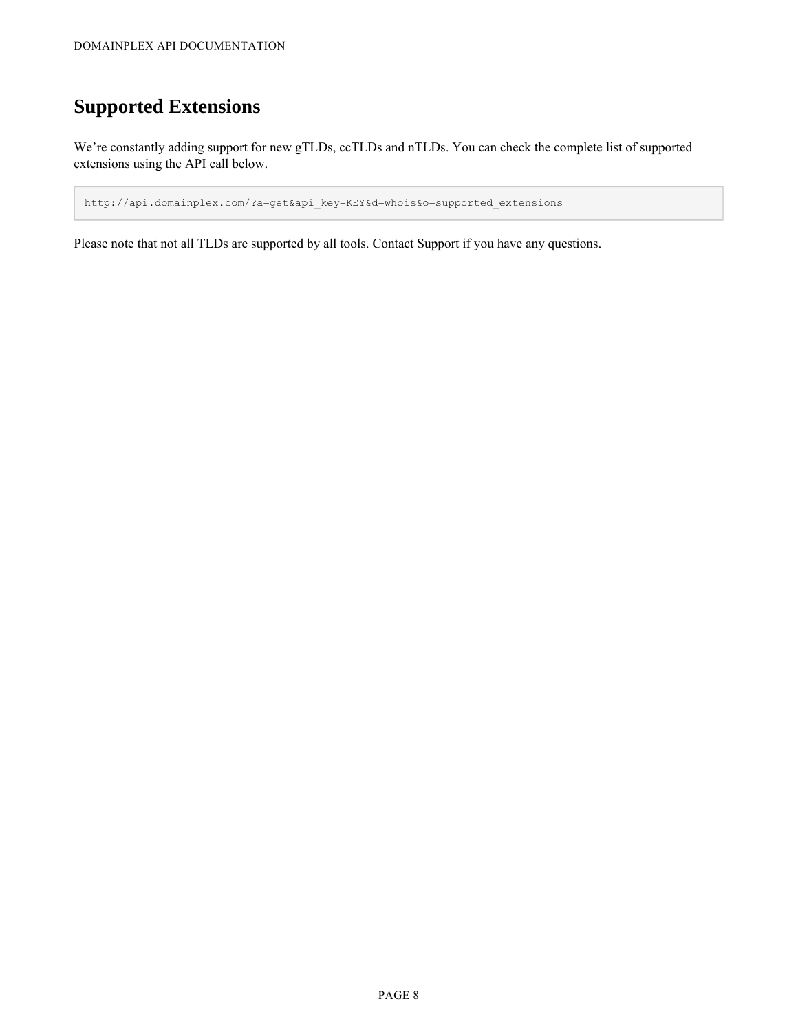# Supported Extensions

We're constantly adding support for new gTLDs, ccTLDs and nTLDs. You can check the complete list of supported extensions using the API call below.

```
http://api.domainplex.com/?a=get&api_key=KEY&d=whois&o=supported_extensions
```

Please note that not all TLDs are supported by all tools. Contact Support if you have any questions.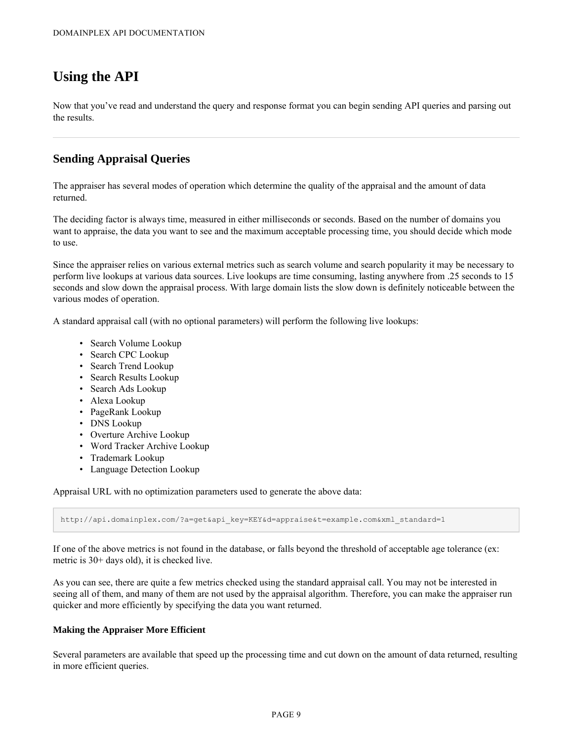# Using the API

Now that you've read and understand the query and response format you can begin sending API queries and parsing out the results.

---

## Sending Appraisal Queries

The appraiser has several modes of operation which determine the quality of the appraisal and the amount of data returned.

The deciding factor is always time, measured in either milliseconds or seconds. Based on the number of domains you want to appraise, the data you want to see and the maximum acceptable processing time, you should decide which mode to use.

Since the appraiser relies on various external metrics such as search volume and search popularity it may be necessary to perform live lookups at various data sources. Live lookups are time consuming, lasting anywhere from .25 seconds to 15 seconds and slow down the appraisal process. With large domain lists the slow down is definitely noticeable between the various modes of operation.

A standard appraisal call (with no optional parameters) will perform the following live lookups:

- Search Volume Lookup
- Search CPC Lookup
- Search Trend Lookup
- Search Results Lookup
- Search Ads Lookup
- Alexa Lookup
- PageRank Lookup
- DNS Lookup
- Overture Archive Lookup
- Word Tracker Archive Lookup
- Trademark Lookup
- Language Detection Lookup

Appraisal URL with no optimization parameters used to generate the above data:

```
http://api.domainplex.com/?a=get&api_key=KEY&d=appraise&t=example.com&xml_standard=1
```

If one of the above metrics is not found in the database, or falls beyond the threshold of acceptable age tolerance (ex: metric is 30+ days old), it is checked live.

As you can see, there are quite a few metrics checked using the standard appraisal call. You may not be interested in seeing all of them, and many of them are not used by the appraisal algorithm. Therefore, you can make the appraiser run quicker and more efficiently by specifying the data you want returned.

#### Making the Appraiser More Efficient

Several parameters are available that speed up the processing time and cut down on the amount of data returned, resulting in more efficient queries.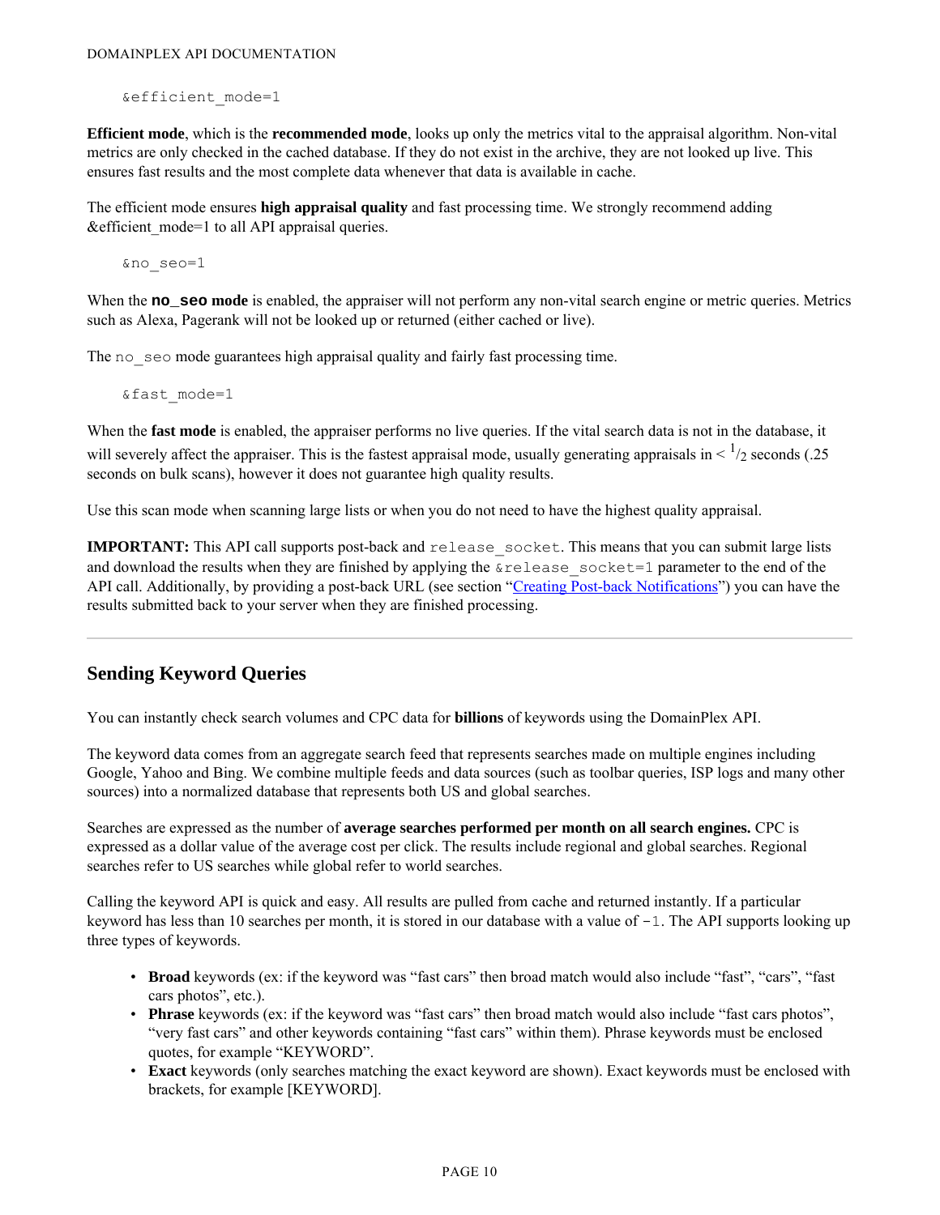```
&efficient_mode=1
```

**Efficient mode**, which is the **recommended mode**, looks up only the metrics vital to the appraisal algorithm. Non-vital metrics are only checked in the cached database. If they do not exist in the archive, they are not looked up live. This ensures fast results and the most complete data whenever that data is available in cache.

The efficient mode ensures **high appraisal quality** and fast processing time. We strongly recommend adding &efficient_mode=1 to all API appraisal queries.

```
&no_seo=1
```

When the **`no_seo` mode** is enabled, the appraiser will not perform any non-vital search engine or metric queries. Metrics such as Alexa, Pagerank will not be looked up or returned (either cached or live).

The `no_seo` mode guarantees high appraisal quality and fairly fast processing time.

```
&fast_mode=1
```

When the **fast mode** is enabled, the appraiser performs no live queries. If the vital search data is not in the database, it will severely affect the appraiser. This is the fastest appraisal mode, usually generating appraisals in < $^1/_2$ seconds (.25 seconds on bulk scans), however it does not guarantee high quality results.

Use this scan mode when scanning large lists or when you do not need to have the highest quality appraisal.

**IMPORTANT:** This API call supports post-back and `release_socket`. This means that you can submit large lists and download the results when they are finished by applying the `&release_socket=1` parameter to the end of the API call. Additionally, by providing a post-back URL (see section "Creating Post-back Notifications") you can have the results submitted back to your server when they are finished processing.

---

## Sending Keyword Queries

You can instantly check search volumes and CPC data for **billions** of keywords using the DomainPlex API.

The keyword data comes from an aggregate search feed that represents searches made on multiple engines including Google, Yahoo and Bing. We combine multiple feeds and data sources (such as toolbar queries, ISP logs and many other sources) into a normalized database that represents both US and global searches.

Searches are expressed as the number of **average searches performed per month on all search engines.** CPC is expressed as a dollar value of the average cost per click. The results include regional and global searches. Regional searches refer to US searches while global refer to world searches.

Calling the keyword API is quick and easy. All results are pulled from cache and returned instantly. If a particular keyword has less than 10 searches per month, it is stored in our database with a value of `-1`. The API supports looking up three types of keywords.

- **Broad** keywords (ex: if the keyword was "fast cars" then broad match would also include "fast", "cars", "fast cars photos", etc.).
- **Phrase** keywords (ex: if the keyword was "fast cars" then broad match would also include "fast cars photos", "very fast cars" and other keywords containing "fast cars" within them). Phrase keywords must be enclosed quotes, for example "KEYWORD".
- **Exact** keywords (only searches matching the exact keyword are shown). Exact keywords must be enclosed with brackets, for example [KEYWORD].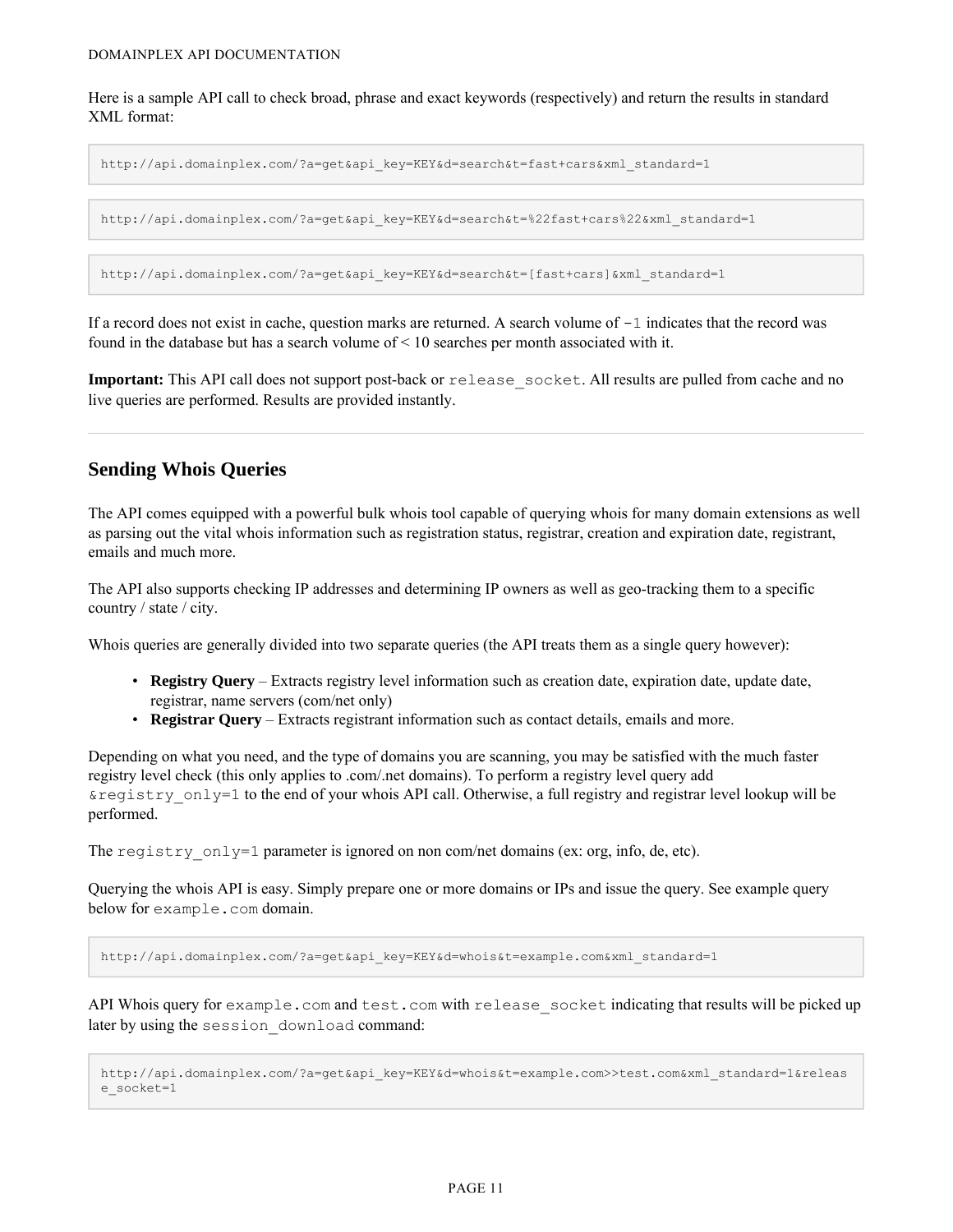Here is a sample API call to check broad, phrase and exact keywords (respectively) and return the results in standard XML format:

```
http://api.domainplex.com/?a=get&api_key=KEY&d=search&t=fast+cars&xml_standard=1
```

```
http://api.domainplex.com/?a=get&api_key=KEY&d=search&t=%22fast+cars%22&xml_standard=1
```

```
http://api.domainplex.com/?a=get&api_key=KEY&d=search&t=[fast+cars]&xml_standard=1
```

If a record does not exist in cache, question marks are returned. A search volume of `-1` indicates that the record was found in the database but has a search volume of < 10 searches per month associated with it.

**Important:** This API call does not support post-back or `release_socket`. All results are pulled from cache and no live queries are performed. Results are provided instantly.

---

## Sending Whois Queries

The API comes equipped with a powerful bulk whois tool capable of querying whois for many domain extensions as well as parsing out the vital whois information such as registration status, registrar, creation and expiration date, registrant, emails and much more.

The API also supports checking IP addresses and determining IP owners as well as geo-tracking them to a specific country / state / city.

Whois queries are generally divided into two separate queries (the API treats them as a single query however):

- **Registry Query** – Extracts registry level information such as creation date, expiration date, update date, registrar, name servers (com/net only)
- **Registrar Query** – Extracts registrant information such as contact details, emails and more.

Depending on what you need, and the type of domains you are scanning, you may be satisfied with the much faster registry level check (this only applies to .com/.net domains). To perform a registry level query add `&registry_only=1` to the end of your whois API call. Otherwise, a full registry and registrar level lookup will be performed.

The `registry_only=1` parameter is ignored on non com/net domains (ex: org, info, de, etc).

Querying the whois API is easy. Simply prepare one or more domains or IPs and issue the query. See example query below for `example.com` domain.

```
http://api.domainplex.com/?a=get&api_key=KEY&d=whois&t=example.com&xml_standard=1
```

API Whois query for `example.com` and `test.com` with `release_socket` indicating that results will be picked up later by using the `session_download` command:

```
http://api.domainplex.com/?a=get&api_key=KEY&d=whois&t=example.com>>test.com&xml_standard=1&release_socket=1
```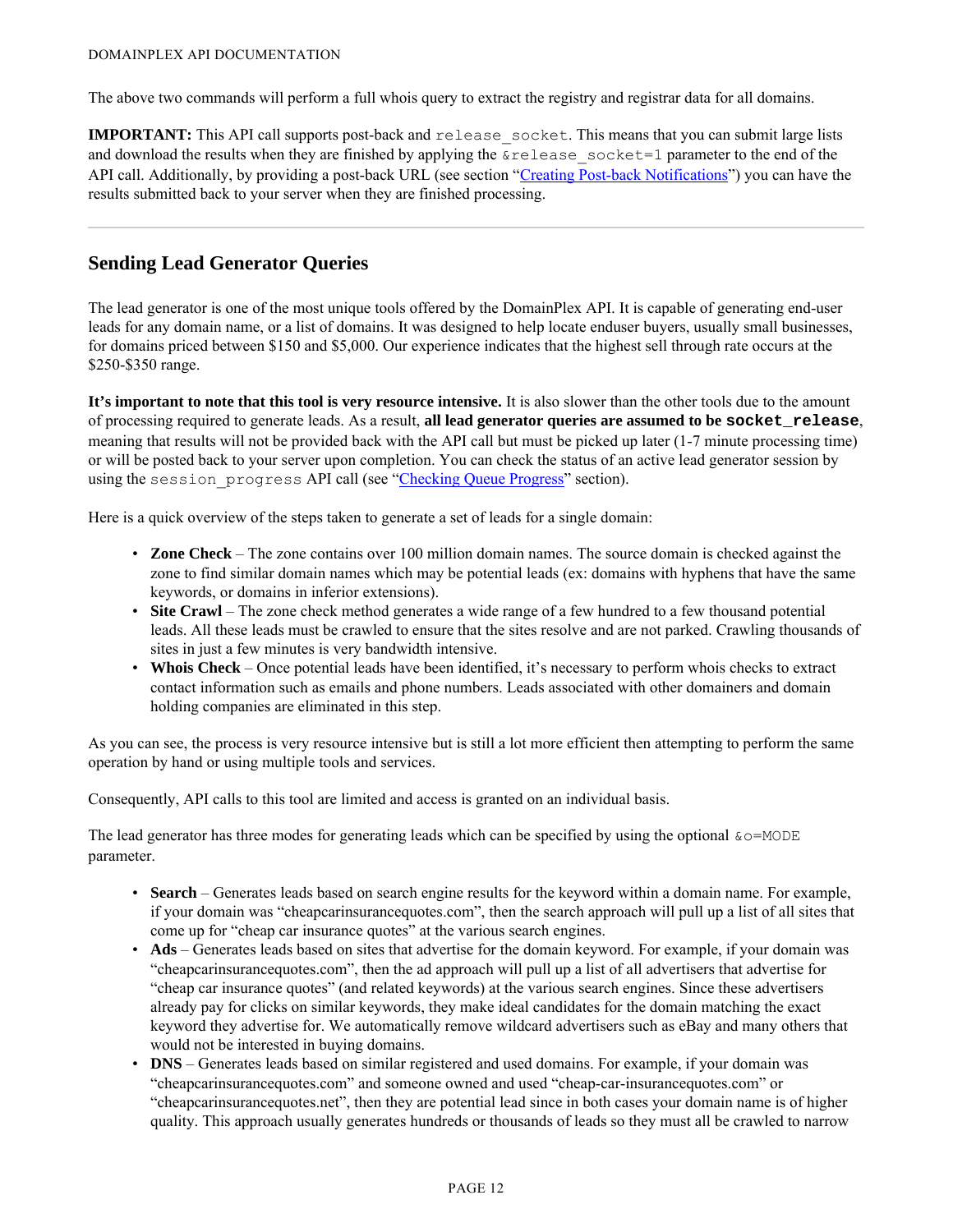The above two commands will perform a full whois query to extract the registry and registrar data for all domains.

**IMPORTANT:** This API call supports post-back and `release_socket`. This means that you can submit large lists and download the results when they are finished by applying the `&release_socket=1` parameter to the end of the API call. Additionally, by providing a post-back URL (see section "Creating Post-back Notifications") you can have the results submitted back to your server when they are finished processing.

---

## Sending Lead Generator Queries

The lead generator is one of the most unique tools offered by the DomainPlex API. It is capable of generating end-user leads for any domain name, or a list of domains. It was designed to help locate enduser buyers, usually small businesses, for domains priced between $150 and $5,000. Our experience indicates that the highest sell through rate occurs at the $250-$350 range.

**It's important to note that this tool is very resource intensive.** It is also slower than the other tools due to the amount of processing required to generate leads. As a result, **all lead generator queries are assumed to be `socket_release`**, meaning that results will not be provided back with the API call but must be picked up later (1-7 minute processing time) or will be posted back to your server upon completion. You can check the status of an active lead generator session by using the `session_progress` API call (see "Checking Queue Progress" section).

Here is a quick overview of the steps taken to generate a set of leads for a single domain:

- **Zone Check** – The zone contains over 100 million domain names. The source domain is checked against the zone to find similar domain names which may be potential leads (ex: domains with hyphens that have the same keywords, or domains in inferior extensions).
- **Site Crawl** – The zone check method generates a wide range of a few hundred to a few thousand potential leads. All these leads must be crawled to ensure that the sites resolve and are not parked. Crawling thousands of sites in just a few minutes is very bandwidth intensive.
- **Whois Check** – Once potential leads have been identified, it's necessary to perform whois checks to extract contact information such as emails and phone numbers. Leads associated with other domainers and domain holding companies are eliminated in this step.

As you can see, the process is very resource intensive but is still a lot more efficient then attempting to perform the same operation by hand or using multiple tools and services.

Consequently, API calls to this tool are limited and access is granted on an individual basis.

The lead generator has three modes for generating leads which can be specified by using the optional `&o=MODE` parameter.

- **Search** – Generates leads based on search engine results for the keyword within a domain name. For example, if your domain was "cheapcarinsurancequotes.com", then the search approach will pull up a list of all sites that come up for "cheap car insurance quotes" at the various search engines.
- **Ads** – Generates leads based on sites that advertise for the domain keyword. For example, if your domain was "cheapcarinsurancequotes.com", then the ad approach will pull up a list of all advertisers that advertise for "cheap car insurance quotes" (and related keywords) at the various search engines. Since these advertisers already pay for clicks on similar keywords, they make ideal candidates for the domain matching the exact keyword they advertise for. We automatically remove wildcard advertisers such as eBay and many others that would not be interested in buying domains.
- **DNS** – Generates leads based on similar registered and used domains. For example, if your domain was "cheapcarinsurancequotes.com" and someone owned and used "cheap-car-insurancequotes.com" or "cheapcarinsurancequotes.net", then they are potential lead since in both cases your domain name is of higher quality. This approach usually generates hundreds or thousands of leads so they must all be crawled to narrow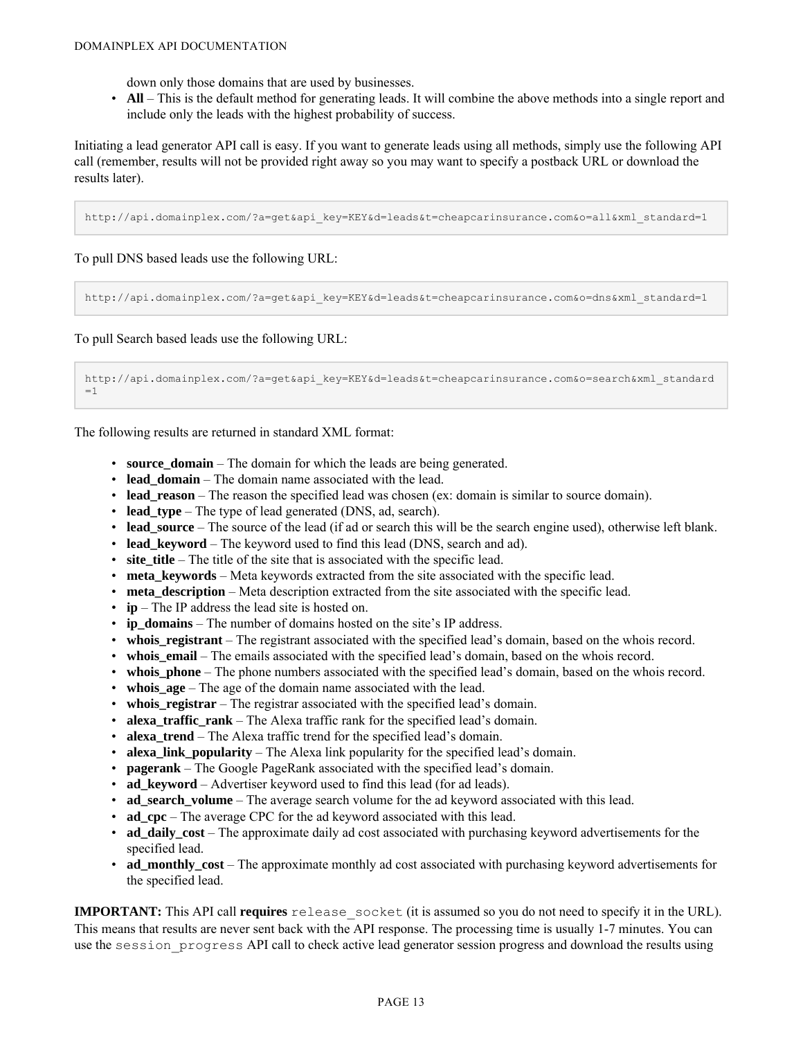down only those domains that are used by businesses.

- **All** – This is the default method for generating leads. It will combine the above methods into a single report and include only the leads with the highest probability of success.

Initiating a lead generator API call is easy. If you want to generate leads using all methods, simply use the following API call (remember, results will not be provided right away so you may want to specify a postback URL or download the results later).

```
http://api.domainplex.com/?a=get&api_key=KEY&d=leads&t=cheapcarinsurance.com&o=all&xml_standard=1
```

To pull DNS based leads use the following URL:

```
http://api.domainplex.com/?a=get&api_key=KEY&d=leads&t=cheapcarinsurance.com&o=dns&xml_standard=1
```

To pull Search based leads use the following URL:

```
http://api.domainplex.com/?a=get&api_key=KEY&d=leads&t=cheapcarinsurance.com&o=search&xml_standard=1
```

The following results are returned in standard XML format:

- **source_domain** – The domain for which the leads are being generated.
- **lead_domain** – The domain name associated with the lead.
- **lead_reason** – The reason the specified lead was chosen (ex: domain is similar to source domain).
- **lead_type** – The type of lead generated (DNS, ad, search).
- **lead_source** – The source of the lead (if ad or search this will be the search engine used), otherwise left blank.
- **lead_keyword** – The keyword used to find this lead (DNS, search and ad).
- **site_title** – The title of the site that is associated with the specific lead.
- **meta_keywords** – Meta keywords extracted from the site associated with the specific lead.
- **meta_description** – Meta description extracted from the site associated with the specific lead.
- **ip** – The IP address the lead site is hosted on.
- **ip_domains** – The number of domains hosted on the site's IP address.
- **whois_registrant** – The registrant associated with the specified lead's domain, based on the whois record.
- **whois_email** – The emails associated with the specified lead's domain, based on the whois record.
- **whois_phone** – The phone numbers associated with the specified lead's domain, based on the whois record.
- **whois_age** – The age of the domain name associated with the lead.
- **whois_registrar** – The registrar associated with the specified lead's domain.
- **alexa_traffic_rank** – The Alexa traffic rank for the specified lead's domain.
- **alexa_trend** – The Alexa traffic trend for the specified lead's domain.
- **alexa_link_popularity** – The Alexa link popularity for the specified lead's domain.
- **pagerank** – The Google PageRank associated with the specified lead's domain.
- **ad_keyword** – Advertiser keyword used to find this lead (for ad leads).
- **ad_search_volume** – The average search volume for the ad keyword associated with this lead.
- **ad_cpc** – The average CPC for the ad keyword associated with this lead.
- **ad_daily_cost** – The approximate daily ad cost associated with purchasing keyword advertisements for the specified lead.
- **ad_monthly_cost** – The approximate monthly ad cost associated with purchasing keyword advertisements for the specified lead.

**IMPORTANT:** This API call **requires** `release_socket` (it is assumed so you do not need to specify it in the URL). This means that results are never sent back with the API response. The processing time is usually 1-7 minutes. You can use the `session_progress` API call to check active lead generator session progress and download the results using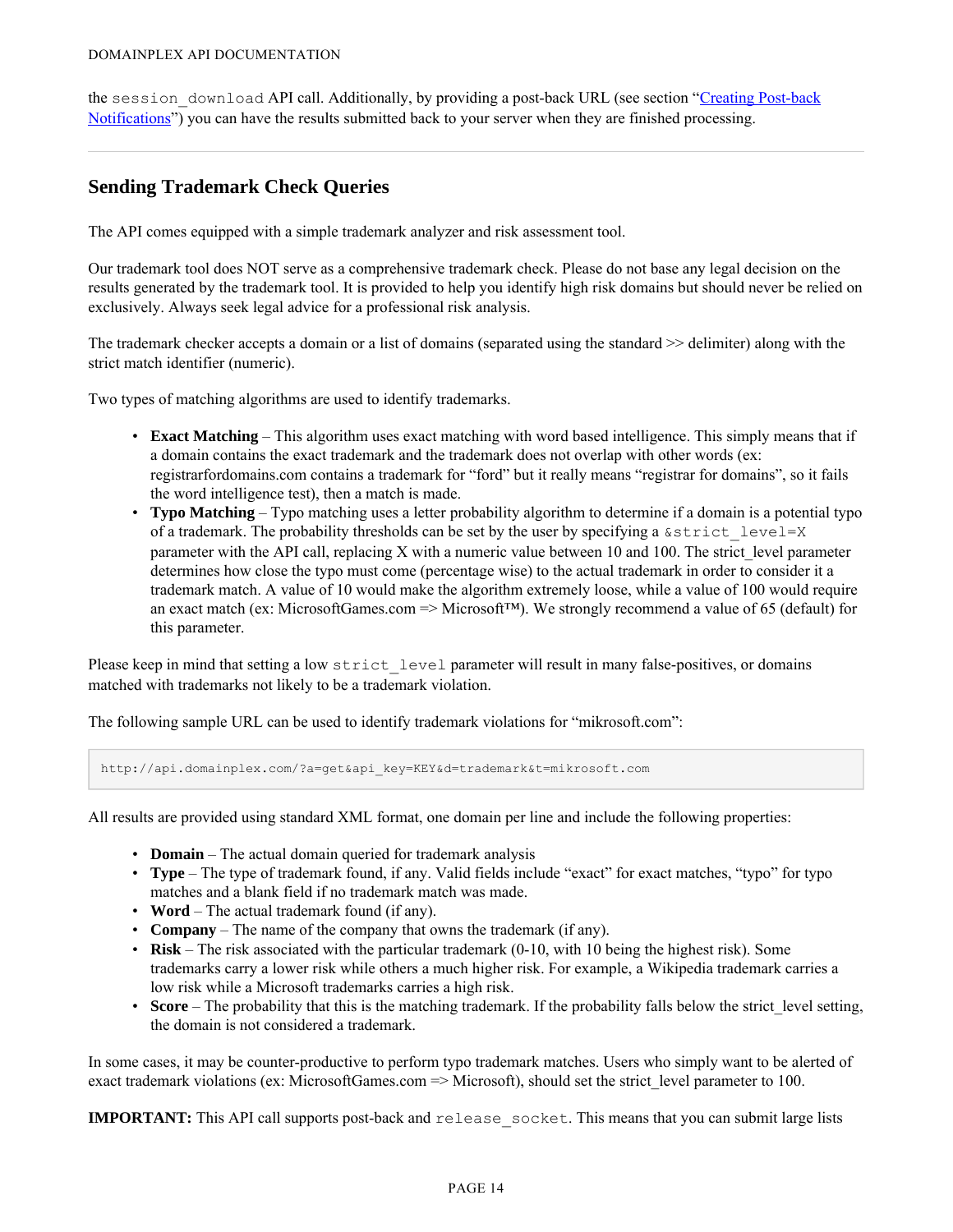the `session_download` API call. Additionally, by providing a post-back URL (see section "Creating Post-back Notifications") you can have the results submitted back to your server when they are finished processing.

---

## Sending Trademark Check Queries

The API comes equipped with a simple trademark analyzer and risk assessment tool.

Our trademark tool does NOT serve as a comprehensive trademark check. Please do not base any legal decision on the results generated by the trademark tool. It is provided to help you identify high risk domains but should never be relied on exclusively. Always seek legal advice for a professional risk analysis.

The trademark checker accepts a domain or a list of domains (separated using the standard >> delimiter) along with the strict match identifier (numeric).

Two types of matching algorithms are used to identify trademarks.

- **Exact Matching** – This algorithm uses exact matching with word based intelligence. This simply means that if a domain contains the exact trademark and the trademark does not overlap with other words (ex: registrarfordomains.com contains a trademark for "ford" but it really means "registrar for domains", so it fails the word intelligence test), then a match is made.
- **Typo Matching** – Typo matching uses a letter probability algorithm to determine if a domain is a potential typo of a trademark. The probability thresholds can be set by the user by specifying a `&strict_level=X` parameter with the API call, replacing X with a numeric value between 10 and 100. The strict_level parameter determines how close the typo must come (percentage wise) to the actual trademark in order to consider it a trademark match. A value of 10 would make the algorithm extremely loose, while a value of 100 would require an exact match (ex: MicrosoftGames.com => Microsoft™). We strongly recommend a value of 65 (default) for this parameter.

Please keep in mind that setting a low `strict_level` parameter will result in many false-positives, or domains matched with trademarks not likely to be a trademark violation.

The following sample URL can be used to identify trademark violations for "mikrosoft.com":

```
http://api.domainplex.com/?a=get&api_key=KEY&d=trademark&t=mikrosoft.com
```

All results are provided using standard XML format, one domain per line and include the following properties:

- **Domain** – The actual domain queried for trademark analysis
- **Type** – The type of trademark found, if any. Valid fields include "exact" for exact matches, "typo" for typo matches and a blank field if no trademark match was made.
- **Word** – The actual trademark found (if any).
- **Company** – The name of the company that owns the trademark (if any).
- **Risk** – The risk associated with the particular trademark (0-10, with 10 being the highest risk). Some trademarks carry a lower risk while others a much higher risk. For example, a Wikipedia trademark carries a low risk while a Microsoft trademarks carries a high risk.
- **Score** – The probability that this is the matching trademark. If the probability falls below the strict_level setting, the domain is not considered a trademark.

In some cases, it may be counter-productive to perform typo trademark matches. Users who simply want to be alerted of exact trademark violations (ex: MicrosoftGames.com => Microsoft), should set the strict_level parameter to 100.

**IMPORTANT:** This API call supports post-back and `release_socket`. This means that you can submit large lists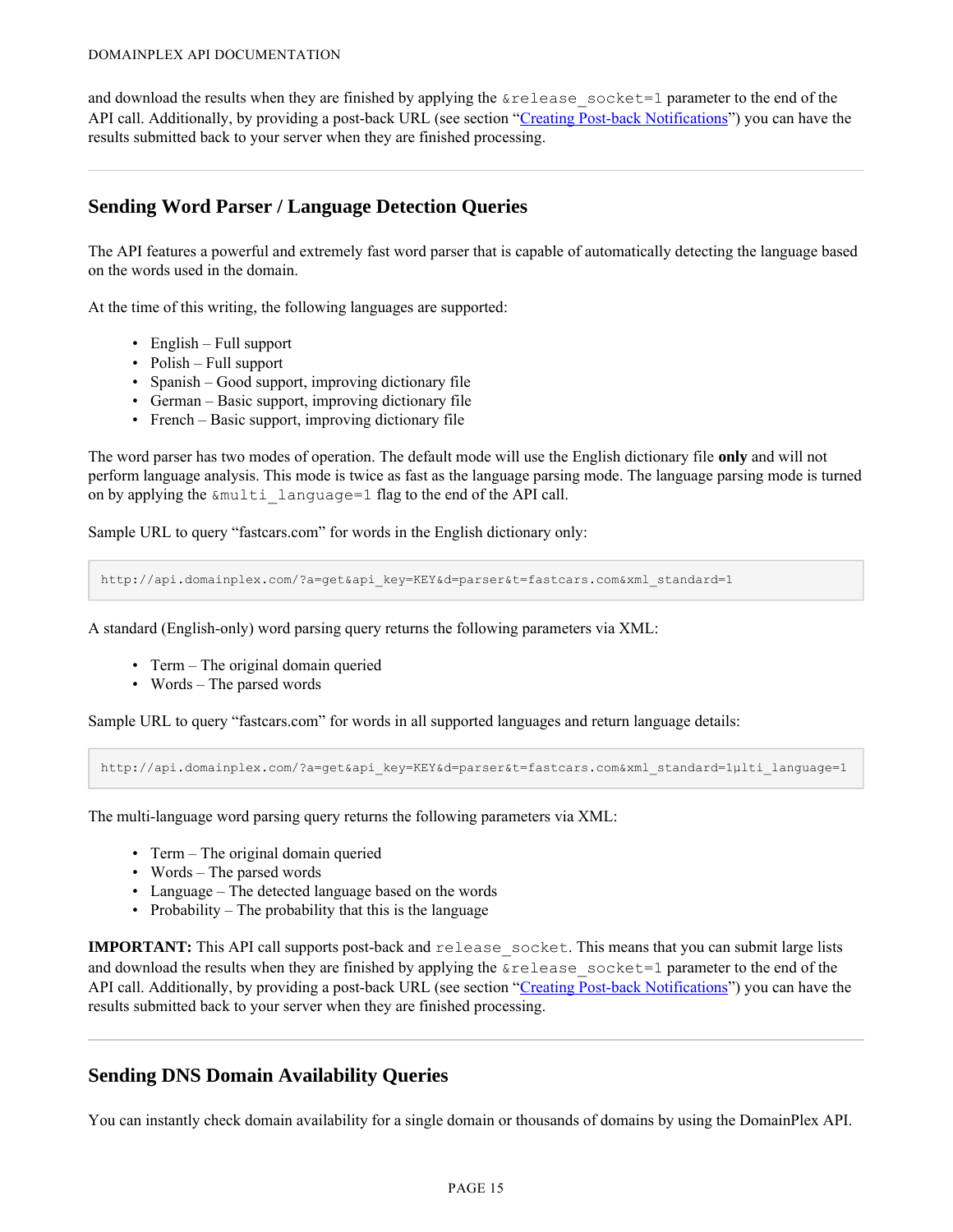and download the results when they are finished by applying the `&release_socket=1` parameter to the end of the API call. Additionally, by providing a post-back URL (see section "[Creating Post-back Notifications]") you can have the results submitted back to your server when they are finished processing.

---

## Sending Word Parser / Language Detection Queries

The API features a powerful and extremely fast word parser that is capable of automatically detecting the language based on the words used in the domain.

At the time of this writing, the following languages are supported:

- English – Full support
- Polish – Full support
- Spanish – Good support, improving dictionary file
- German – Basic support, improving dictionary file
- French – Basic support, improving dictionary file

The word parser has two modes of operation. The default mode will use the English dictionary file **only** and will not perform language analysis. This mode is twice as fast as the language parsing mode. The language parsing mode is turned on by applying the `&multi_language=1` flag to the end of the API call.

Sample URL to query "fastcars.com" for words in the English dictionary only:

```
http://api.domainplex.com/?a=get&api_key=KEY&d=parser&t=fastcars.com&xml_standard=1
```

A standard (English-only) word parsing query returns the following parameters via XML:

- Term – The original domain queried
- Words – The parsed words

Sample URL to query "fastcars.com" for words in all supported languages and return language details:

```
http://api.domainplex.com/?a=get&api_key=KEY&d=parser&t=fastcars.com&xml_standard=1µlti_language=1
```

The multi-language word parsing query returns the following parameters via XML:

- Term – The original domain queried
- Words – The parsed words
- Language – The detected language based on the words
- Probability – The probability that this is the language

**IMPORTANT:** This API call supports post-back and `release_socket`. This means that you can submit large lists and download the results when they are finished by applying the `&release_socket=1` parameter to the end of the API call. Additionally, by providing a post-back URL (see section "[Creating Post-back Notifications]") you can have the results submitted back to your server when they are finished processing.

---

## Sending DNS Domain Availability Queries

You can instantly check domain availability for a single domain or thousands of domains by using the DomainPlex API.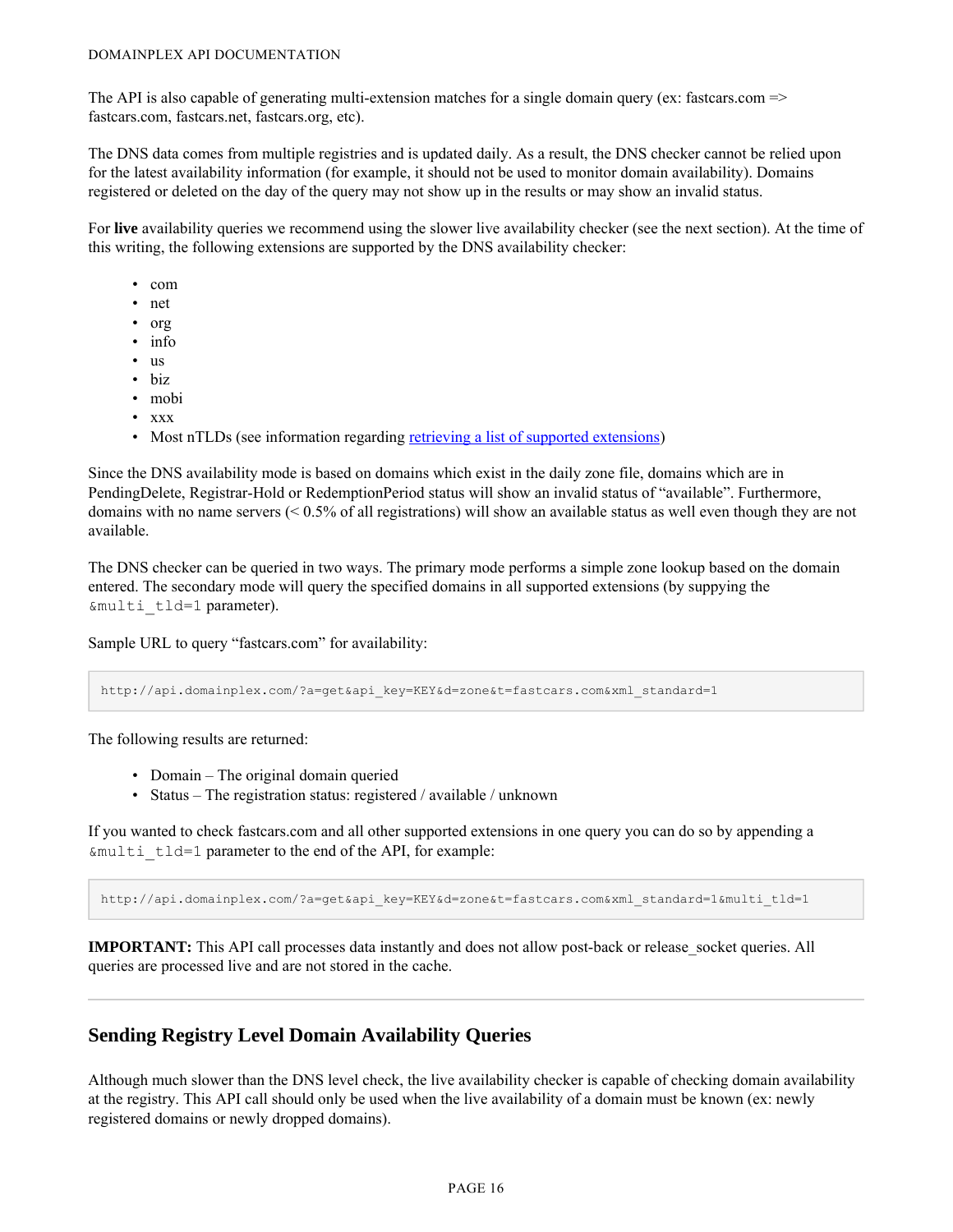The API is also capable of generating multi-extension matches for a single domain query (ex: fastcars.com => fastcars.com, fastcars.net, fastcars.org, etc).

The DNS data comes from multiple registries and is updated daily. As a result, the DNS checker cannot be relied upon for the latest availability information (for example, it should not be used to monitor domain availability). Domains registered or deleted on the day of the query may not show up in the results or may show an invalid status.

For **live** availability queries we recommend using the slower live availability checker (see the next section). At the time of this writing, the following extensions are supported by the DNS availability checker:

- com
- net
- org
- info
- us
- biz
- mobi
- xxx
- Most nTLDs (see information regarding [retrieving a list of supported extensions]())

Since the DNS availability mode is based on domains which exist in the daily zone file, domains which are in PendingDelete, Registrar-Hold or RedemptionPeriod status will show an invalid status of "available". Furthermore, domains with no name servers (< 0.5% of all registrations) will show an available status as well even though they are not available.

The DNS checker can be queried in two ways. The primary mode performs a simple zone lookup based on the domain entered. The secondary mode will query the specified domains in all supported extensions (by suppying the `&multi_tld=1` parameter).

Sample URL to query "fastcars.com" for availability:

```
http://api.domainplex.com/?a=get&api_key=KEY&d=zone&t=fastcars.com&xml_standard=1
```

The following results are returned:

- Domain – The original domain queried
- Status – The registration status: registered / available / unknown

If you wanted to check fastcars.com and all other supported extensions in one query you can do so by appending a `&multi_tld=1` parameter to the end of the API, for example:

```
http://api.domainplex.com/?a=get&api_key=KEY&d=zone&t=fastcars.com&xml_standard=1&multi_tld=1
```

**IMPORTANT:** This API call processes data instantly and does not allow post-back or release_socket queries. All queries are processed live and are not stored in the cache.

---

## Sending Registry Level Domain Availability Queries

Although much slower than the DNS level check, the live availability checker is capable of checking domain availability at the registry. This API call should only be used when the live availability of a domain must be known (ex: newly registered domains or newly dropped domains).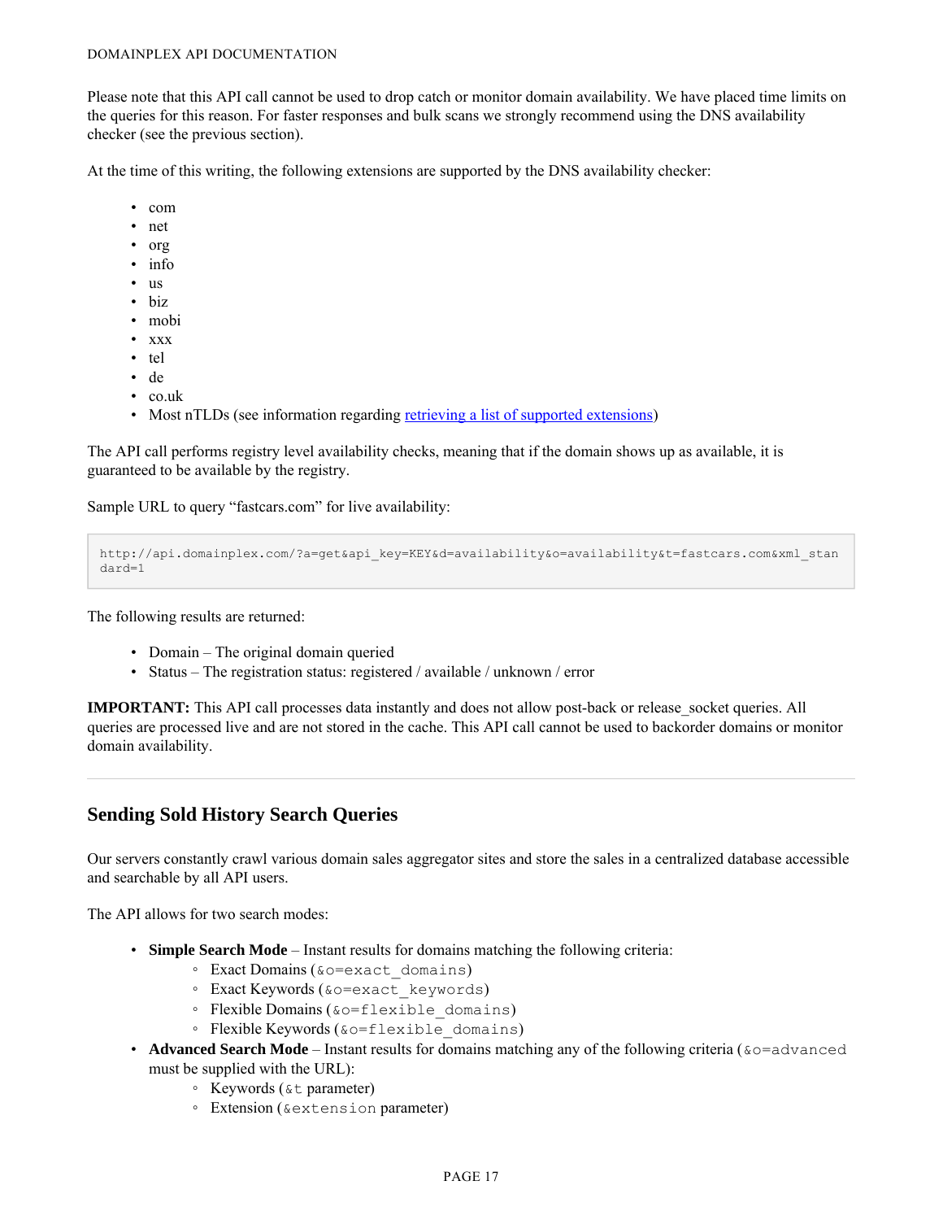Please note that this API call cannot be used to drop catch or monitor domain availability. We have placed time limits on the queries for this reason. For faster responses and bulk scans we strongly recommend using the DNS availability checker (see the previous section).

At the time of this writing, the following extensions are supported by the DNS availability checker:

- com
- net
- org
- info
- us
- biz
- mobi
- xxx
- tel
- de
- co.uk
- Most nTLDs (see information regarding [retrieving a list of supported extensions](#))

The API call performs registry level availability checks, meaning that if the domain shows up as available, it is guaranteed to be available by the registry.

Sample URL to query "fastcars.com" for live availability:

```
http://api.domainplex.com/?a=get&api_key=KEY&d=availability&o=availability&t=fastcars.com&xml_standard=1
```

The following results are returned:

- Domain – The original domain queried
- Status – The registration status: registered / available / unknown / error

**IMPORTANT:** This API call processes data instantly and does not allow post-back or release_socket queries. All queries are processed live and are not stored in the cache. This API call cannot be used to backorder domains or monitor domain availability.

---

## Sending Sold History Search Queries

Our servers constantly crawl various domain sales aggregator sites and store the sales in a centralized database accessible and searchable by all API users.

The API allows for two search modes:

- **Simple Search Mode** – Instant results for domains matching the following criteria:
  - Exact Domains (`&o=exact_domains`)
  - Exact Keywords (`&o=exact_keywords`)
  - Flexible Domains (`&o=flexible_domains`)
  - Flexible Keywords (`&o=flexible_domains`)
- **Advanced Search Mode** – Instant results for domains matching any of the following criteria (`&o=advanced` must be supplied with the URL):
  - Keywords (`&t` parameter)
  - Extension (`&extension` parameter)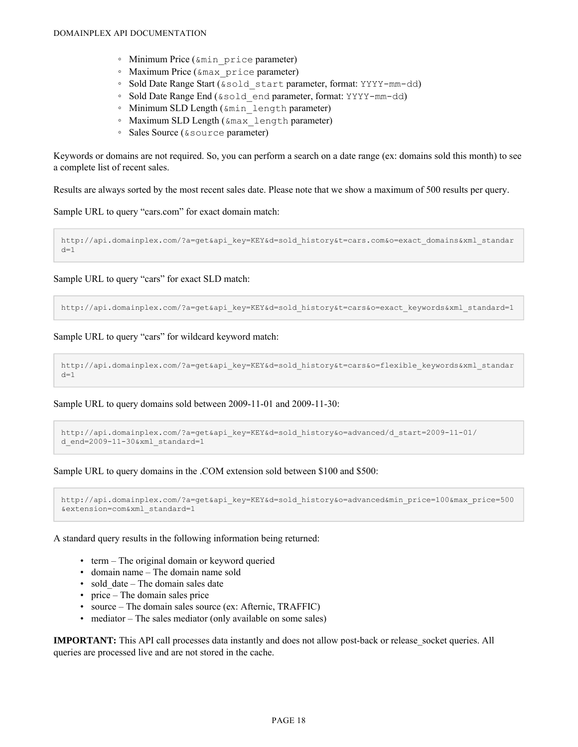- Minimum Price (`&min_price` parameter)
- Maximum Price (`&max_price` parameter)
- Sold Date Range Start (`&sold_start` parameter, format: `YYYY-mm-dd`)
- Sold Date Range End (`&sold_end` parameter, format: `YYYY-mm-dd`)
- Minimum SLD Length (`&min_length` parameter)
- Maximum SLD Length (`&max_length` parameter)
- Sales Source (`&source` parameter)

Keywords or domains are not required. So, you can perform a search on a date range (ex: domains sold this month) to see a complete list of recent sales.

Results are always sorted by the most recent sales date. Please note that we show a maximum of 500 results per query.

Sample URL to query "cars.com" for exact domain match:

```
http://api.domainplex.com/?a=get&api_key=KEY&d=sold_history&t=cars.com&o=exact_domains&xml_standard=1
```

Sample URL to query "cars" for exact SLD match:

```
http://api.domainplex.com/?a=get&api_key=KEY&d=sold_history&t=cars&o=exact_keywords&xml_standard=1
```

Sample URL to query "cars" for wildcard keyword match:

```
http://api.domainplex.com/?a=get&api_key=KEY&d=sold_history&t=cars&o=flexible_keywords&xml_standard=1
```

Sample URL to query domains sold between 2009-11-01 and 2009-11-30:

```
http://api.domainplex.com/?a=get&api_key=KEY&d=sold_history&o=advanced/d_start=2009-11-01/
d_end=2009-11-30&xml_standard=1
```

Sample URL to query domains in the .COM extension sold between $100 and $500:

```
http://api.domainplex.com/?a=get&api_key=KEY&d=sold_history&o=advanced&min_price=100&max_price=500
&extension=com&xml_standard=1
```

A standard query results in the following information being returned:

- term – The original domain or keyword queried
- domain name – The domain name sold
- sold_date – The domain sales date
- price – The domain sales price
- source – The domain sales source (ex: Afternic, TRAFFIC)
- mediator – The sales mediator (only available on some sales)

**IMPORTANT:** This API call processes data instantly and does not allow post-back or release_socket queries. All queries are processed live and are not stored in the cache.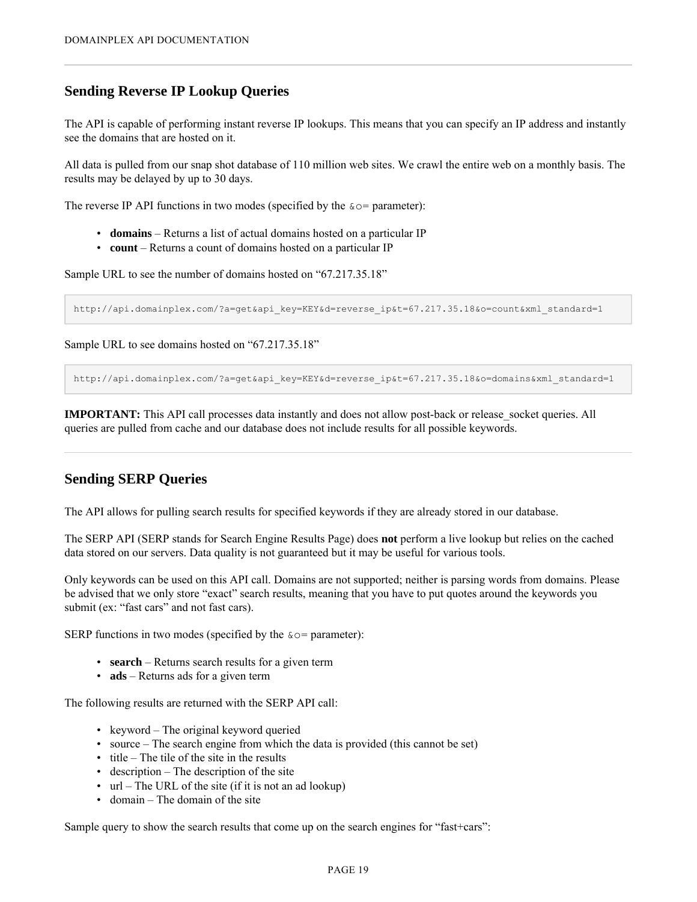## Sending Reverse IP Lookup Queries

The API is capable of performing instant reverse IP lookups. This means that you can specify an IP address and instantly see the domains that are hosted on it.

All data is pulled from our snap shot database of 110 million web sites. We crawl the entire web on a monthly basis. The results may be delayed by up to 30 days.

The reverse IP API functions in two modes (specified by the `&o=` parameter):

- **domains** – Returns a list of actual domains hosted on a particular IP
- **count** – Returns a count of domains hosted on a particular IP

Sample URL to see the number of domains hosted on “67.217.35.18”

```
http://api.domainplex.com/?a=get&api_key=KEY&d=reverse_ip&t=67.217.35.18&o=count&xml_standard=1
```

Sample URL to see domains hosted on “67.217.35.18”

```
http://api.domainplex.com/?a=get&api_key=KEY&d=reverse_ip&t=67.217.35.18&o=domains&xml_standard=1
```

**IMPORTANT:** This API call processes data instantly and does not allow post-back or release_socket queries. All queries are pulled from cache and our database does not include results for all possible keywords.

---

## Sending SERP Queries

The API allows for pulling search results for specified keywords if they are already stored in our database.

The SERP API (SERP stands for Search Engine Results Page) does **not** perform a live lookup but relies on the cached data stored on our servers. Data quality is not guaranteed but it may be useful for various tools.

Only keywords can be used on this API call. Domains are not supported; neither is parsing words from domains. Please be advised that we only store “exact” search results, meaning that you have to put quotes around the keywords you submit (ex: “fast cars” and not fast cars).

SERP functions in two modes (specified by the `&o=` parameter):

- **search** – Returns search results for a given term
- **ads** – Returns ads for a given term

The following results are returned with the SERP API call:

- keyword – The original keyword queried
- source – The search engine from which the data is provided (this cannot be set)
- title – The tile of the site in the results
- description – The description of the site
- url – The URL of the site (if it is not an ad lookup)
- domain – The domain of the site

Sample query to show the search results that come up on the search engines for “fast+cars”: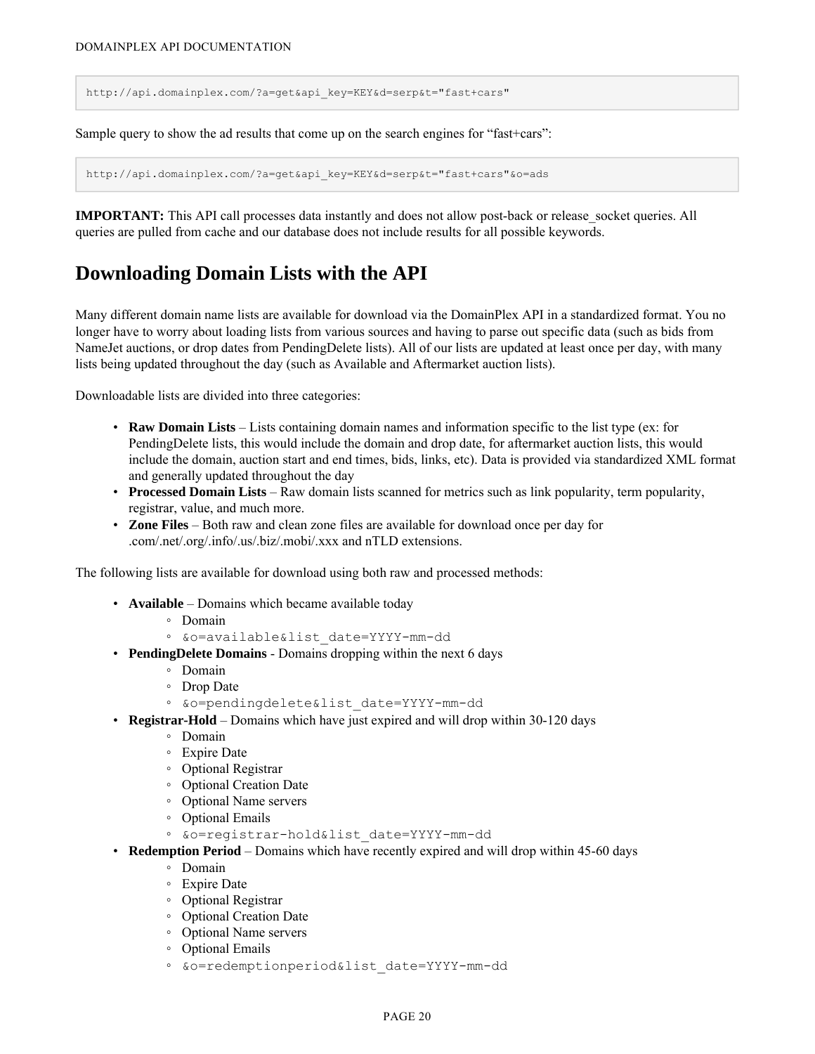```
http://api.domainplex.com/?a=get&api_key=KEY&d=serp&t="fast+cars"
```

Sample query to show the ad results that come up on the search engines for “fast+cars”:

```
http://api.domainplex.com/?a=get&api_key=KEY&d=serp&t="fast+cars"&o=ads
```

**IMPORTANT:** This API call processes data instantly and does not allow post-back or release_socket queries. All queries are pulled from cache and our database does not include results for all possible keywords.

# Downloading Domain Lists with the API

Many different domain name lists are available for download via the DomainPlex API in a standardized format. You no longer have to worry about loading lists from various sources and having to parse out specific data (such as bids from NameJet auctions, or drop dates from PendingDelete lists). All of our lists are updated at least once per day, with many lists being updated throughout the day (such as Available and Aftermarket auction lists).

Downloadable lists are divided into three categories:

- **Raw Domain Lists** – Lists containing domain names and information specific to the list type (ex: for PendingDelete lists, this would include the domain and drop date, for aftermarket auction lists, this would include the domain, auction start and end times, bids, links, etc). Data is provided via standardized XML format and generally updated throughout the day
- **Processed Domain Lists** – Raw domain lists scanned for metrics such as link popularity, term popularity, registrar, value, and much more.
- **Zone Files** – Both raw and clean zone files are available for download once per day for .com/.net/.org/.info/.us/.biz/.mobi/.xxx and nTLD extensions.

The following lists are available for download using both raw and processed methods:

- **Available** – Domains which became available today
  - Domain
  - `&o=available&list_date=YYYY-mm-dd`
- **PendingDelete Domains** - Domains dropping within the next 6 days
  - Domain
  - Drop Date
  - `&o=pendingdelete&list_date=YYYY-mm-dd`
- **Registrar-Hold** – Domains which have just expired and will drop within 30-120 days
  - Domain
  - Expire Date
  - Optional Registrar
  - Optional Creation Date
  - Optional Name servers
  - Optional Emails
  - `&o=registrar-hold&list_date=YYYY-mm-dd`
- **Redemption Period** – Domains which have recently expired and will drop within 45-60 days
  - Domain
  - Expire Date
  - Optional Registrar
  - Optional Creation Date
  - Optional Name servers
  - Optional Emails
  - `&o=redemptionperiod&list_date=YYYY-mm-dd`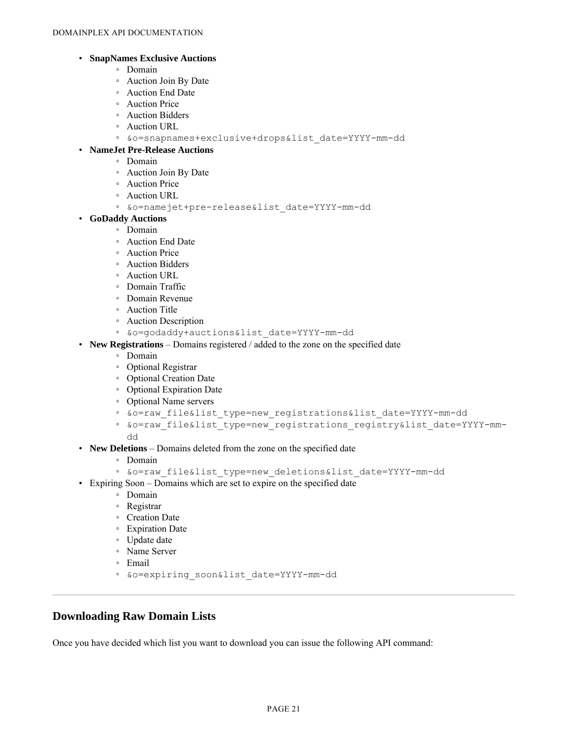- **SnapNames Exclusive Auctions**
  - Domain
  - Auction Join By Date
  - Auction End Date
  - Auction Price
  - Auction Bidders
  - Auction URL
  - `&o=snapnames+exclusive+drops&list_date=YYYY-mm-dd`
- **NameJet Pre-Release Auctions**
  - Domain
  - Auction Join By Date
  - Auction Price
  - Auction URL
  - `&o=namejet+pre-release&list_date=YYYY-mm-dd`
- **GoDaddy Auctions**
  - Domain
  - Auction End Date
  - Auction Price
  - Auction Bidders
  - Auction URL
  - Domain Traffic
  - Domain Revenue
  - Auction Title
  - Auction Description
  - `&o=godaddy+auctions&list_date=YYYY-mm-dd`
- **New Registrations** – Domains registered / added to the zone on the specified date
  - Domain
  - Optional Registrar
  - Optional Creation Date
  - Optional Expiration Date
  - Optional Name servers
  - `&o=raw_file&list_type=new_registrations&list_date=YYYY-mm-dd`
  - `&o=raw_file&list_type=new_registrations_registry&list_date=YYYY-mm-dd`
- **New Deletions** – Domains deleted from the zone on the specified date
  - Domain
  - `&o=raw_file&list_type=new_deletions&list_date=YYYY-mm-dd`
- Expiring Soon – Domains which are set to expire on the specified date
  - Domain
  - Registrar
  - Creation Date
  - Expiration Date
  - Update date
  - Name Server
  - Email
  - `&o=expiring_soon&list_date=YYYY-mm-dd`

---

## Downloading Raw Domain Lists

Once you have decided which list you want to download you can issue the following API command: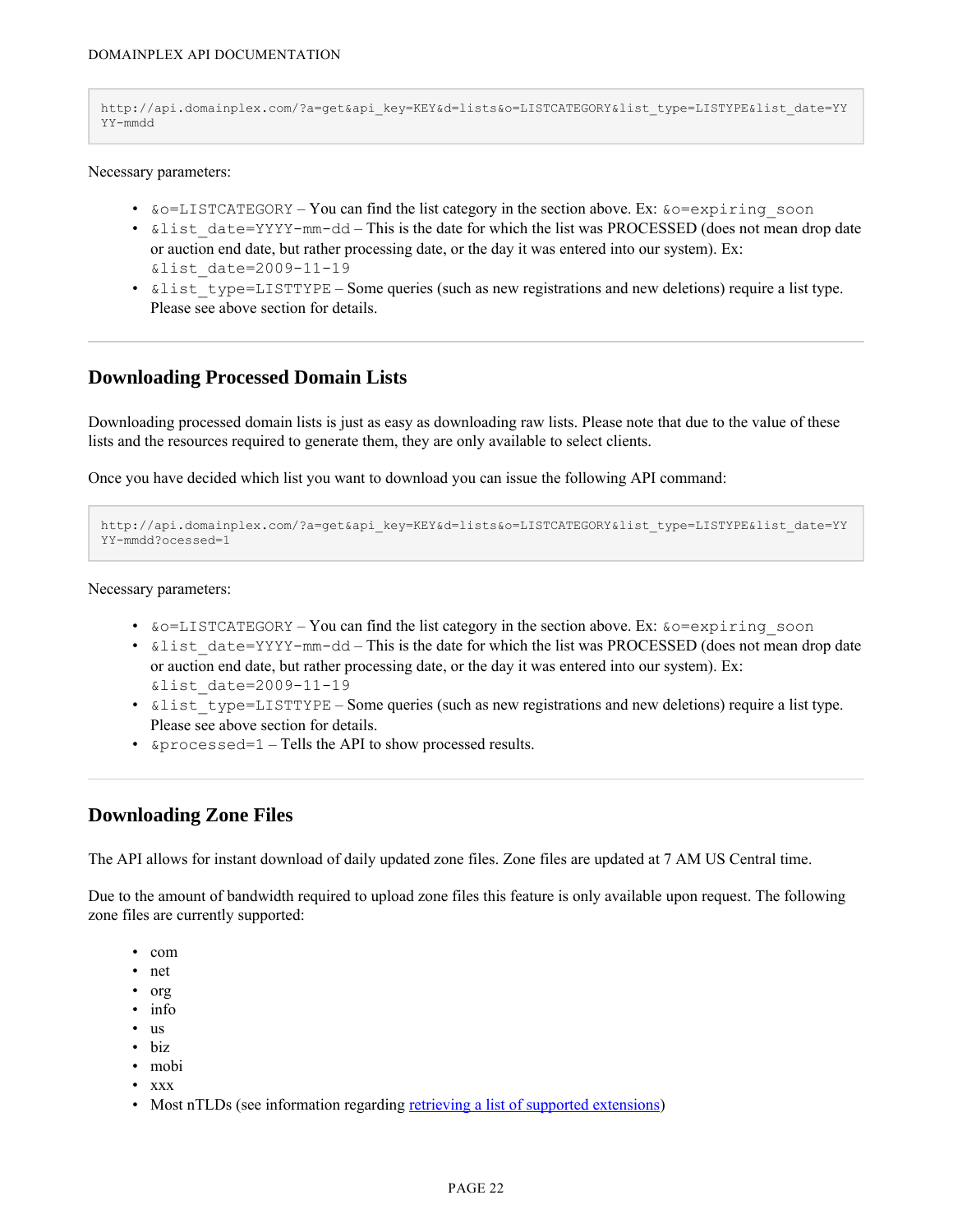```
http://api.domainplex.com/?a=get&api_key=KEY&d=lists&o=LISTCATEGORY&list_type=LISTYPE&list_date=YYYY-mmdd
```

Necessary parameters:

- `&o=LISTCATEGORY` – You can find the list category in the section above. Ex: `&o=expiring_soon`
- `&list_date=YYYY-mm-dd` – This is the date for which the list was PROCESSED (does not mean drop date or auction end date, but rather processing date, or the day it was entered into our system). Ex: `&list_date=2009-11-19`
- `&list_type=LISTTYPE` – Some queries (such as new registrations and new deletions) require a list type. Please see above section for details.

---

## Downloading Processed Domain Lists

Downloading processed domain lists is just as easy as downloading raw lists. Please note that due to the value of these lists and the resources required to generate them, they are only available to select clients.

Once you have decided which list you want to download you can issue the following API command:

```
http://api.domainplex.com/?a=get&api_key=KEY&d=lists&o=LISTCATEGORY&list_type=LISTYPE&list_date=YYYY-mmdd?ocessed=1
```

Necessary parameters:

- `&o=LISTCATEGORY` – You can find the list category in the section above. Ex: `&o=expiring_soon`
- `&list_date=YYYY-mm-dd` – This is the date for which the list was PROCESSED (does not mean drop date or auction end date, but rather processing date, or the day it was entered into our system). Ex: `&list_date=2009-11-19`
- `&list_type=LISTTYPE` – Some queries (such as new registrations and new deletions) require a list type. Please see above section for details.
- `&processed=1` – Tells the API to show processed results.

---

## Downloading Zone Files

The API allows for instant download of daily updated zone files. Zone files are updated at 7 AM US Central time.

Due to the amount of bandwidth required to upload zone files this feature is only available upon request. The following zone files are currently supported:

- com
- net
- org
- info
- us
- biz
- mobi
- xxx
- Most nTLDs (see information regarding retrieving a list of supported extensions)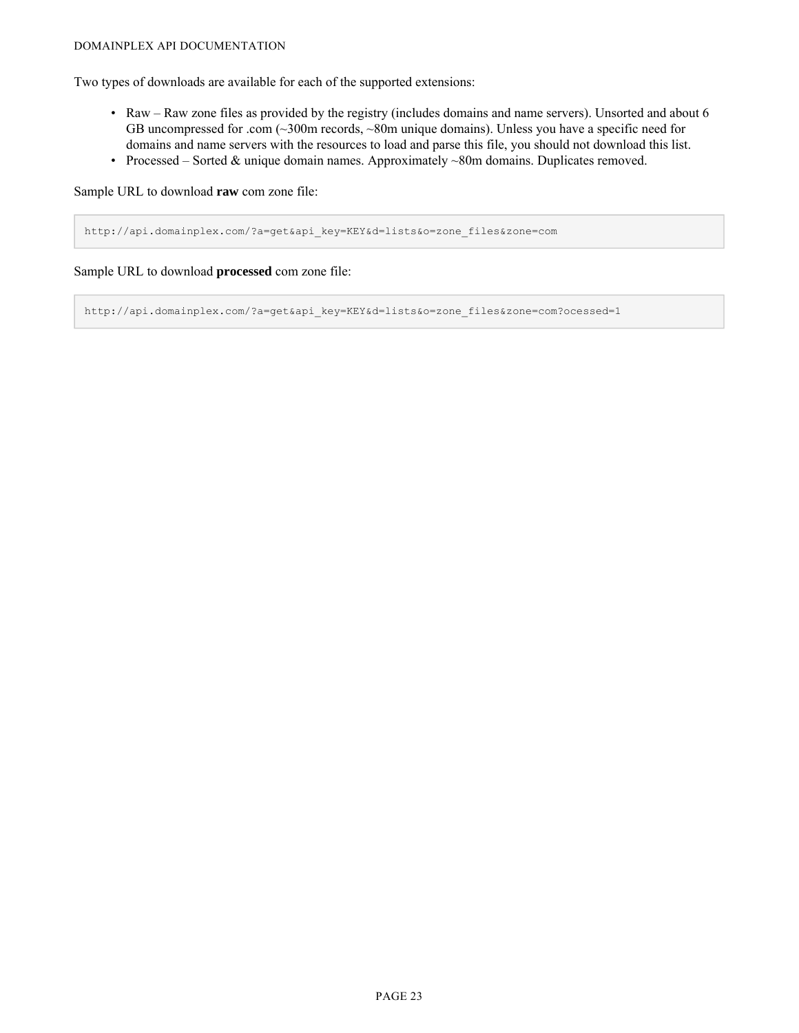Two types of downloads are available for each of the supported extensions:

- Raw – Raw zone files as provided by the registry (includes domains and name servers). Unsorted and about 6 GB uncompressed for .com (~300m records, ~80m unique domains). Unless you have a specific need for domains and name servers with the resources to load and parse this file, you should not download this list.
- Processed – Sorted & unique domain names. Approximately ~80m domains. Duplicates removed.

Sample URL to download **raw** com zone file:

```
http://api.domainplex.com/?a=get&api_key=KEY&d=lists&o=zone_files&zone=com
```

Sample URL to download **processed** com zone file:

```
http://api.domainplex.com/?a=get&api_key=KEY&d=lists&o=zone_files&zone=com?ocessed=1
```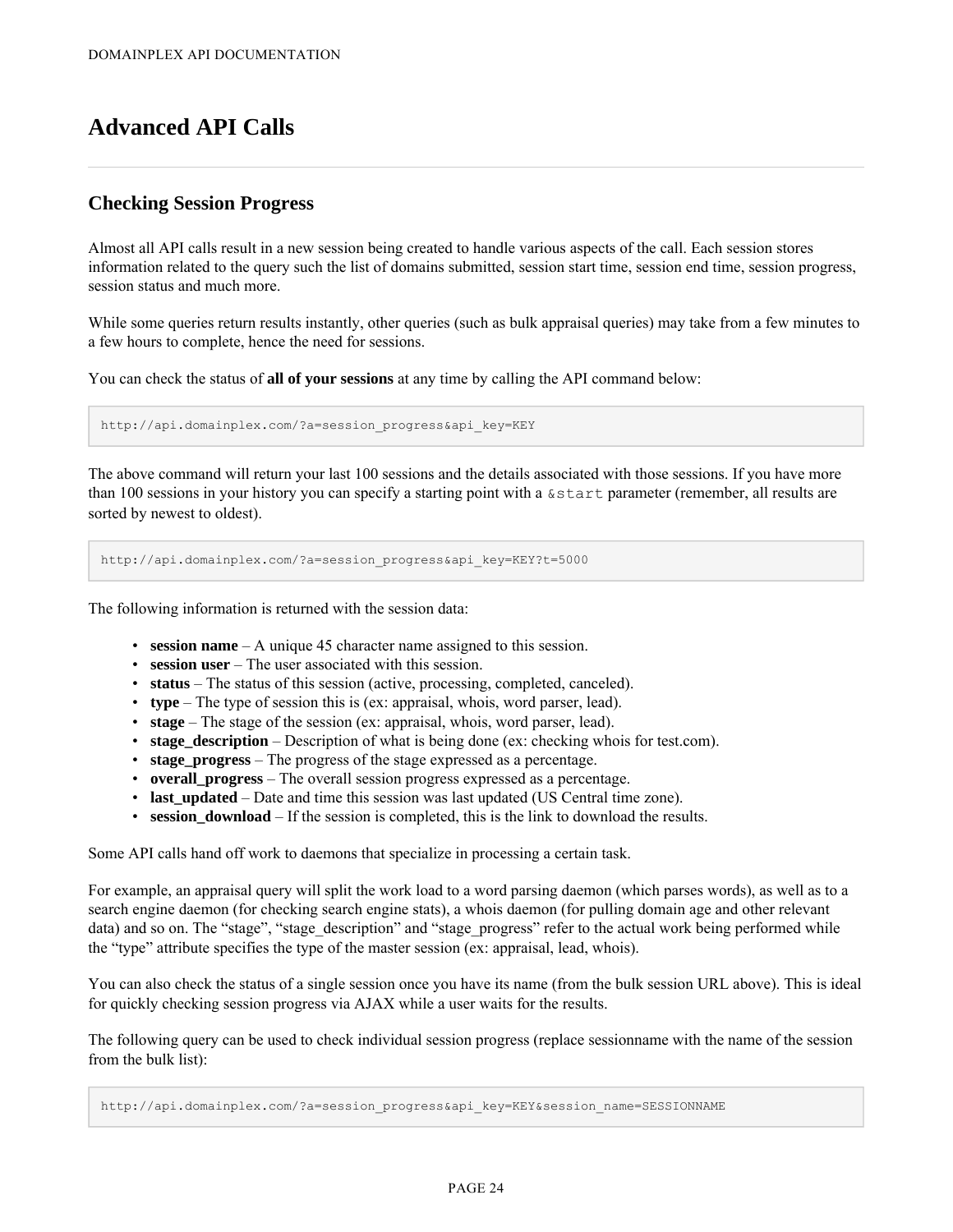# Advanced API Calls

---

## Checking Session Progress

Almost all API calls result in a new session being created to handle various aspects of the call. Each session stores information related to the query such the list of domains submitted, session start time, session end time, session progress, session status and much more.

While some queries return results instantly, other queries (such as bulk appraisal queries) may take from a few minutes to a few hours to complete, hence the need for sessions.

You can check the status of **all of your sessions** at any time by calling the API command below:

```
http://api.domainplex.com/?a=session_progress&api_key=KEY
```

The above command will return your last 100 sessions and the details associated with those sessions. If you have more than 100 sessions in your history you can specify a starting point with a `&start` parameter (remember, all results are sorted by newest to oldest).

```
http://api.domainplex.com/?a=session_progress&api_key=KEY?t=5000
```

The following information is returned with the session data:

- **session name** – A unique 45 character name assigned to this session.
- **session user** – The user associated with this session.
- **status** – The status of this session (active, processing, completed, canceled).
- **type** – The type of session this is (ex: appraisal, whois, word parser, lead).
- **stage** – The stage of the session (ex: appraisal, whois, word parser, lead).
- **stage_description** – Description of what is being done (ex: checking whois for test.com).
- **stage_progress** – The progress of the stage expressed as a percentage.
- **overall_progress** – The overall session progress expressed as a percentage.
- **last_updated** – Date and time this session was last updated (US Central time zone).
- **session_download** – If the session is completed, this is the link to download the results.

Some API calls hand off work to daemons that specialize in processing a certain task.

For example, an appraisal query will split the work load to a word parsing daemon (which parses words), as well as to a search engine daemon (for checking search engine stats), a whois daemon (for pulling domain age and other relevant data) and so on. The "stage", "stage_description" and "stage_progress" refer to the actual work being performed while the "type" attribute specifies the type of the master session (ex: appraisal, lead, whois).

You can also check the status of a single session once you have its name (from the bulk session URL above). This is ideal for quickly checking session progress via AJAX while a user waits for the results.

The following query can be used to check individual session progress (replace sessionname with the name of the session from the bulk list):

```
http://api.domainplex.com/?a=session_progress&api_key=KEY&session_name=SESSIONNAME
```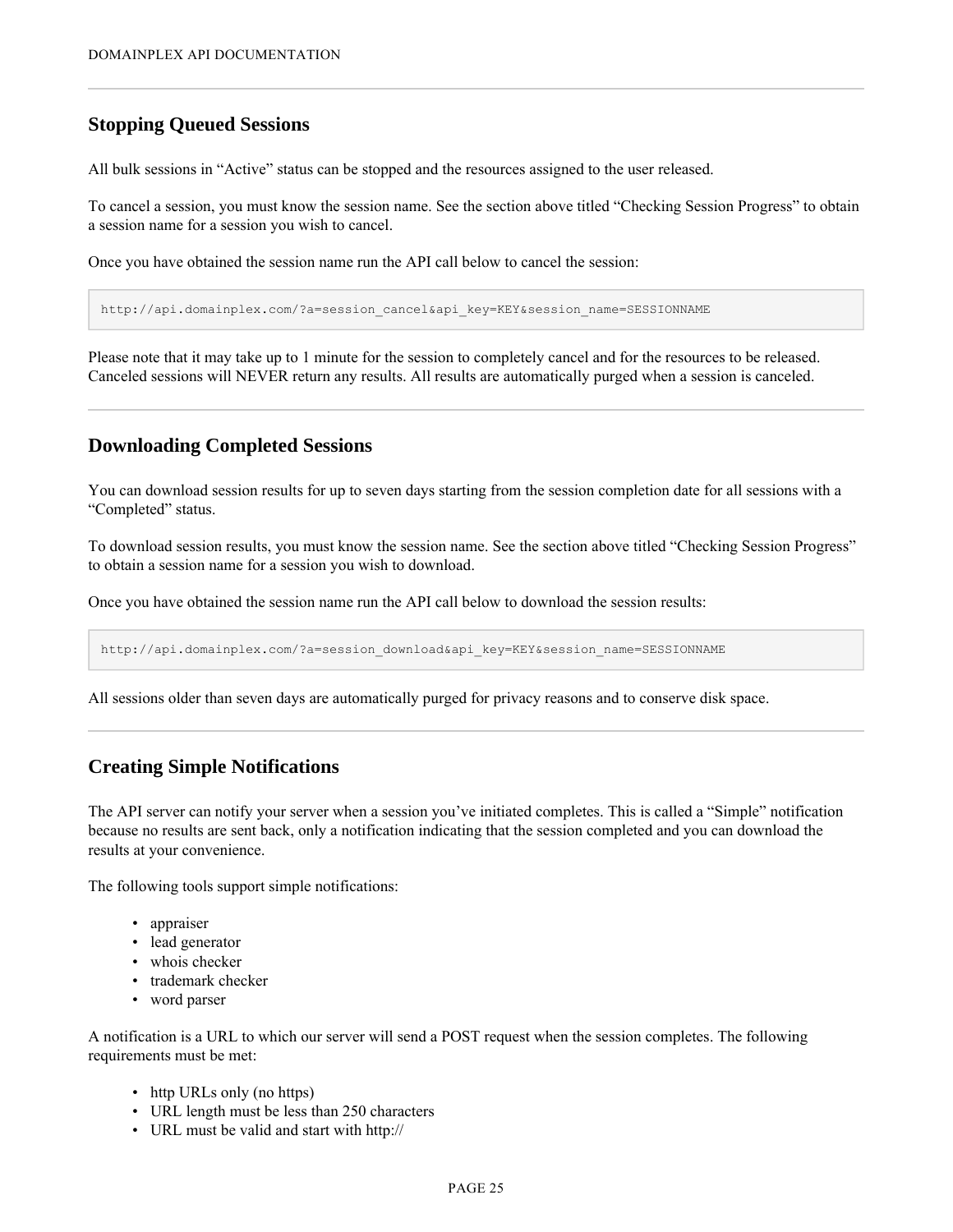## Stopping Queued Sessions

All bulk sessions in “Active” status can be stopped and the resources assigned to the user released.

To cancel a session, you must know the session name. See the section above titled “Checking Session Progress” to obtain a session name for a session you wish to cancel.

Once you have obtained the session name run the API call below to cancel the session:

```
http://api.domainplex.com/?a=session_cancel&api_key=KEY&session_name=SESSIONNAME
```

Please note that it may take up to 1 minute for the session to completely cancel and for the resources to be released. Canceled sessions will NEVER return any results. All results are automatically purged when a session is canceled.

## Downloading Completed Sessions

You can download session results for up to seven days starting from the session completion date for all sessions with a “Completed” status.

To download session results, you must know the session name. See the section above titled “Checking Session Progress” to obtain a session name for a session you wish to download.

Once you have obtained the session name run the API call below to download the session results:

```
http://api.domainplex.com/?a=session_download&api_key=KEY&session_name=SESSIONNAME
```

All sessions older than seven days are automatically purged for privacy reasons and to conserve disk space.

## Creating Simple Notifications

The API server can notify your server when a session you’ve initiated completes. This is called a “Simple” notification because no results are sent back, only a notification indicating that the session completed and you can download the results at your convenience.

The following tools support simple notifications:

- appraiser
- lead generator
- whois checker
- trademark checker
- word parser

A notification is a URL to which our server will send a POST request when the session completes. The following requirements must be met:

- http URLs only (no https)
- URL length must be less than 250 characters
- URL must be valid and start with http://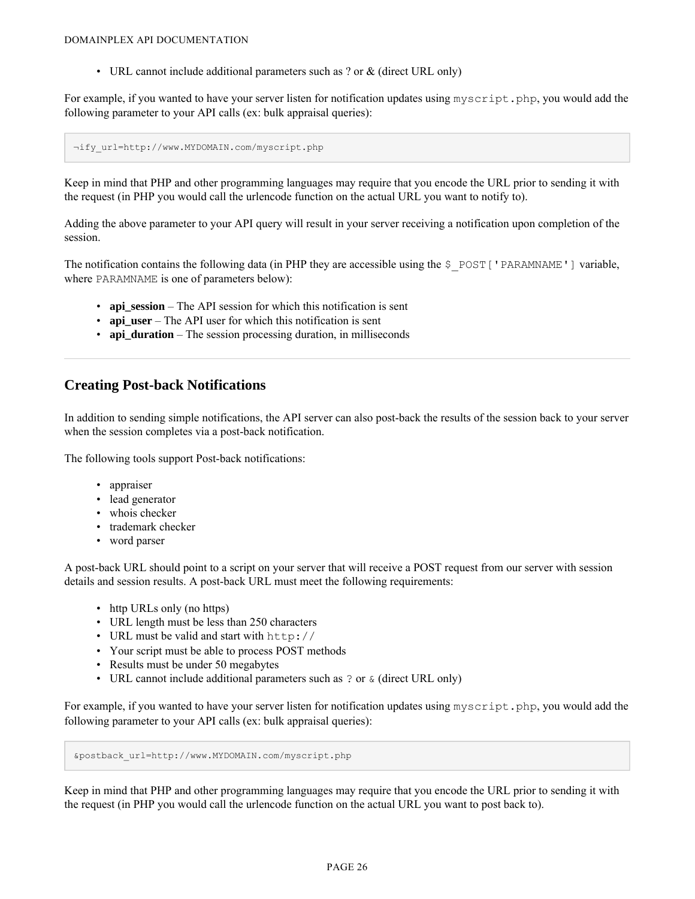- URL cannot include additional parameters such as ? or & (direct URL only)

For example, if you wanted to have your server listen for notification updates using `myscript.php`, you would add the following parameter to your API calls (ex: bulk appraisal queries):

```
¬ify_url=http://www.MYDOMAIN.com/myscript.php
```

Keep in mind that PHP and other programming languages may require that you encode the URL prior to sending it with the request (in PHP you would call the urlencode function on the actual URL you want to notify to).

Adding the above parameter to your API query will result in your server receiving a notification upon completion of the session.

The notification contains the following data (in PHP they are accessible using the `$_POST['PARAMNAME']` variable, where `PARAMNAME` is one of parameters below):

- **api_session** – The API session for which this notification is sent
- **api_user** – The API user for which this notification is sent
- **api_duration** – The session processing duration, in milliseconds

---

## Creating Post-back Notifications

In addition to sending simple notifications, the API server can also post-back the results of the session back to your server when the session completes via a post-back notification.

The following tools support Post-back notifications:

- appraiser
- lead generator
- whois checker
- trademark checker
- word parser

A post-back URL should point to a script on your server that will receive a POST request from our server with session details and session results. A post-back URL must meet the following requirements:

- http URLs only (no https)
- URL length must be less than 250 characters
- URL must be valid and start with `http://`
- Your script must be able to process POST methods
- Results must be under 50 megabytes
- URL cannot include additional parameters such as `?` or `&` (direct URL only)

For example, if you wanted to have your server listen for notification updates using `myscript.php`, you would add the following parameter to your API calls (ex: bulk appraisal queries):

```
&postback_url=http://www.MYDOMAIN.com/myscript.php
```

Keep in mind that PHP and other programming languages may require that you encode the URL prior to sending it with the request (in PHP you would call the urlencode function on the actual URL you want to post back to).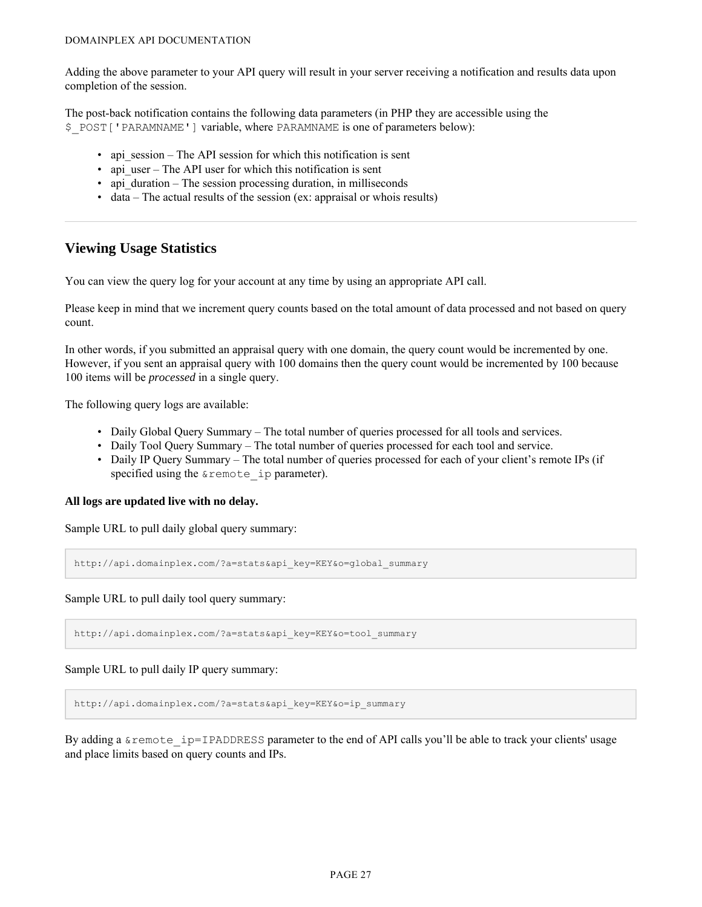Adding the above parameter to your API query will result in your server receiving a notification and results data upon completion of the session.

The post-back notification contains the following data parameters (in PHP they are accessible using the `$_POST['PARAMNAME']` variable, where `PARAMNAME` is one of parameters below):

- api_session – The API session for which this notification is sent
- api_user – The API user for which this notification is sent
- api_duration – The session processing duration, in milliseconds
- data – The actual results of the session (ex: appraisal or whois results)

---

## Viewing Usage Statistics

You can view the query log for your account at any time by using an appropriate API call.

Please keep in mind that we increment query counts based on the total amount of data processed and not based on query count.

In other words, if you submitted an appraisal query with one domain, the query count would be incremented by one. However, if you sent an appraisal query with 100 domains then the query count would be incremented by 100 because 100 items will be *processed* in a single query.

The following query logs are available:

- Daily Global Query Summary – The total number of queries processed for all tools and services.
- Daily Tool Query Summary – The total number of queries processed for each tool and service.
- Daily IP Query Summary – The total number of queries processed for each of your client's remote IPs (if specified using the `&remote_ip` parameter).

**All logs are updated live with no delay.**

Sample URL to pull daily global query summary:

```
http://api.domainplex.com/?a=stats&api_key=KEY&o=global_summary
```

Sample URL to pull daily tool query summary:

```
http://api.domainplex.com/?a=stats&api_key=KEY&o=tool_summary
```

Sample URL to pull daily IP query summary:

```
http://api.domainplex.com/?a=stats&api_key=KEY&o=ip_summary
```

By adding a `&remote_ip=IPADDRESS` parameter to the end of API calls you'll be able to track your clients' usage and place limits based on query counts and IPs.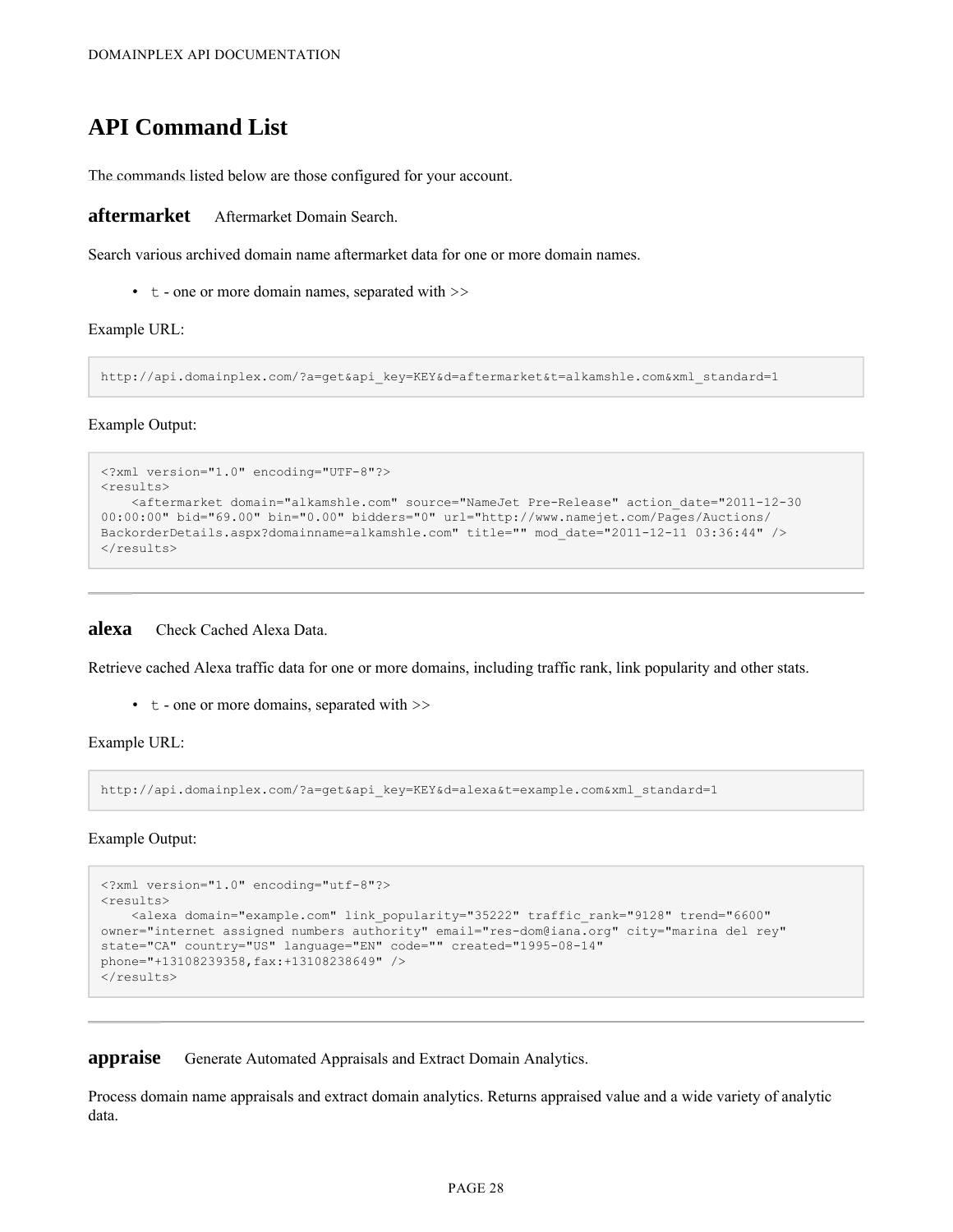# API Command List

The commands listed below are those configured for your account.

## aftermarket

Aftermarket Domain Search.

Search various archived domain name aftermarket data for one or more domain names.

- `t` - one or more domain names, separated with >>

Example URL:

```
http://api.domainplex.com/?a=get&api_key=KEY&d=aftermarket&t=alkamshle.com&xml_standard=1
```

Example Output:

```
<?xml version="1.0" encoding="UTF-8"?>
<results>
    <aftermarket domain="alkamshle.com" source="NameJet Pre-Release" action_date="2011-12-30
00:00:00" bid="69.00" bin="0.00" bidders="0" url="http://www.namejet.com/Pages/Auctions/
BackorderDetails.aspx?domainname=alkamshle.com" title="" mod_date="2011-12-11 03:36:44" />
</results>
```

---

## alexa

Check Cached Alexa Data.

Retrieve cached Alexa traffic data for one or more domains, including traffic rank, link popularity and other stats.

- `t` - one or more domains, separated with >>

Example URL:

```
http://api.domainplex.com/?a=get&api_key=KEY&d=alexa&t=example.com&xml_standard=1
```

Example Output:

```
<?xml version="1.0" encoding="utf-8"?>
<results>
    <alexa domain="example.com" link_popularity="35222" traffic_rank="9128" trend="6600"
owner="internet assigned numbers authority" email="res-dom@iana.org" city="marina del rey"
state="CA" country="US" language="EN" code="" created="1995-08-14"
phone="+13108239358,fax:+13108238649" />
</results>
```

---

## appraise

Generate Automated Appraisals and Extract Domain Analytics.

Process domain name appraisals and extract domain analytics. Returns appraised value and a wide variety of analytic data.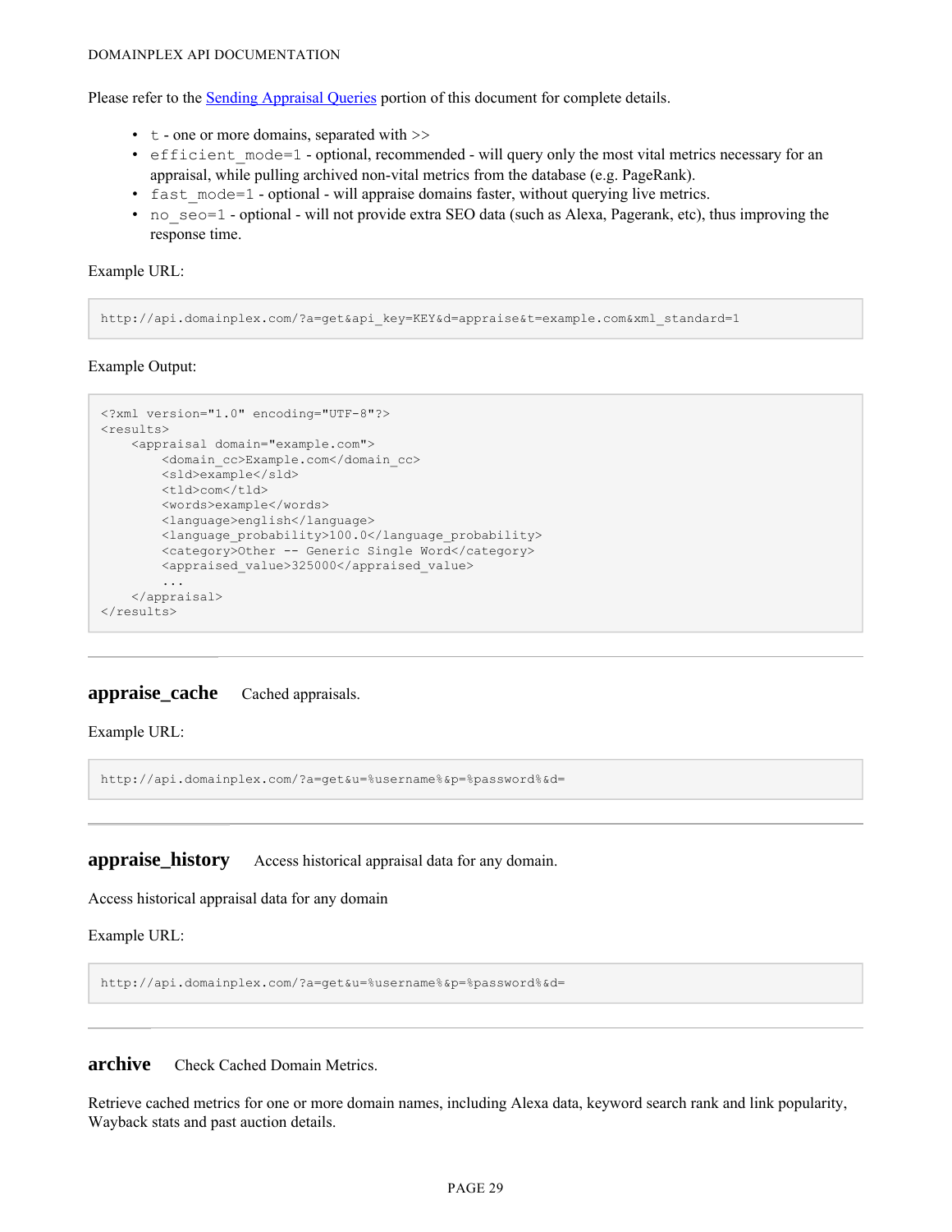Please refer to the [Sending Appraisal Queries] portion of this document for complete details.

- `t` - one or more domains, separated with >>
- `efficient_mode=1` - optional, recommended - will query only the most vital metrics necessary for an appraisal, while pulling archived non-vital metrics from the database (e.g. PageRank).
- `fast_mode=1` - optional - will appraise domains faster, without querying live metrics.
- `no_seo=1` - optional - will not provide extra SEO data (such as Alexa, Pagerank, etc), thus improving the response time.

Example URL:

```
http://api.domainplex.com/?a=get&api_key=KEY&d=appraise&t=example.com&xml_standard=1
```

Example Output:

```
<?xml version="1.0" encoding="UTF-8"?>
<results>
    <appraisal domain="example.com">
        <domain_cc>Example.com</domain_cc>
        <sld>example</sld>
        <tld>com</tld>
        <words>example</words>
        <language>english</language>
        <language_probability>100.0</language_probability>
        <category>Other -- Generic Single Word</category>
        <appraised_value>325000</appraised_value>
        ...
    </appraisal>
</results>
```

---

## appraise_cache

Cached appraisals.

Example URL:

```
http://api.domainplex.com/?a=get&u=%username%&p=%password%&d=
```

---

## appraise_history

Access historical appraisal data for any domain.

Access historical appraisal data for any domain

Example URL:

```
http://api.domainplex.com/?a=get&u=%username%&p=%password%&d=
```

---

## archive

Check Cached Domain Metrics.

Retrieve cached metrics for one or more domain names, including Alexa data, keyword search rank and link popularity, Wayback stats and past auction details.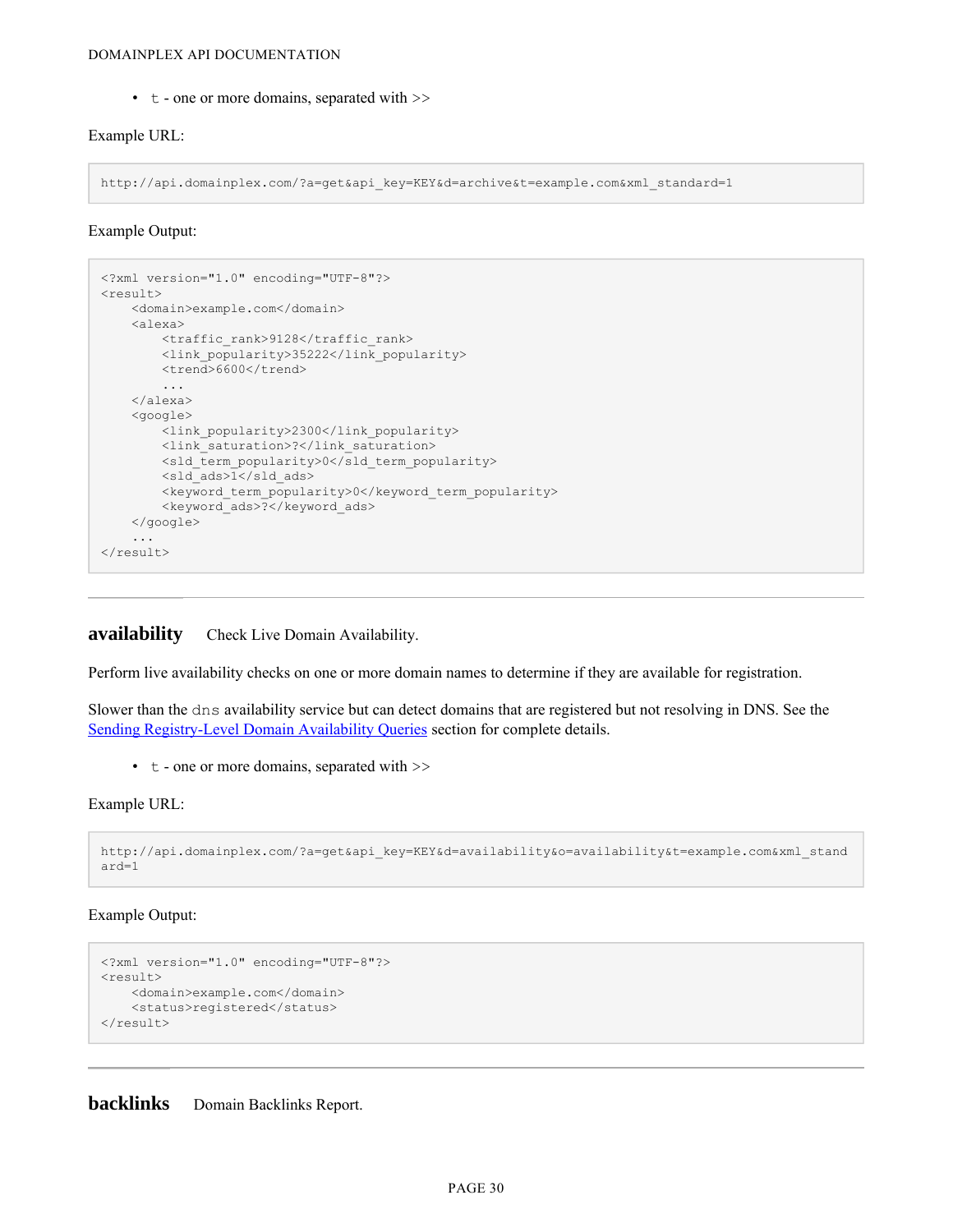- `t` - one or more domains, separated with >>

Example URL:

```
http://api.domainplex.com/?a=get&api_key=KEY&d=archive&t=example.com&xml_standard=1
```

Example Output:

```
<?xml version="1.0" encoding="UTF-8"?>
<result>
    <domain>example.com</domain>
    <alexa>
        <traffic_rank>9128</traffic_rank>
        <link_popularity>35222</link_popularity>
        <trend>6600</trend>
        ...
    </alexa>
    <google>
        <link_popularity>2300</link_popularity>
        <link_saturation>?</link_saturation>
        <sld_term_popularity>0</sld_term_popularity>
        <sld_ads>1</sld_ads>
        <keyword_term_popularity>0</keyword_term_popularity>
        <keyword_ads>?</keyword_ads>
    </google>
    ...
</result>
```

---

## availability Check Live Domain Availability.

Perform live availability checks on one or more domain names to determine if they are available for registration.

Slower than the `dns` availability service but can detect domains that are registered but not resolving in DNS. See the [Sending Registry-Level Domain Availability Queries](#) section for complete details.

- `t` - one or more domains, separated with >>

Example URL:

```
http://api.domainplex.com/?a=get&api_key=KEY&d=availability&o=availability&t=example.com&xml_standard=1
```

Example Output:

```
<?xml version="1.0" encoding="UTF-8"?>
<result>
    <domain>example.com</domain>
    <status>registered</status>
</result>
```

---

## backlinks Domain Backlinks Report.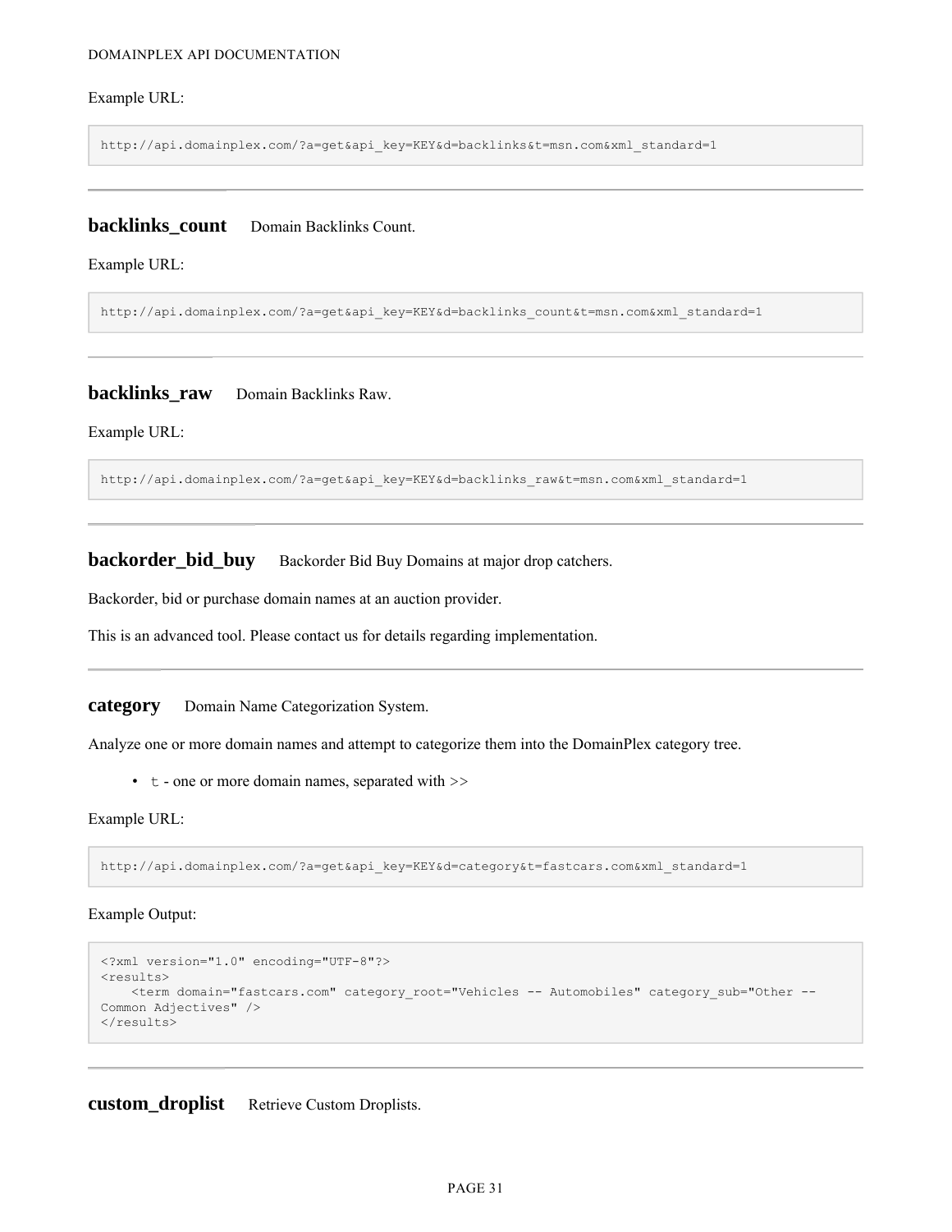Example URL:

```
http://api.domainplex.com/?a=get&api_key=KEY&d=backlinks&t=msn.com&xml_standard=1
```

---

### backlinks_count

Domain Backlinks Count.

Example URL:

```
http://api.domainplex.com/?a=get&api_key=KEY&d=backlinks_count&t=msn.com&xml_standard=1
```

---

### backlinks_raw

Domain Backlinks Raw.

Example URL:

```
http://api.domainplex.com/?a=get&api_key=KEY&d=backlinks_raw&t=msn.com&xml_standard=1
```

---

### backorder_bid_buy

Backorder Bid Buy Domains at major drop catchers.

Backorder, bid or purchase domain names at an auction provider.

This is an advanced tool. Please contact us for details regarding implementation.

---

### category

Domain Name Categorization System.

Analyze one or more domain names and attempt to categorize them into the DomainPlex category tree.

- `t` - one or more domain names, separated with >>

Example URL:

```
http://api.domainplex.com/?a=get&api_key=KEY&d=category&t=fastcars.com&xml_standard=1
```

Example Output:

```
<?xml version="1.0" encoding="UTF-8"?>
<results>
    <term domain="fastcars.com" category_root="Vehicles -- Automobiles" category_sub="Other --
Common Adjectives" />
</results>
```

---

### custom_droplist

Retrieve Custom Droplists.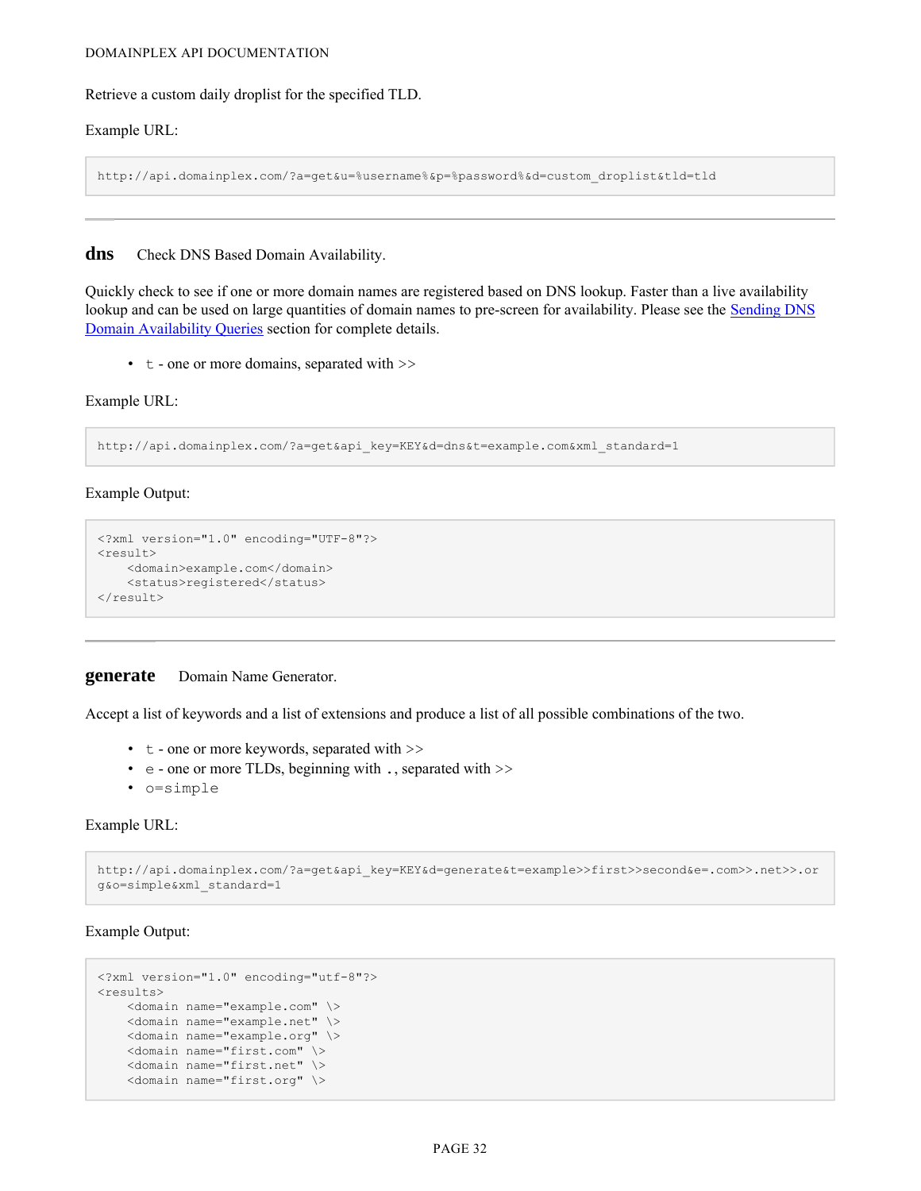Retrieve a custom daily droplist for the specified TLD.

Example URL:

```
http://api.domainplex.com/?a=get&u=%username%&p=%password%&d=custom_droplist&tld=tld
```

---

## dns    Check DNS Based Domain Availability.

Quickly check to see if one or more domain names are registered based on DNS lookup. Faster than a live availability lookup and can be used on large quantities of domain names to pre-screen for availability. Please see the [Sending DNS Domain Availability Queries]() section for complete details.

- `t` - one or more domains, separated with >>

Example URL:

```
http://api.domainplex.com/?a=get&api_key=KEY&d=dns&t=example.com&xml_standard=1
```

Example Output:

```
<?xml version="1.0" encoding="UTF-8"?>
<result>
    <domain>example.com</domain>
    <status>registered</status>
</result>
```

---

## generate    Domain Name Generator.

Accept a list of keywords and a list of extensions and produce a list of all possible combinations of the two.

- `t` - one or more keywords, separated with >>
- `e` - one or more TLDs, beginning with `.`, separated with >>
- `o=simple`

Example URL:

```
http://api.domainplex.com/?a=get&api_key=KEY&d=generate&t=example>>first>>second&e=.com>>.net>>.org&o=simple&xml_standard=1
```

Example Output:

```
<?xml version="1.0" encoding="utf-8"?>
<results>
    <domain name="example.com" \>
    <domain name="example.net" \>
    <domain name="example.org" \>
    <domain name="first.com" \>
    <domain name="first.net" \>
    <domain name="first.org" \>
```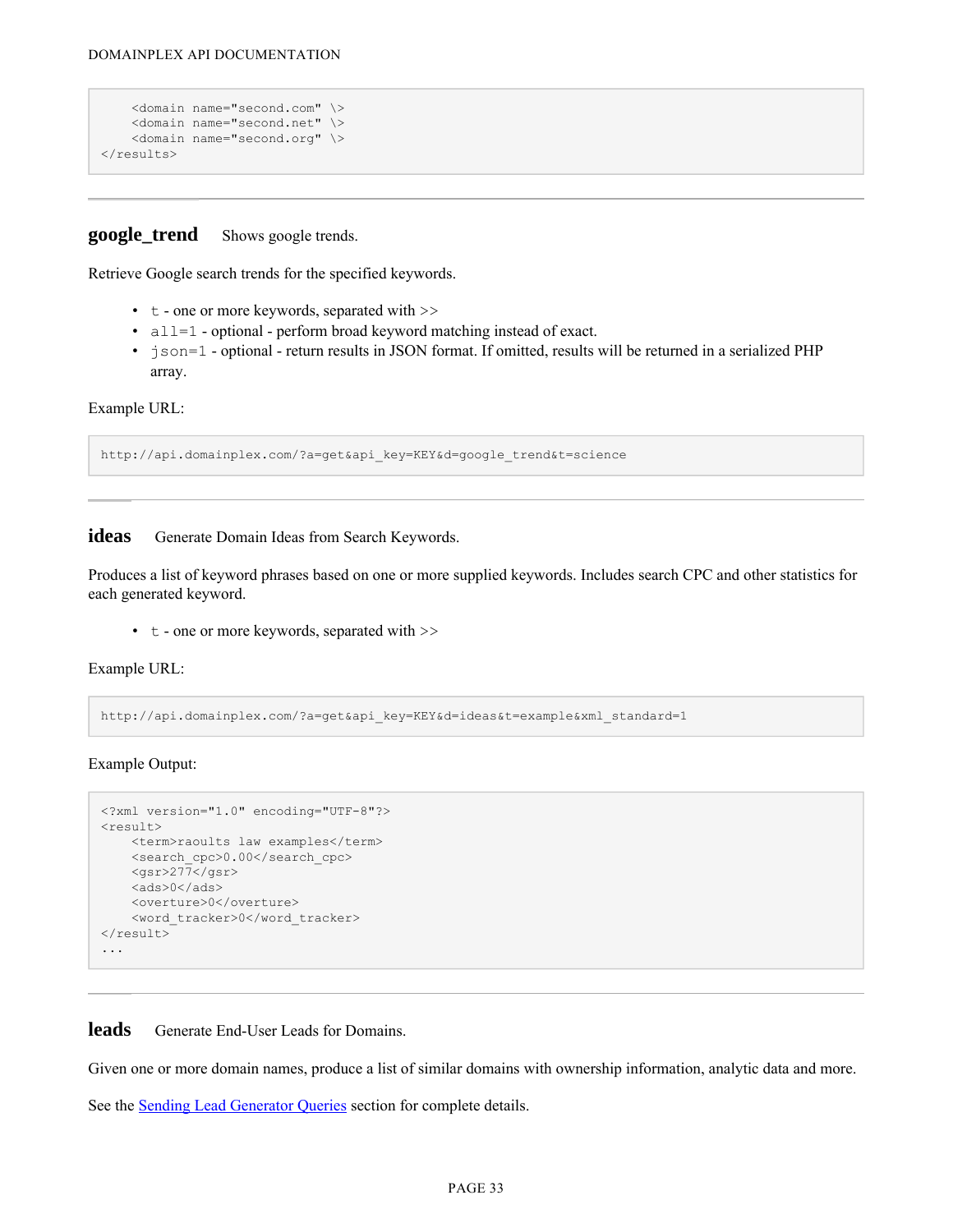```
    <domain name="second.com" \>
    <domain name="second.net" \>
    <domain name="second.org" \>
</results>
```

---

### google_trend    Shows google trends.

Retrieve Google search trends for the specified keywords.

- `t` - one or more keywords, separated with >>
- `all=1` - optional - perform broad keyword matching instead of exact.
- `json=1` - optional - return results in JSON format. If omitted, results will be returned in a serialized PHP array.

Example URL:

```
http://api.domainplex.com/?a=get&api_key=KEY&d=google_trend&t=science
```

---

### ideas    Generate Domain Ideas from Search Keywords.

Produces a list of keyword phrases based on one or more supplied keywords. Includes search CPC and other statistics for each generated keyword.

- `t` - one or more keywords, separated with >>

Example URL:

```
http://api.domainplex.com/?a=get&api_key=KEY&d=ideas&t=example&xml_standard=1
```

Example Output:

```
<?xml version="1.0" encoding="UTF-8"?>
<result>
    <term>raoults law examples</term>
    <search_cpc>0.00</search_cpc>
    <gsr>277</gsr>
    <ads>0</ads>
    <overture>0</overture>
    <word_tracker>0</word_tracker>
</result>
...
```

---

### leads    Generate End-User Leads for Domains.

Given one or more domain names, produce a list of similar domains with ownership information, analytic data and more.

See the Sending Lead Generator Queries section for complete details.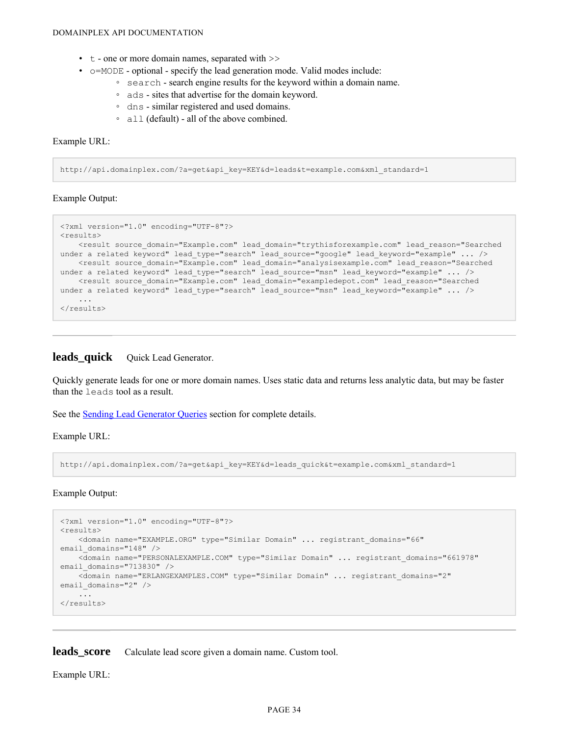- `t` - one or more domain names, separated with >>
- `o=MODE` - optional - specify the lead generation mode. Valid modes include:
  - `search` - search engine results for the keyword within a domain name.
  - `ads` - sites that advertise for the domain keyword.
  - `dns` - similar registered and used domains.
  - `all` (default) - all of the above combined.

Example URL:

```
http://api.domainplex.com/?a=get&api_key=KEY&d=leads&t=example.com&xml_standard=1
```

Example Output:

```
<?xml version="1.0" encoding="UTF-8"?>
<results>
    <result source_domain="Example.com" lead_domain="trythisforexample.com" lead_reason="Searched under a related keyword" lead_type="search" lead_source="google" lead_keyword="example" ... />
    <result source_domain="Example.com" lead_domain="analysisexample.com" lead_reason="Searched under a related keyword" lead_type="search" lead_source="msn" lead_keyword="example" ... />
    <result source_domain="Example.com" lead_domain="exampledepot.com" lead_reason="Searched under a related keyword" lead_type="search" lead_source="msn" lead_keyword="example" ... />
    ...
</results>
```

---

## leads_quick

Quick Lead Generator.

Quickly generate leads for one or more domain names. Uses static data and returns less analytic data, but may be faster than the `leads` tool as a result.

See the Sending Lead Generator Queries section for complete details.

Example URL:

```
http://api.domainplex.com/?a=get&api_key=KEY&d=leads_quick&t=example.com&xml_standard=1
```

Example Output:

```
<?xml version="1.0" encoding="UTF-8"?>
<results>
    <domain name="EXAMPLE.ORG" type="Similar Domain" ... registrant_domains="66" email_domains="148" />
    <domain name="PERSONALEXAMPLE.COM" type="Similar Domain" ... registrant_domains="661978" email_domains="713830" />
    <domain name="ERLANGEXAMPLES.COM" type="Similar Domain" ... registrant_domains="2" email_domains="2" />
    ...
</results>
```

---

## leads_score

Calculate lead score given a domain name. Custom tool.

Example URL: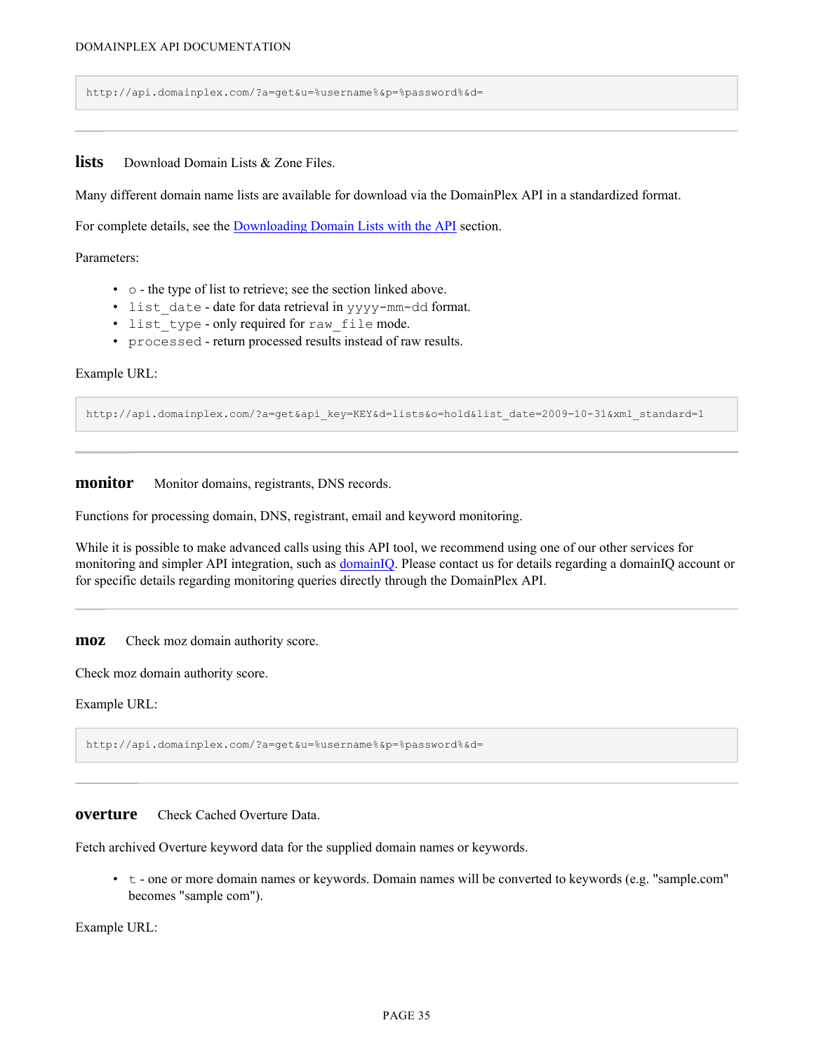```
http://api.domainplex.com/?a=get&u=%username%&p=%password%&d=
```

---

### lists    Download Domain Lists & Zone Files.

Many different domain name lists are available for download via the DomainPlex API in a standardized format.

For complete details, see the Downloading Domain Lists with the API section.

Parameters:

- `o` - the type of list to retrieve; see the section linked above.
- `list_date` - date for data retrieval in `yyyy-mm-dd` format.
- `list_type` - only required for `raw_file` mode.
- `processed` - return processed results instead of raw results.

Example URL:

```
http://api.domainplex.com/?a=get&api_key=KEY&d=lists&o=hold&list_date=2009-10-31&xml_standard=1
```

---

### monitor    Monitor domains, registrants, DNS records.

Functions for processing domain, DNS, registrant, email and keyword monitoring.

While it is possible to make advanced calls using this API tool, we recommend using one of our other services for monitoring and simpler API integration, such as domainIQ. Please contact us for details regarding a domainIQ account or for specific details regarding monitoring queries directly through the DomainPlex API.

---

### moz    Check moz domain authority score.

Check moz domain authority score.

Example URL:

```
http://api.domainplex.com/?a=get&u=%username%&p=%password%&d=
```

---

### overture    Check Cached Overture Data.

Fetch archived Overture keyword data for the supplied domain names or keywords.

- `t` - one or more domain names or keywords. Domain names will be converted to keywords (e.g. "sample.com" becomes "sample com").

Example URL: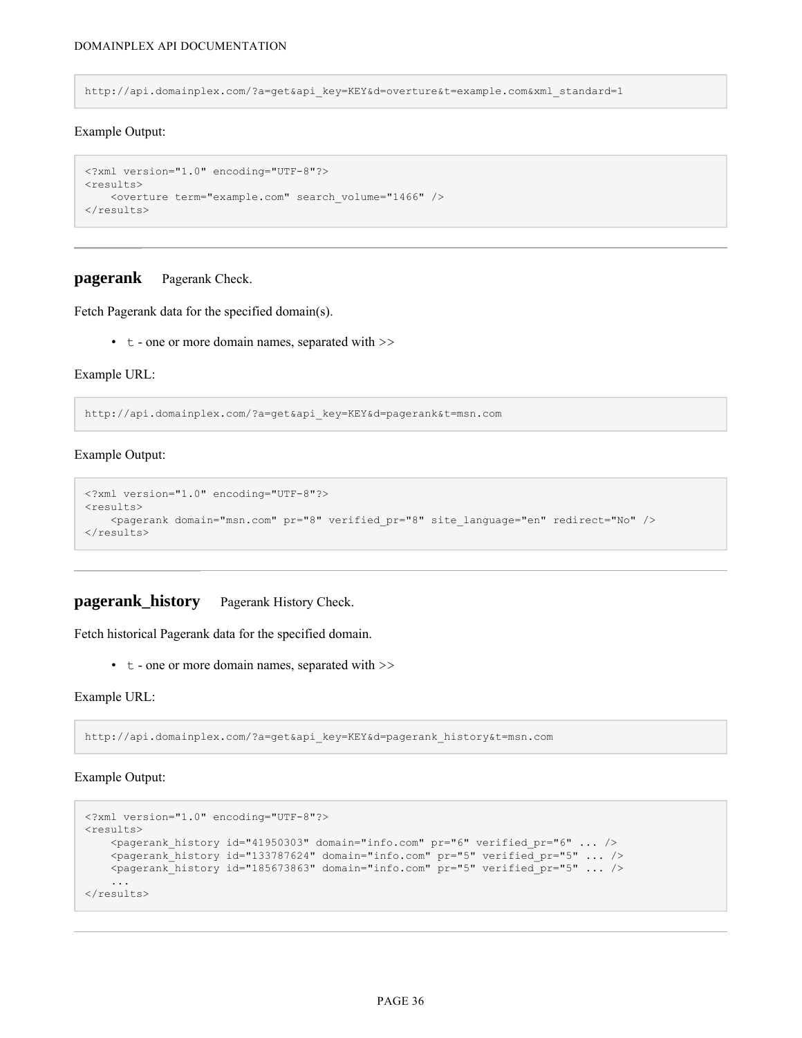```
http://api.domainplex.com/?a=get&api_key=KEY&d=overture&t=example.com&xml_standard=1
```

Example Output:

```
<?xml version="1.0" encoding="UTF-8"?>
<results>
    <overture term="example.com" search_volume="1466" />
</results>
```

---

## **pagerank** Pagerank Check.

Fetch Pagerank data for the specified domain(s).

- `t` - one or more domain names, separated with >>

Example URL:

```
http://api.domainplex.com/?a=get&api_key=KEY&d=pagerank&t=msn.com
```

Example Output:

```
<?xml version="1.0" encoding="UTF-8"?>
<results>
    <pagerank domain="msn.com" pr="8" verified_pr="8" site_language="en" redirect="No" />
</results>
```

---

## **pagerank_history** Pagerank History Check.

Fetch historical Pagerank data for the specified domain.

- `t` - one or more domain names, separated with >>

Example URL:

```
http://api.domainplex.com/?a=get&api_key=KEY&d=pagerank_history&t=msn.com
```

Example Output:

```
<?xml version="1.0" encoding="UTF-8"?>
<results>
    <pagerank_history id="41950303" domain="info.com" pr="6" verified_pr="6" ... />
    <pagerank_history id="133787624" domain="info.com" pr="5" verified_pr="5" ... />
    <pagerank_history id="185673863" domain="info.com" pr="5" verified_pr="5" ... />
    ...
</results>
```

---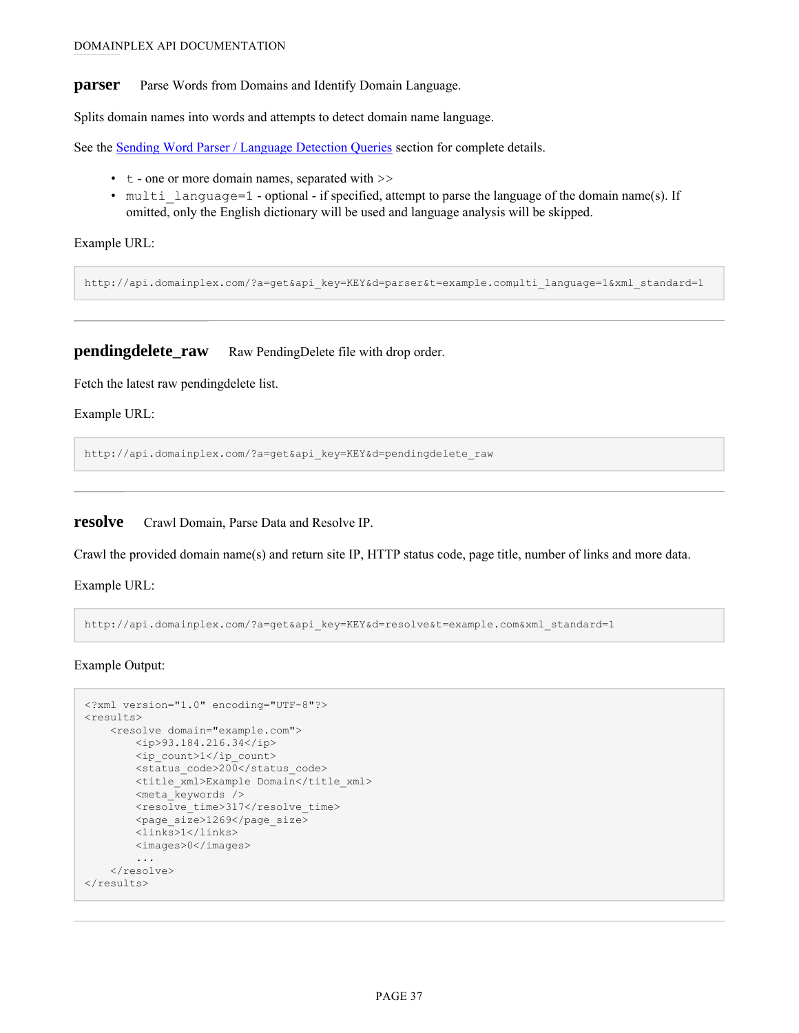**parser** Parse Words from Domains and Identify Domain Language.

Splits domain names into words and attempts to detect domain name language.

See the [Sending Word Parser / Language Detection Queries]() section for complete details.

- `t` - one or more domain names, separated with `>>`
- `multi_language=1` - optional - if specified, attempt to parse the language of the domain name(s). If omitted, only the English dictionary will be used and language analysis will be skipped.

Example URL:

```
http://api.domainplex.com/?a=get&api_key=KEY&d=parser&t=example.comµlti_language=1&xml_standard=1
```

---

**pendingdelete_raw** Raw PendingDelete file with drop order.

Fetch the latest raw pendingdelete list.

Example URL:

```
http://api.domainplex.com/?a=get&api_key=KEY&d=pendingdelete_raw
```

---

**resolve** Crawl Domain, Parse Data and Resolve IP.

Crawl the provided domain name(s) and return site IP, HTTP status code, page title, number of links and more data.

Example URL:

```
http://api.domainplex.com/?a=get&api_key=KEY&d=resolve&t=example.com&xml_standard=1
```

Example Output:

```
<?xml version="1.0" encoding="UTF-8"?>
<results>
    <resolve domain="example.com">
        <ip>93.184.216.34</ip>
        <ip_count>1</ip_count>
        <status_code>200</status_code>
        <title_xml>Example Domain</title_xml>
        <meta_keywords />
        <resolve_time>317</resolve_time>
        <page_size>1269</page_size>
        <links>1</links>
        <images>0</images>
        ...
    </resolve>
</results>
```

---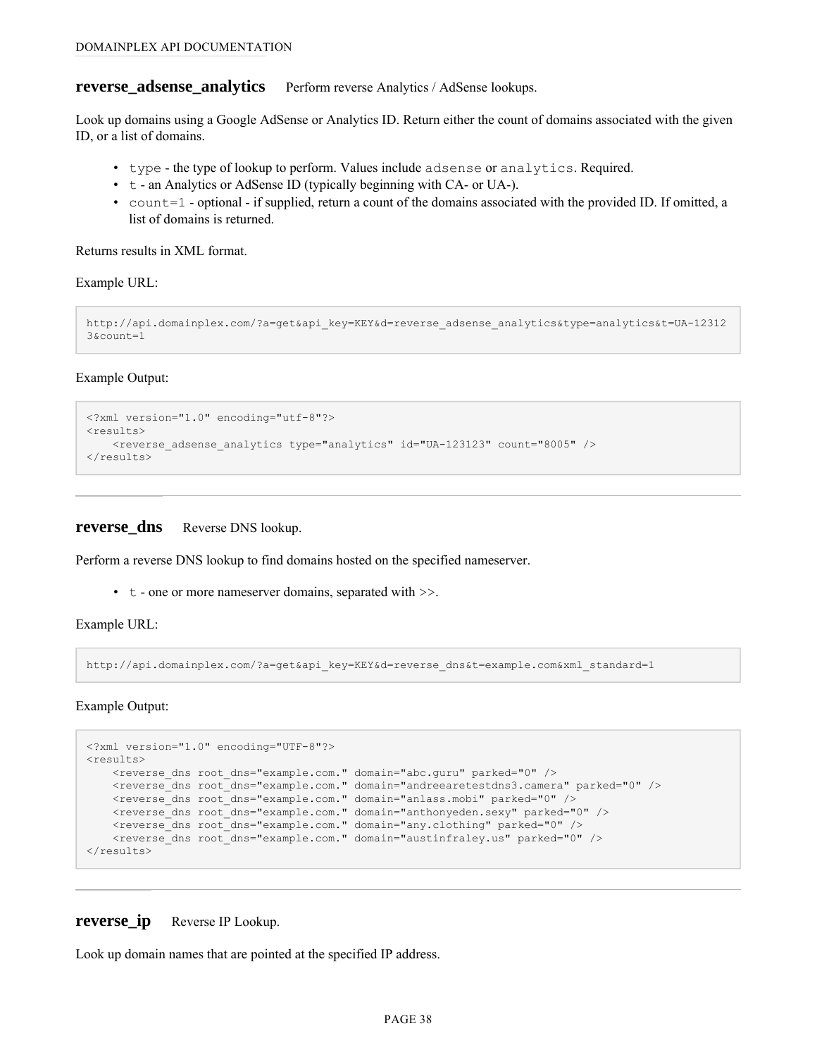## **reverse_adsense_analytics** Perform reverse Analytics / AdSense lookups.

Look up domains using a Google AdSense or Analytics ID. Return either the count of domains associated with the given ID, or a list of domains.

- `type` - the type of lookup to perform. Values include `adsense` or `analytics`. Required.
- `t` - an Analytics or AdSense ID (typically beginning with CA- or UA-).
- `count=1` - optional - if supplied, return a count of the domains associated with the provided ID. If omitted, a list of domains is returned.

Returns results in XML format.

Example URL:

```
http://api.domainplex.com/?a=get&api_key=KEY&d=reverse_adsense_analytics&type=analytics&t=UA-123123&count=1
```

Example Output:

```
<?xml version="1.0" encoding="utf-8"?>
<results>
    <reverse_adsense_analytics type="analytics" id="UA-123123" count="8005" />
</results>
```

---

## **reverse_dns** Reverse DNS lookup.

Perform a reverse DNS lookup to find domains hosted on the specified nameserver.

- `t` - one or more nameserver domains, separated with >>.

Example URL:

```
http://api.domainplex.com/?a=get&api_key=KEY&d=reverse_dns&t=example.com&xml_standard=1
```

Example Output:

```
<?xml version="1.0" encoding="UTF-8"?>
<results>
    <reverse_dns root_dns="example.com." domain="abc.guru" parked="0" />
    <reverse_dns root_dns="example.com." domain="andreearetestdns3.camera" parked="0" />
    <reverse_dns root_dns="example.com." domain="anlass.mobi" parked="0" />
    <reverse_dns root_dns="example.com." domain="anthonyeden.sexy" parked="0" />
    <reverse_dns root_dns="example.com." domain="any.clothing" parked="0" />
    <reverse_dns root_dns="example.com." domain="austinfraley.us" parked="0" />
</results>
```

---

## **reverse_ip** Reverse IP Lookup.

Look up domain names that are pointed at the specified IP address.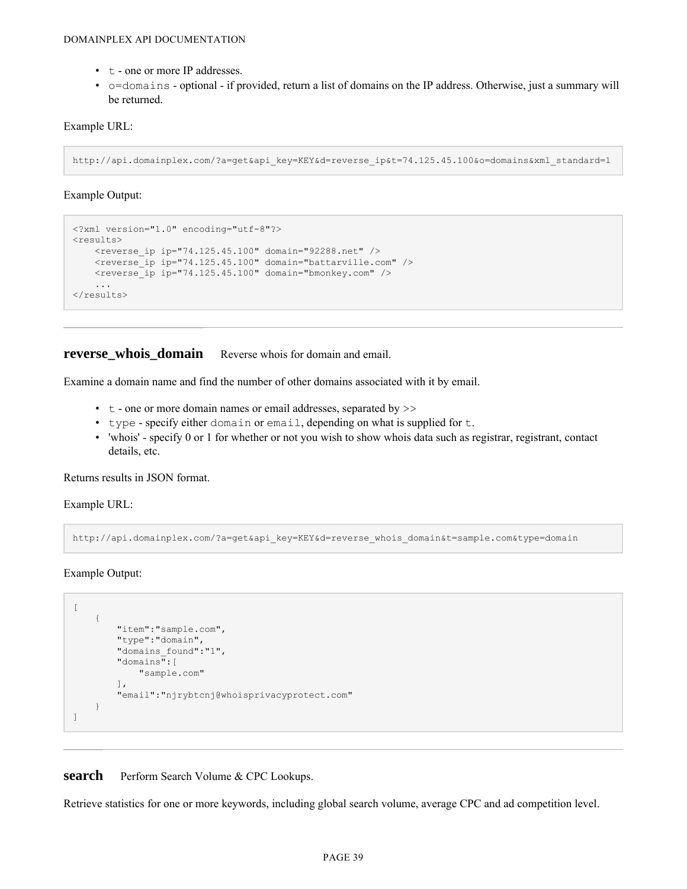- `t` - one or more IP addresses.
- `o=domains` - optional - if provided, return a list of domains on the IP address. Otherwise, just a summary will be returned.

Example URL:

```
http://api.domainplex.com/?a=get&api_key=KEY&d=reverse_ip&t=74.125.45.100&o=domains&xml_standard=1
```

Example Output:

```
<?xml version="1.0" encoding="utf-8"?>
<results>
    <reverse_ip ip="74.125.45.100" domain="92288.net" />
    <reverse_ip ip="74.125.45.100" domain="battarville.com" />
    <reverse_ip ip="74.125.45.100" domain="bmonkey.com" />
    ...
</results>
```

---

## reverse_whois_domain

Reverse whois for domain and email.

Examine a domain name and find the number of other domains associated with it by email.

- `t` - one or more domain names or email addresses, separated by >>
- `type` - specify either `domain` or `email`, depending on what is supplied for `t`.
- 'whois' - specify 0 or 1 for whether or not you wish to show whois data such as registrar, registrant, contact details, etc.

Returns results in JSON format.

Example URL:

```
http://api.domainplex.com/?a=get&api_key=KEY&d=reverse_whois_domain&t=sample.com&type=domain
```

Example Output:

```
[
    {
        "item":"sample.com",
        "type":"domain",
        "domains_found":"1",
        "domains":[
            "sample.com"
        ],
        "email":"njrybtcnj@whoisprivacyprotect.com"
    }
]
```

---

## search

Perform Search Volume & CPC Lookups.

Retrieve statistics for one or more keywords, including global search volume, average CPC and ad competition level.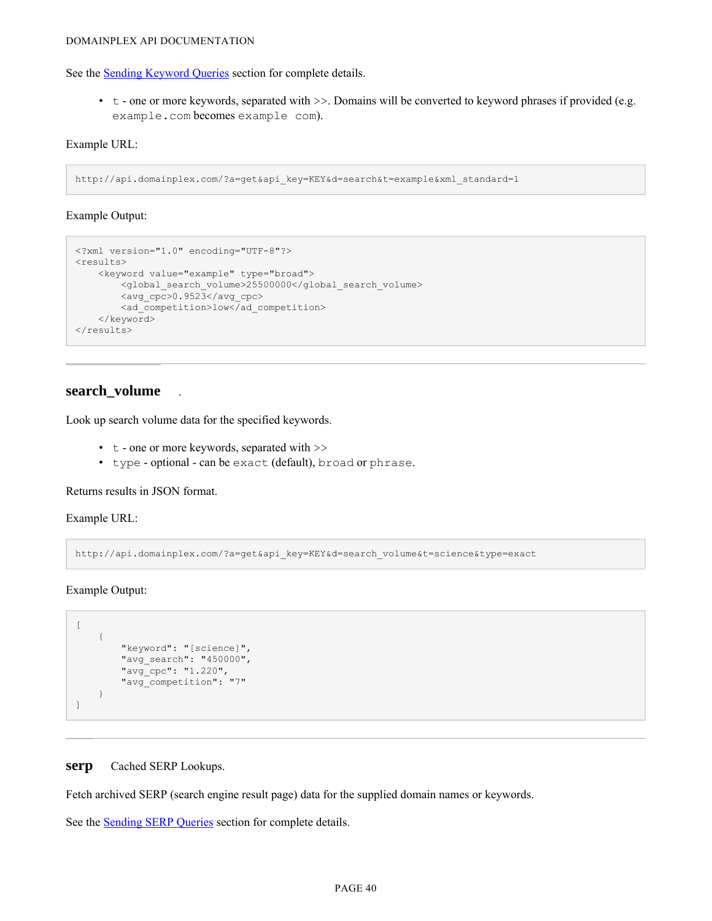See the [Sending Keyword Queries](#) section for complete details.

- `t` - one or more keywords, separated with `>>`. Domains will be converted to keyword phrases if provided (e.g. `example.com` becomes `example com`).

Example URL:

```
http://api.domainplex.com/?a=get&api_key=KEY&d=search&t=example&xml_standard=1
```

Example Output:

```
<?xml version="1.0" encoding="UTF-8"?>
<results>
    <keyword value="example" type="broad">
        <global_search_volume>25500000</global_search_volume>
        <avg_cpc>0.9523</avg_cpc>
        <ad_competition>low</ad_competition>
    </keyword>
</results>
```

---

## search_volume .

Look up search volume data for the specified keywords.

- `t` - one or more keywords, separated with `>>`
- `type` - optional - can be `exact` (default), `broad` or `phrase`.

Returns results in JSON format.

Example URL:

```
http://api.domainplex.com/?a=get&api_key=KEY&d=search_volume&t=science&type=exact
```

Example Output:

```
[
    {
        "keyword": "[science]",
        "avg_search": "450000",
        "avg_cpc": "1.220",
        "avg_competition": "7"
    }
]
```

---

## serp Cached SERP Lookups.

Fetch archived SERP (search engine result page) data for the supplied domain names or keywords.

See the [Sending SERP Queries](#) section for complete details.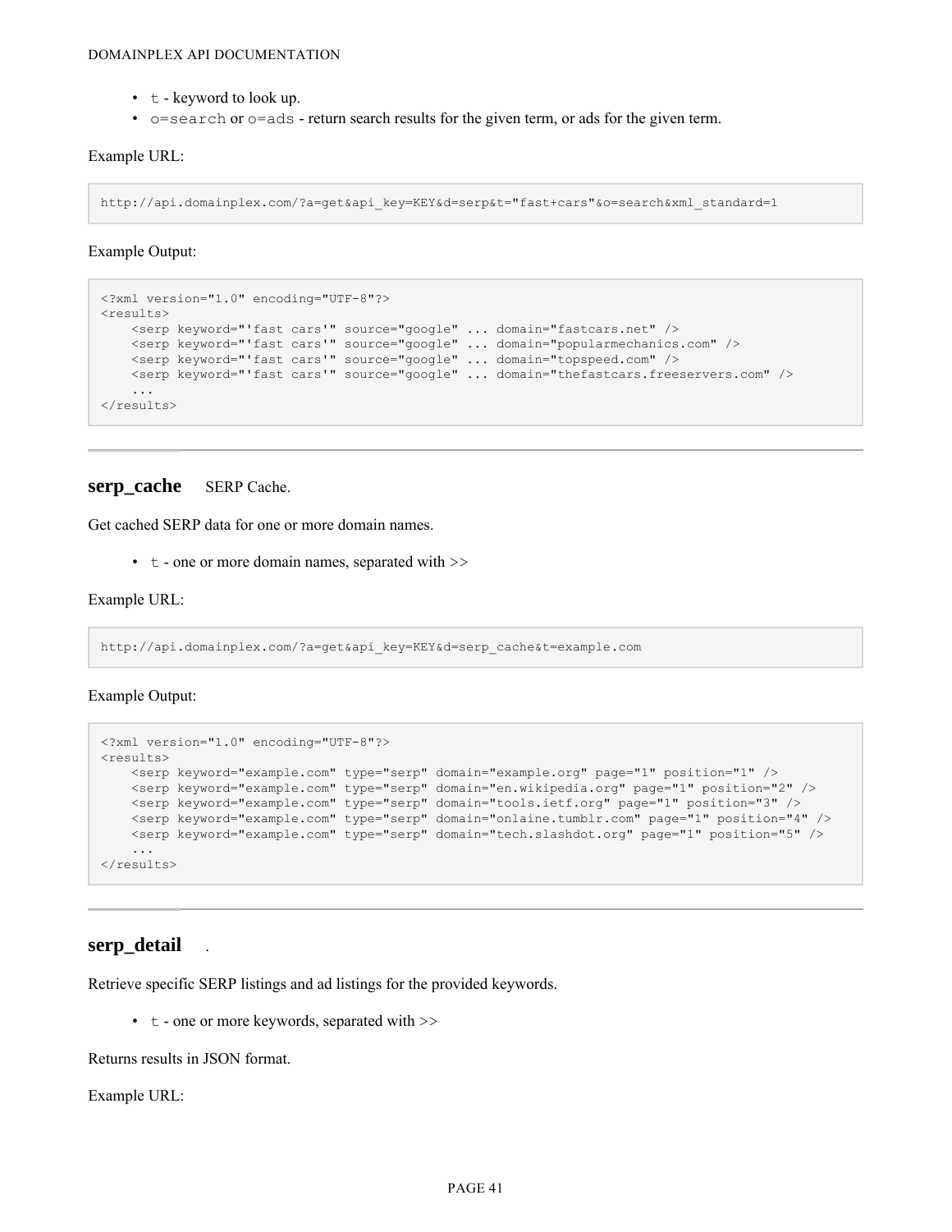- `t` - keyword to look up.
- `o=search` or `o=ads` - return search results for the given term, or ads for the given term.

Example URL:

```
http://api.domainplex.com/?a=get&api_key=KEY&d=serp&t="fast+cars"&o=search&xml_standard=1
```

Example Output:

```
<?xml version="1.0" encoding="UTF-8"?>
<results>
    <serp keyword="'fast cars'" source="google" ... domain="fastcars.net" />
    <serp keyword="'fast cars'" source="google" ... domain="popularmechanics.com" />
    <serp keyword="'fast cars'" source="google" ... domain="topspeed.com" />
    <serp keyword="'fast cars'" source="google" ... domain="thefastcars.freeservers.com" />
    ...
</results>
```

---

### serp_cache SERP Cache.

Get cached SERP data for one or more domain names.

- `t` - one or more domain names, separated with >>

Example URL:

```
http://api.domainplex.com/?a=get&api_key=KEY&d=serp_cache&t=example.com
```

Example Output:

```
<?xml version="1.0" encoding="UTF-8"?>
<results>
    <serp keyword="example.com" type="serp" domain="example.org" page="1" position="1" />
    <serp keyword="example.com" type="serp" domain="en.wikipedia.org" page="1" position="2" />
    <serp keyword="example.com" type="serp" domain="tools.ietf.org" page="1" position="3" />
    <serp keyword="example.com" type="serp" domain="onlaine.tumblr.com" page="1" position="4" />
    <serp keyword="example.com" type="serp" domain="tech.slashdot.org" page="1" position="5" />
    ...
</results>
```

---

### serp_detail .

Retrieve specific SERP listings and ad listings for the provided keywords.

- `t` - one or more keywords, separated with >>

Returns results in JSON format.

Example URL: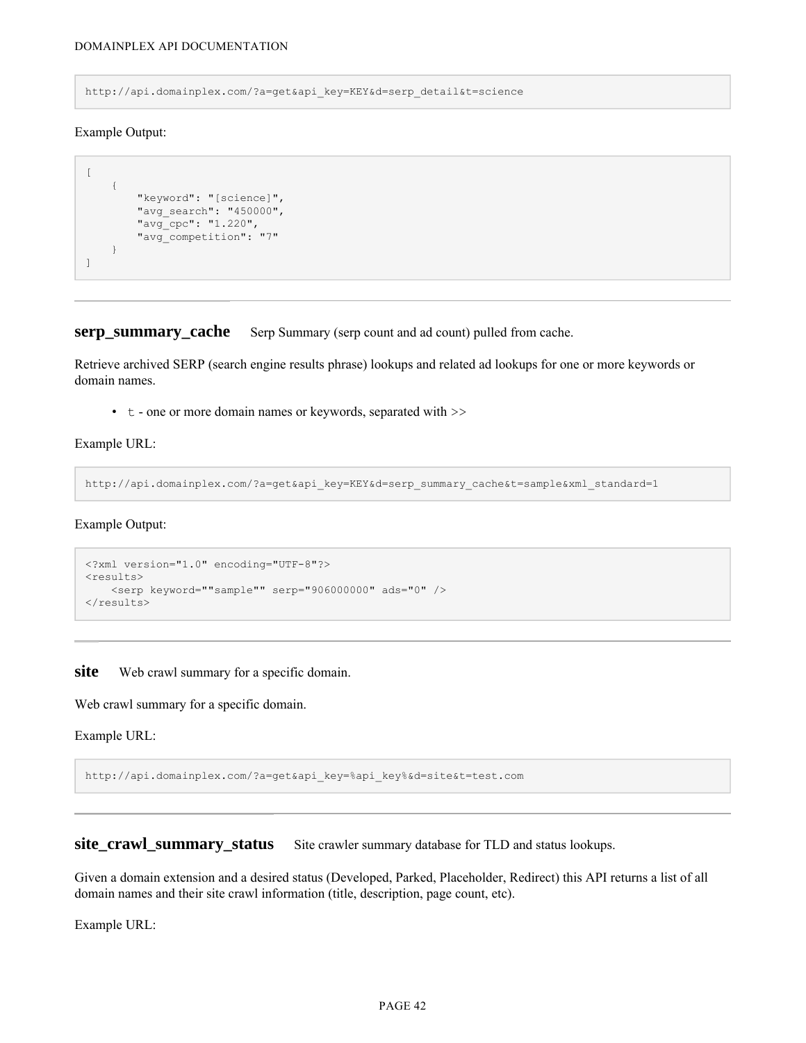```
http://api.domainplex.com/?a=get&api_key=KEY&d=serp_detail&t=science
```

Example Output:

```
[
    {
        "keyword": "[science]",
        "avg_search": "450000",
        "avg_cpc": "1.220",
        "avg_competition": "7"
    }
]
```

---

### **serp_summary_cache** Serp Summary (serp count and ad count) pulled from cache.

Retrieve archived SERP (search engine results phrase) lookups and related ad lookups for one or more keywords or domain names.

- `t` - one or more domain names or keywords, separated with >>

Example URL:

```
http://api.domainplex.com/?a=get&api_key=KEY&d=serp_summary_cache&t=sample&xml_standard=1
```

Example Output:

```
<?xml version="1.0" encoding="UTF-8"?>
<results>
    <serp keyword=""sample"" serp="906000000" ads="0" />
</results>
```

---

### **site** Web crawl summary for a specific domain.

Web crawl summary for a specific domain.

Example URL:

```
http://api.domainplex.com/?a=get&api_key=%api_key%&d=site&t=test.com
```

---

### **site_crawl_summary_status** Site crawler summary database for TLD and status lookups.

Given a domain extension and a desired status (Developed, Parked, Placeholder, Redirect) this API returns a list of all domain names and their site crawl information (title, description, page count, etc).

Example URL: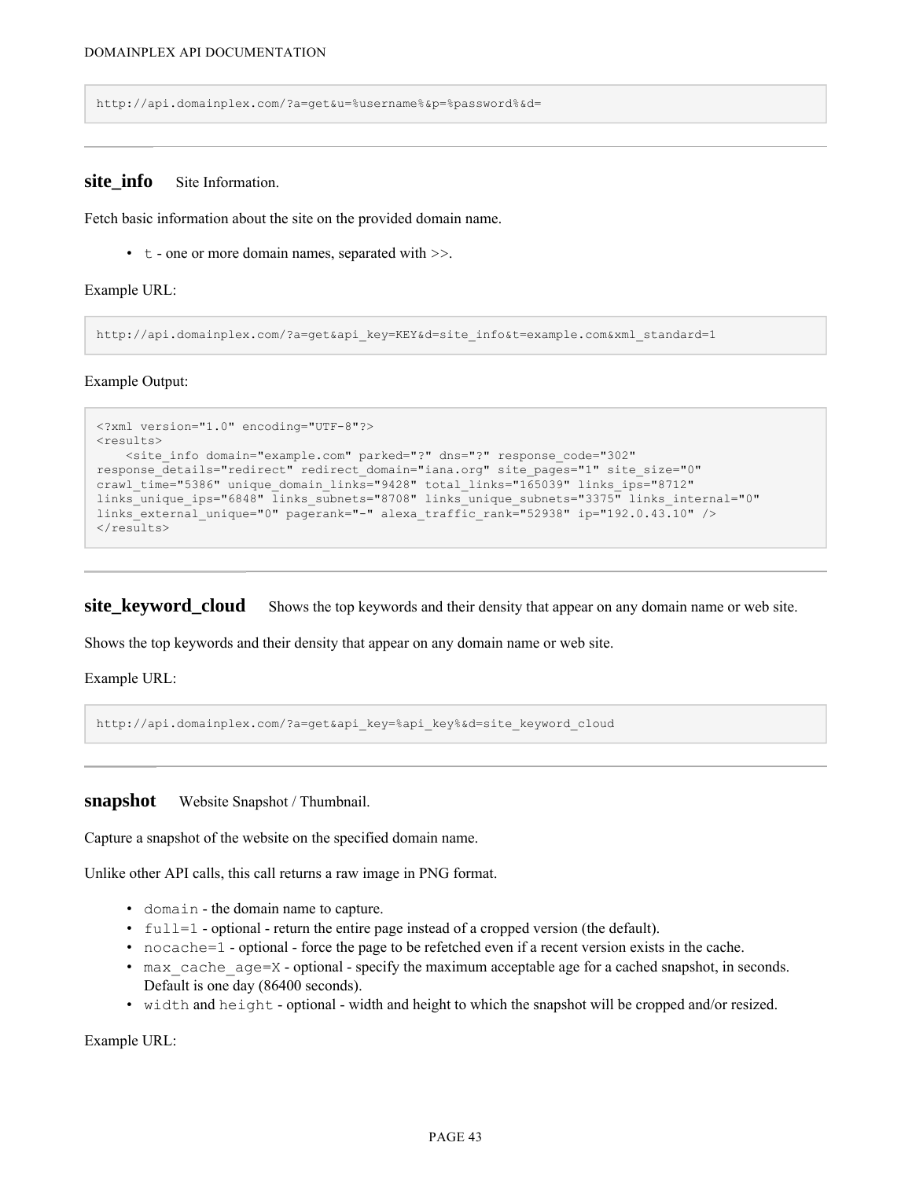```
http://api.domainplex.com/?a=get&u=%username%&p=%password%&d=
```

---

## site_info Site Information.

Fetch basic information about the site on the provided domain name.

- `t` - one or more domain names, separated with >>.

Example URL:

```
http://api.domainplex.com/?a=get&api_key=KEY&d=site_info&t=example.com&xml_standard=1
```

Example Output:

```
<?xml version="1.0" encoding="UTF-8"?>
<results>
    <site_info domain="example.com" parked="?" dns="?" response_code="302"
response_details="redirect" redirect_domain="iana.org" site_pages="1" site_size="0"
crawl_time="5386" unique_domain_links="9428" total_links="165039" links_ips="8712"
links_unique_ips="6848" links_subnets="8708" links_unique_subnets="3375" links_internal="0"
links_external_unique="0" pagerank="-" alexa_traffic_rank="52938" ip="192.0.43.10" />
</results>
```

---

## site_keyword_cloud Shows the top keywords and their density that appear on any domain name or web site.

Shows the top keywords and their density that appear on any domain name or web site.

Example URL:

```
http://api.domainplex.com/?a=get&api_key=%api_key%&d=site_keyword_cloud
```

---

## snapshot Website Snapshot / Thumbnail.

Capture a snapshot of the website on the specified domain name.

Unlike other API calls, this call returns a raw image in PNG format.

- `domain` - the domain name to capture.
- `full=1` - optional - return the entire page instead of a cropped version (the default).
- `nocache=1` - optional - force the page to be refetched even if a recent version exists in the cache.
- `max_cache_age=X` - optional - specify the maximum acceptable age for a cached snapshot, in seconds. Default is one day (86400 seconds).
- `width` and `height` - optional - width and height to which the snapshot will be cropped and/or resized.

Example URL: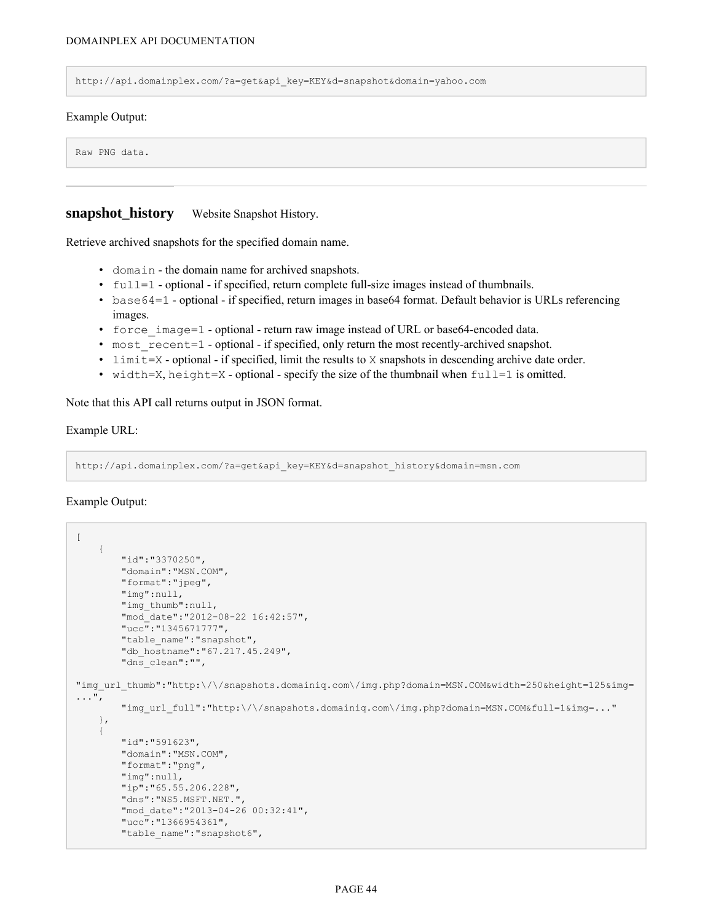```
http://api.domainplex.com/?a=get&api_key=KEY&d=snapshot&domain=yahoo.com
```

Example Output:

```
Raw PNG data.
```

---

## snapshot_history

Website Snapshot History.

Retrieve archived snapshots for the specified domain name.

- `domain` - the domain name for archived snapshots.
- `full=1` - optional - if specified, return complete full-size images instead of thumbnails.
- `base64=1` - optional - if specified, return images in base64 format. Default behavior is URLs referencing images.
- `force_image=1` - optional - return raw image instead of URL or base64-encoded data.
- `most_recent=1` - optional - if specified, only return the most recently-archived snapshot.
- `limit=X` - optional - if specified, limit the results to `X` snapshots in descending archive date order.
- `width=X`, `height=X` - optional - specify the size of the thumbnail when `full=1` is omitted.

Note that this API call returns output in JSON format.

Example URL:

```
http://api.domainplex.com/?a=get&api_key=KEY&d=snapshot_history&domain=msn.com
```

Example Output:

```
[
    {
        "id":"3370250",
        "domain":"MSN.COM",
        "format":"jpeg",
        "img":null,
        "img_thumb":null,
        "mod_date":"2012-08-22 16:42:57",
        "ucc":"1345671777",
        "table_name":"snapshot",
        "db_hostname":"67.217.45.249",
        "dns_clean":"",
"img_url_thumb":"http:\/\/snapshots.domainiq.com\/img.php?domain=MSN.COM&width=250&height=125&img=
...",
        "img_url_full":"http:\/\/snapshots.domainiq.com\/img.php?domain=MSN.COM&full=1&img=..."
    },
    {
        "id":"591623",
        "domain":"MSN.COM",
        "format":"png",
        "img":null,
        "ip":"65.55.206.228",
        "dns":"NS5.MSFT.NET.",
        "mod_date":"2013-04-26 00:32:41",
        "ucc":"1366954361",
        "table_name":"snapshot6",
```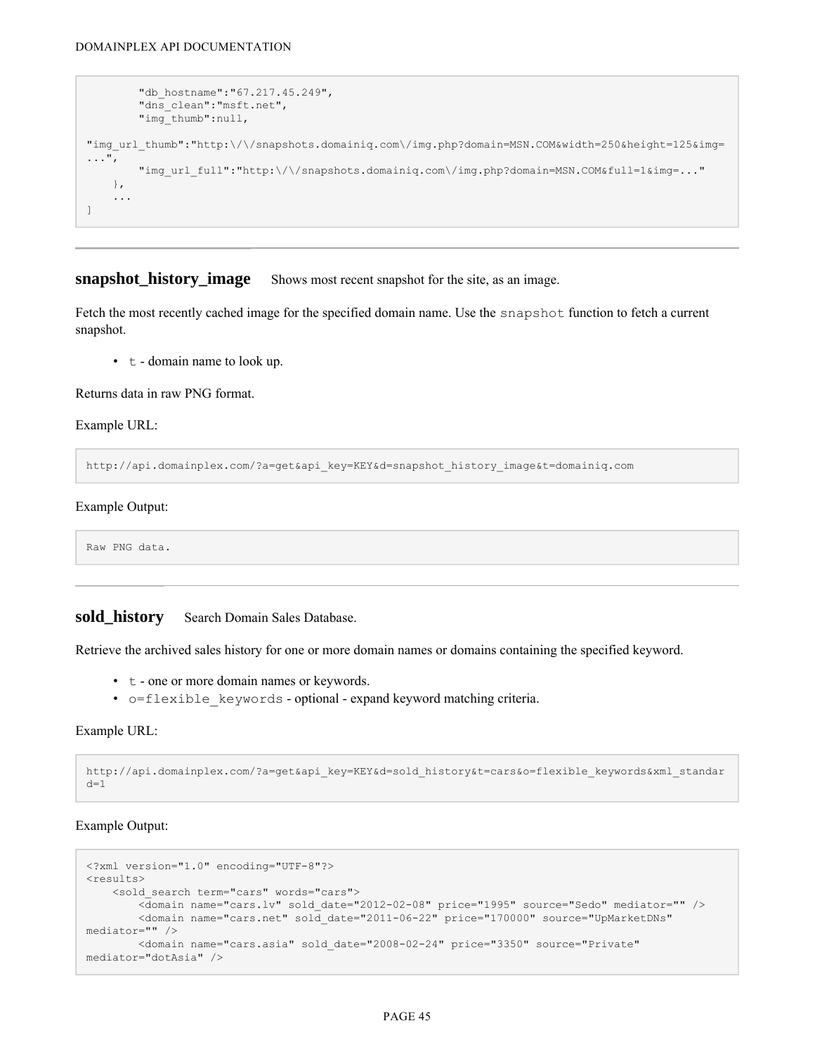```
        "db_hostname":"67.217.45.249",
        "dns_clean":"msft.net",
        "img_thumb":null,
"img_url_thumb":"http:\/\/snapshots.domainiq.com\/img.php?domain=MSN.COM&width=250&height=125&img=
...",
        "img_url_full":"http:\/\/snapshots.domainiq.com\/img.php?domain=MSN.COM&full=1&img=..."
    },
    ...
]
```

---

### snapshot_history_image

Shows most recent snapshot for the site, as an image.

Fetch the most recently cached image for the specified domain name. Use the `snapshot` function to fetch a current snapshot.

- `t` - domain name to look up.

Returns data in raw PNG format.

Example URL:

```
http://api.domainplex.com/?a=get&api_key=KEY&d=snapshot_history_image&t=domainiq.com
```

Example Output:

```
Raw PNG data.
```

---

### sold_history

Search Domain Sales Database.

Retrieve the archived sales history for one or more domain names or domains containing the specified keyword.

- `t` - one or more domain names or keywords.
- `o=flexible_keywords` - optional - expand keyword matching criteria.

Example URL:

```
http://api.domainplex.com/?a=get&api_key=KEY&d=sold_history&t=cars&o=flexible_keywords&xml_standar
d=1
```

Example Output:

```
<?xml version="1.0" encoding="UTF-8"?>
<results>
    <sold_search term="cars" words="cars">
        <domain name="cars.lv" sold_date="2012-02-08" price="1995" source="Sedo" mediator="" />
        <domain name="cars.net" sold_date="2011-06-22" price="170000" source="UpMarketDNs"
mediator="" />
        <domain name="cars.asia" sold_date="2008-02-24" price="3350" source="Private"
mediator="dotAsia" />
```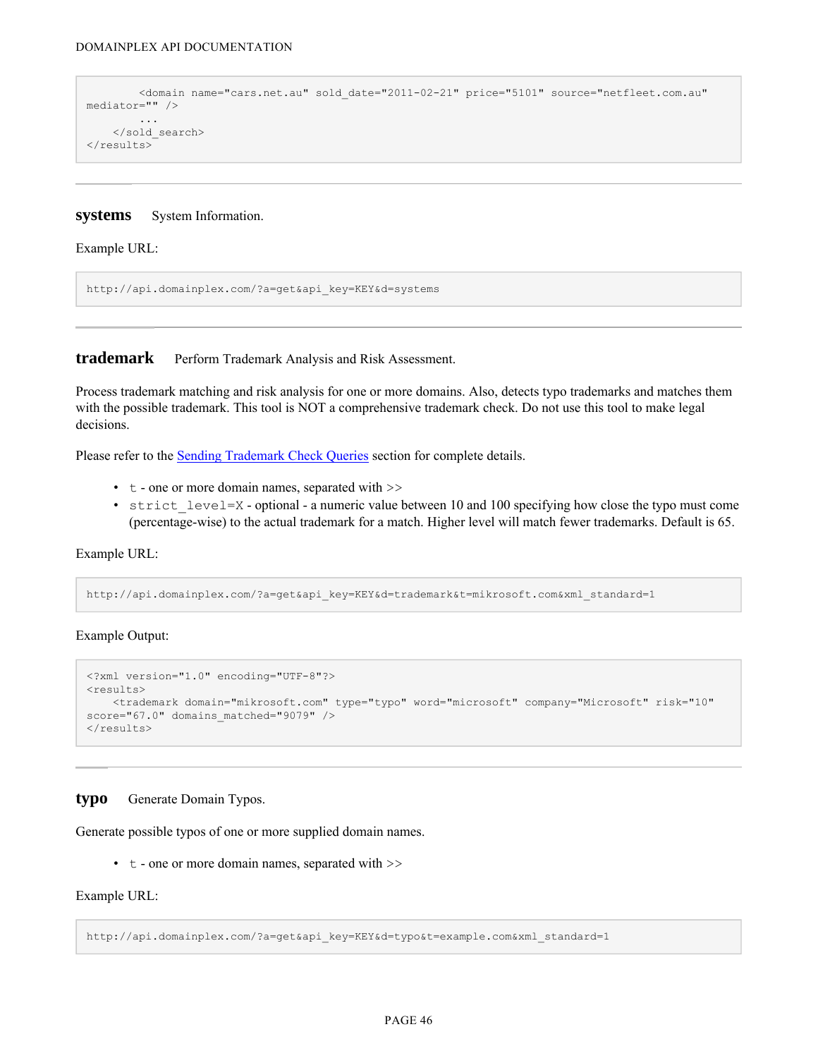```
        <domain name="cars.net.au" sold_date="2011-02-21" price="5101" source="netfleet.com.au"
mediator="" />
        ...
    </sold_search>
</results>
```

---

### systems

System Information.

Example URL:

```
http://api.domainplex.com/?a=get&api_key=KEY&d=systems
```

---

### trademark

Perform Trademark Analysis and Risk Assessment.

Process trademark matching and risk analysis for one or more domains. Also, detects typo trademarks and matches them with the possible trademark. This tool is NOT a comprehensive trademark check. Do not use this tool to make legal decisions.

Please refer to the [Sending Trademark Check Queries](#) section for complete details.

- `t` - one or more domain names, separated with >>
- `strict_level=X` - optional - a numeric value between 10 and 100 specifying how close the typo must come (percentage-wise) to the actual trademark for a match. Higher level will match fewer trademarks. Default is 65.

Example URL:

```
http://api.domainplex.com/?a=get&api_key=KEY&d=trademark&t=mikrosoft.com&xml_standard=1
```

Example Output:

```
<?xml version="1.0" encoding="UTF-8"?>
<results>
    <trademark domain="mikrosoft.com" type="typo" word="microsoft" company="Microsoft" risk="10"
score="67.0" domains_matched="9079" />
</results>
```

---

### typo

Generate Domain Typos.

Generate possible typos of one or more supplied domain names.

- `t` - one or more domain names, separated with >>

Example URL:

```
http://api.domainplex.com/?a=get&api_key=KEY&d=typo&t=example.com&xml_standard=1
```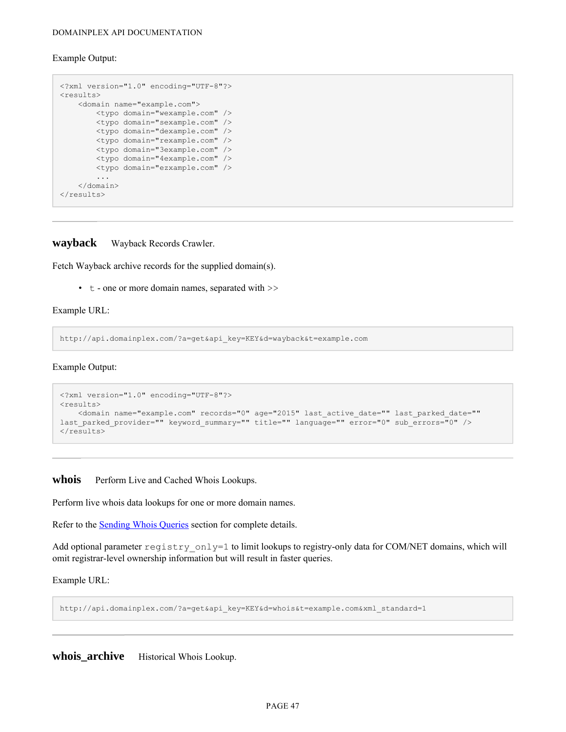Example Output:

```
<?xml version="1.0" encoding="UTF-8"?>
<results>
    <domain name="example.com">
        <typo domain="wexample.com" />
        <typo domain="sexample.com" />
        <typo domain="dexample.com" />
        <typo domain="rexample.com" />
        <typo domain="3example.com" />
        <typo domain="4example.com" />
        <typo domain="ezxample.com" />
        ...
    </domain>
</results>
```

---

## wayback Wayback Records Crawler.

Fetch Wayback archive records for the supplied domain(s).

- `t` - one or more domain names, separated with >>

Example URL:

```
http://api.domainplex.com/?a=get&api_key=KEY&d=wayback&t=example.com
```

Example Output:

```
<?xml version="1.0" encoding="UTF-8"?>
<results>
    <domain name="example.com" records="0" age="2015" last_active_date="" last_parked_date=""
last_parked_provider="" keyword_summary="" title="" language="" error="0" sub_errors="0" />
</results>
```

---

## whois Perform Live and Cached Whois Lookups.

Perform live whois data lookups for one or more domain names.

Refer to the Sending Whois Queries section for complete details.

Add optional parameter `registry_only=1` to limit lookups to registry-only data for COM/NET domains, which will omit registrar-level ownership information but will result in faster queries.

Example URL:

```
http://api.domainplex.com/?a=get&api_key=KEY&d=whois&t=example.com&xml_standard=1
```

---

## whois_archive Historical Whois Lookup.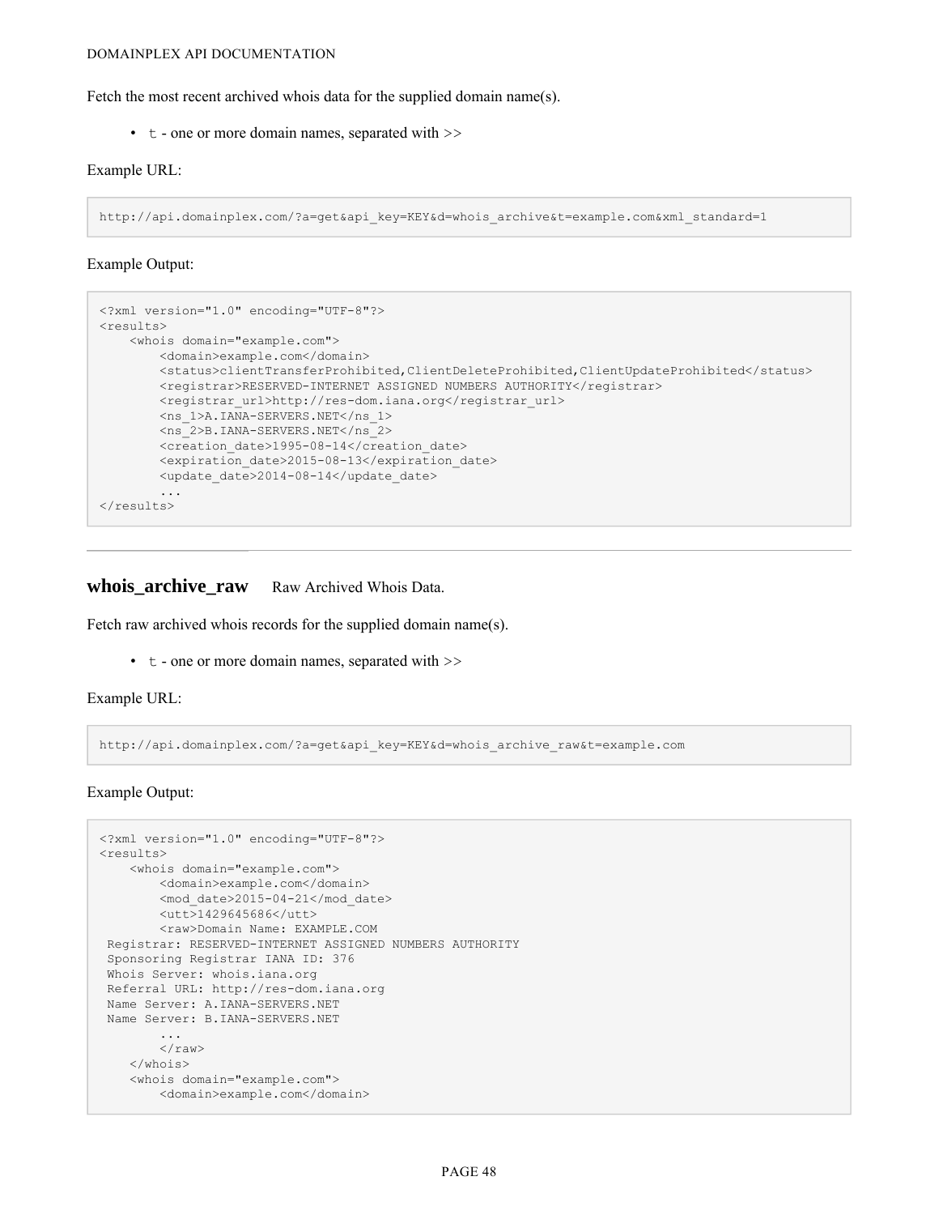Fetch the most recent archived whois data for the supplied domain name(s).

- `t` - one or more domain names, separated with >>

Example URL:

```
http://api.domainplex.com/?a=get&api_key=KEY&d=whois_archive&t=example.com&xml_standard=1
```

Example Output:

```
<?xml version="1.0" encoding="UTF-8"?>
<results>
    <whois domain="example.com">
        <domain>example.com</domain>
        <status>clientTransferProhibited,ClientDeleteProhibited,ClientUpdateProhibited</status>
        <registrar>RESERVED-INTERNET ASSIGNED NUMBERS AUTHORITY</registrar>
        <registrar_url>http://res-dom.iana.org</registrar_url>
        <ns_1>A.IANA-SERVERS.NET</ns_1>
        <ns_2>B.IANA-SERVERS.NET</ns_2>
        <creation_date>1995-08-14</creation_date>
        <expiration_date>2015-08-13</expiration_date>
        <update_date>2014-08-14</update_date>
        ...
</results>
```

---

## whois_archive_raw

Raw Archived Whois Data.

Fetch raw archived whois records for the supplied domain name(s).

- `t` - one or more domain names, separated with >>

Example URL:

```
http://api.domainplex.com/?a=get&api_key=KEY&d=whois_archive_raw&t=example.com
```

Example Output:

```
<?xml version="1.0" encoding="UTF-8"?>
<results>
    <whois domain="example.com">
        <domain>example.com</domain>
        <mod_date>2015-04-21</mod_date>
        <utt>1429645686</utt>
        <raw>Domain Name: EXAMPLE.COM
 Registrar: RESERVED-INTERNET ASSIGNED NUMBERS AUTHORITY
 Sponsoring Registrar IANA ID: 376
 Whois Server: whois.iana.org
 Referral URL: http://res-dom.iana.org
 Name Server: A.IANA-SERVERS.NET
 Name Server: B.IANA-SERVERS.NET
        ...
        </raw>
    </whois>
    <whois domain="example.com">
        <domain>example.com</domain>
```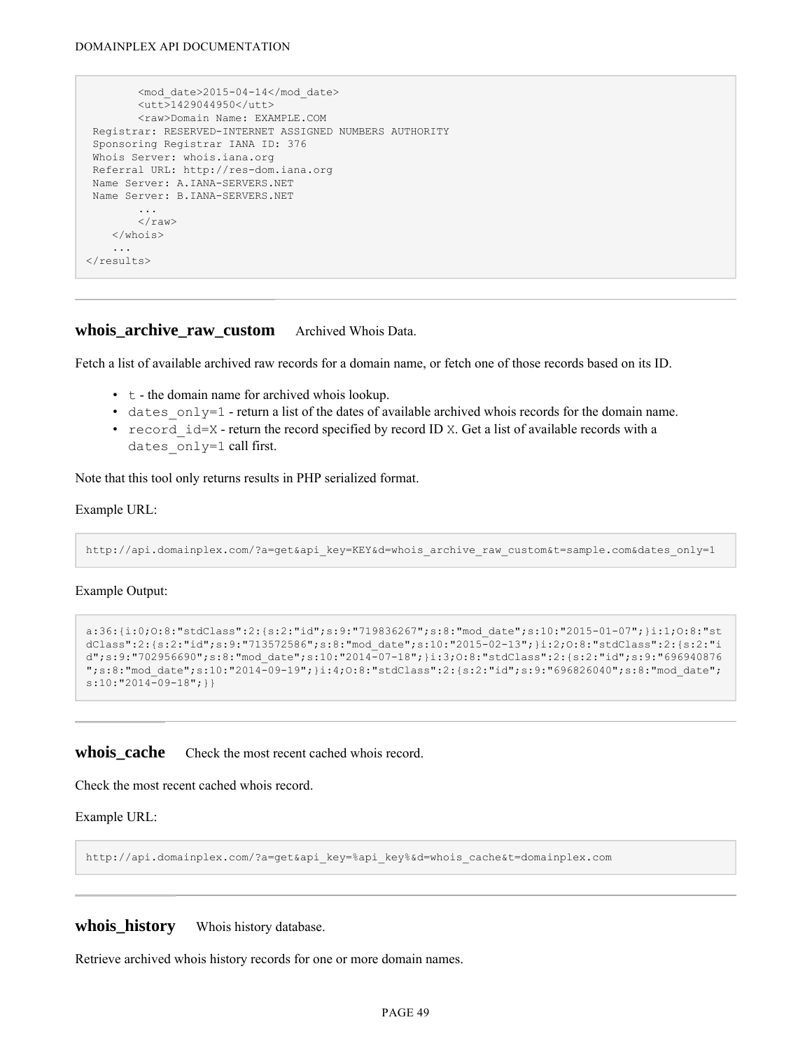```
        <mod_date>2015-04-14</mod_date>
        <utt>1429044950</utt>
        <raw>Domain Name: EXAMPLE.COM
 Registrar: RESERVED-INTERNET ASSIGNED NUMBERS AUTHORITY
 Sponsoring Registrar IANA ID: 376
 Whois Server: whois.iana.org
 Referral URL: http://res-dom.iana.org
 Name Server: A.IANA-SERVERS.NET
 Name Server: B.IANA-SERVERS.NET
        ...
        </raw>
    </whois>
    ...
</results>
```

---

## whois_archive_raw_custom  Archived Whois Data.

Fetch a list of available archived raw records for a domain name, or fetch one of those records based on its ID.

- `t` - the domain name for archived whois lookup.
- `dates_only=1` - return a list of the dates of available archived whois records for the domain name.
- `record_id=X` - return the record specified by record ID `X`. Get a list of available records with a `dates_only=1` call first.

Note that this tool only returns results in PHP serialized format.

Example URL:

```
http://api.domainplex.com/?a=get&api_key=KEY&d=whois_archive_raw_custom&t=sample.com&dates_only=1
```

Example Output:

```
a:36:{i:0;O:8:"stdClass":2:{s:2:"id";s:9:"719836267";s:8:"mod_date";s:10:"2015-01-07";}i:1;O:8:"stdClass":2:{s:2:"id";s:9:"713572586";s:8:"mod_date";s:10:"2015-02-13";}i:2;O:8:"stdClass":2:{s:2:"id";s:9:"702956690";s:8:"mod_date";s:10:"2014-07-18";}i:3;O:8:"stdClass":2:{s:2:"id";s:9:"696940876";s:8:"mod_date";s:10:"2014-09-19";}i:4;O:8:"stdClass":2:{s:2:"id";s:9:"696826040";s:8:"mod_date";s:10:"2014-09-18";}}
```

---

## whois_cache  Check the most recent cached whois record.

Check the most recent cached whois record.

Example URL:

```
http://api.domainplex.com/?a=get&api_key=%api_key%&d=whois_cache&t=domainplex.com
```

---

## whois_history  Whois history database.

Retrieve archived whois history records for one or more domain names.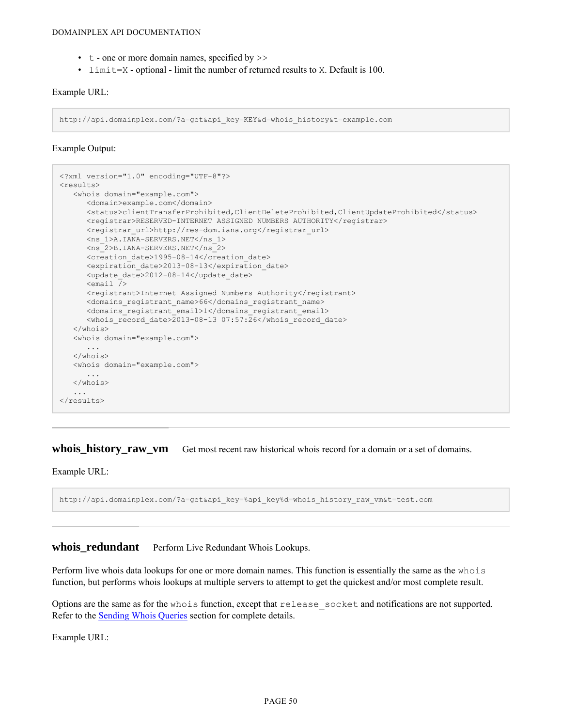- `t` - one or more domain names, specified by >>
- `limit=X` - optional - limit the number of returned results to `X`. Default is 100.

Example URL:

```
http://api.domainplex.com/?a=get&api_key=KEY&d=whois_history&t=example.com
```

Example Output:

```
<?xml version="1.0" encoding="UTF-8"?>
<results>
   <whois domain="example.com">
      <domain>example.com</domain>
      <status>clientTransferProhibited,ClientDeleteProhibited,ClientUpdateProhibited</status>
      <registrar>RESERVED-INTERNET ASSIGNED NUMBERS AUTHORITY</registrar>
      <registrar_url>http://res-dom.iana.org</registrar_url>
      <ns_1>A.IANA-SERVERS.NET</ns_1>
      <ns_2>B.IANA-SERVERS.NET</ns_2>
      <creation_date>1995-08-14</creation_date>
      <expiration_date>2013-08-13</expiration_date>
      <update_date>2012-08-14</update_date>
      <email />
      <registrant>Internet Assigned Numbers Authority</registrant>
      <domains_registrant_name>66</domains_registrant_name>
      <domains_registrant_email>1</domains_registrant_email>
      <whois_record_date>2013-08-13 07:57:26</whois_record_date>
   </whois>
   <whois domain="example.com">
      ...
   </whois>
   <whois domain="example.com">
      ...
   </whois>
   ...
</results>
```

---

## whois_history_raw_vm

Get most recent raw historical whois record for a domain or a set of domains.

Example URL:

```
http://api.domainplex.com/?a=get&api_key=%api_key%d=whois_history_raw_vm&t=test.com
```

---

## whois_redundant

Perform Live Redundant Whois Lookups.

Perform live whois data lookups for one or more domain names. This function is essentially the same as the `whois` function, but performs whois lookups at multiple servers to attempt to get the quickest and/or most complete result.

Options are the same as for the `whois` function, except that `release_socket` and notifications are not supported. Refer to the Sending Whois Queries section for complete details.

Example URL: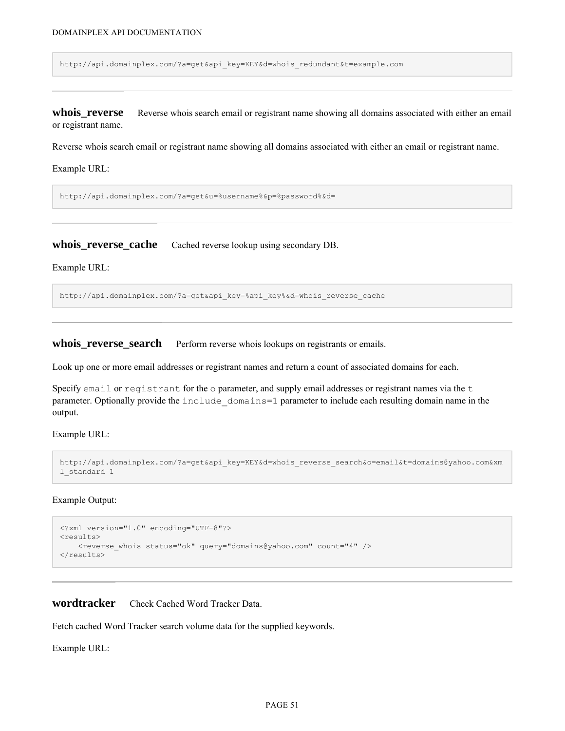```
http://api.domainplex.com/?a=get&api_key=KEY&d=whois_redundant&t=example.com
```

---

### whois_reverse

Reverse whois search email or registrant name showing all domains associated with either an email or registrant name.

Reverse whois search email or registrant name showing all domains associated with either an email or registrant name.

Example URL:

```
http://api.domainplex.com/?a=get&u=%username%&p=%password%&d=
```

---

### whois_reverse_cache

Cached reverse lookup using secondary DB.

Example URL:

```
http://api.domainplex.com/?a=get&api_key=%api_key%&d=whois_reverse_cache
```

---

### whois_reverse_search

Perform reverse whois lookups on registrants or emails.

Look up one or more email addresses or registrant names and return a count of associated domains for each.

Specify `email` or `registrant` for the `o` parameter, and supply email addresses or registrant names via the `t` parameter. Optionally provide the `include_domains=1` parameter to include each resulting domain name in the output.

Example URL:

```
http://api.domainplex.com/?a=get&api_key=KEY&d=whois_reverse_search&o=email&t=domains@yahoo.com&xml_standard=1
```

Example Output:

```
<?xml version="1.0" encoding="UTF-8"?>
<results>
    <reverse_whois status="ok" query="domains@yahoo.com" count="4" />
</results>
```

---

### wordtracker

Check Cached Word Tracker Data.

Fetch cached Word Tracker search volume data for the supplied keywords.

Example URL: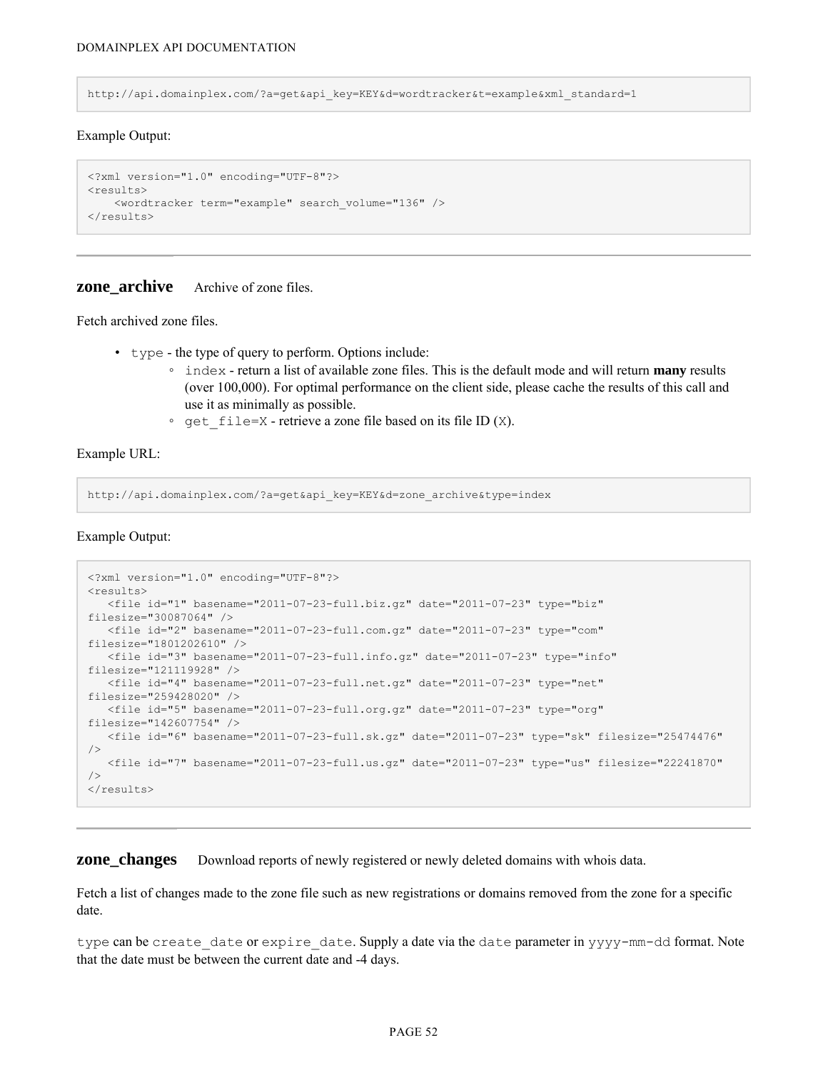```
http://api.domainplex.com/?a=get&api_key=KEY&d=wordtracker&t=example&xml_standard=1
```

Example Output:

```
<?xml version="1.0" encoding="UTF-8"?>
<results>
    <wordtracker term="example" search_volume="136" />
</results>
```

---

## zone_archive

Archive of zone files.

Fetch archived zone files.

- `type` - the type of query to perform. Options include:
  - `index` - return a list of available zone files. This is the default mode and will return **many** results (over 100,000). For optimal performance on the client side, please cache the results of this call and use it as minimally as possible.
  - `get_file=X` - retrieve a zone file based on its file ID (`X`).

Example URL:

```
http://api.domainplex.com/?a=get&api_key=KEY&d=zone_archive&type=index
```

Example Output:

```
<?xml version="1.0" encoding="UTF-8"?>
<results>
   <file id="1" basename="2011-07-23-full.biz.gz" date="2011-07-23" type="biz"
filesize="30087064" />
   <file id="2" basename="2011-07-23-full.com.gz" date="2011-07-23" type="com"
filesize="1801202610" />
   <file id="3" basename="2011-07-23-full.info.gz" date="2011-07-23" type="info"
filesize="121119928" />
   <file id="4" basename="2011-07-23-full.net.gz" date="2011-07-23" type="net"
filesize="259428020" />
   <file id="5" basename="2011-07-23-full.org.gz" date="2011-07-23" type="org"
filesize="142607754" />
   <file id="6" basename="2011-07-23-full.sk.gz" date="2011-07-23" type="sk" filesize="25474476"
/>
   <file id="7" basename="2011-07-23-full.us.gz" date="2011-07-23" type="us" filesize="22241870"
/>
</results>
```

---

## zone_changes

Download reports of newly registered or newly deleted domains with whois data.

Fetch a list of changes made to the zone file such as new registrations or domains removed from the zone for a specific date.

`type` can be `create_date` or `expire_date`. Supply a date via the `date` parameter in `yyyy-mm-dd` format. Note that the date must be between the current date and -4 days.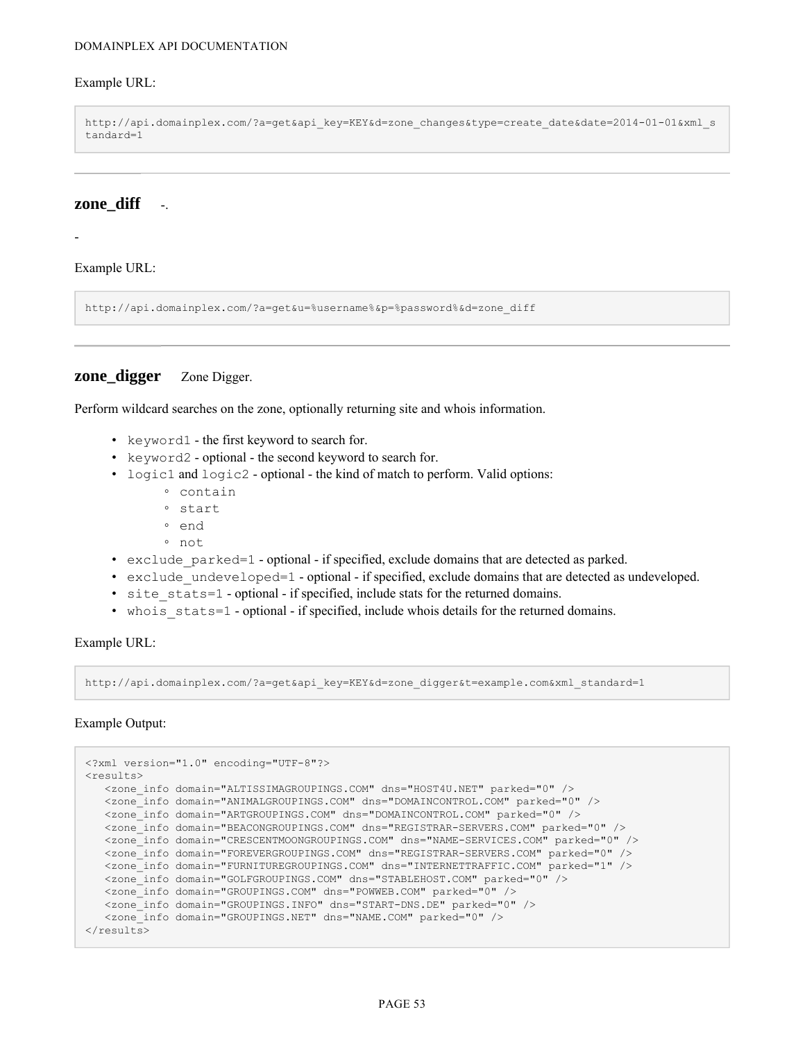Example URL:

```
http://api.domainplex.com/?a=get&api_key=KEY&d=zone_changes&type=create_date&date=2014-01-01&xml_standard=1
```

---

## **zone_diff** -.

-

Example URL:

```
http://api.domainplex.com/?a=get&u=%username%&p=%password%&d=zone_diff
```

---

## **zone_digger** Zone Digger.

Perform wildcard searches on the zone, optionally returning site and whois information.

- `keyword1` - the first keyword to search for.
- `keyword2` - optional - the second keyword to search for.
- `logic1` and `logic2` - optional - the kind of match to perform. Valid options:
  - `contain`
  - `start`
  - `end`
  - `not`
- `exclude_parked=1` - optional - if specified, exclude domains that are detected as parked.
- `exclude_undeveloped=1` - optional - if specified, exclude domains that are detected as undeveloped.
- `site_stats=1` - optional - if specified, include stats for the returned domains.
- `whois_stats=1` - optional - if specified, include whois details for the returned domains.

Example URL:

```
http://api.domainplex.com/?a=get&api_key=KEY&d=zone_digger&t=example.com&xml_standard=1
```

Example Output:

```
<?xml version="1.0" encoding="UTF-8"?>
<results>
   <zone_info domain="ALTISSIMAGROUPINGS.COM" dns="HOST4U.NET" parked="0" />
   <zone_info domain="ANIMALGROUPINGS.COM" dns="DOMAINCONTROL.COM" parked="0" />
   <zone_info domain="ARTGROUPINGS.COM" dns="DOMAINCONTROL.COM" parked="0" />
   <zone_info domain="BEACONGROUPINGS.COM" dns="REGISTRAR-SERVERS.COM" parked="0" />
   <zone_info domain="CRESCENTMOONGROUPINGS.COM" dns="NAME-SERVICES.COM" parked="0" />
   <zone_info domain="FOREVERGROUPINGS.COM" dns="REGISTRAR-SERVERS.COM" parked="0" />
   <zone_info domain="FURNITUREGROUPINGS.COM" dns="INTERNETTRAFFIC.COM" parked="1" />
   <zone_info domain="GOLFGROUPINGS.COM" dns="STABLEHOST.COM" parked="0" />
   <zone_info domain="GROUPINGS.COM" dns="POWWEB.COM" parked="0" />
   <zone_info domain="GROUPINGS.INFO" dns="START-DNS.DE" parked="0" />
   <zone_info domain="GROUPINGS.NET" dns="NAME.COM" parked="0" />
</results>
```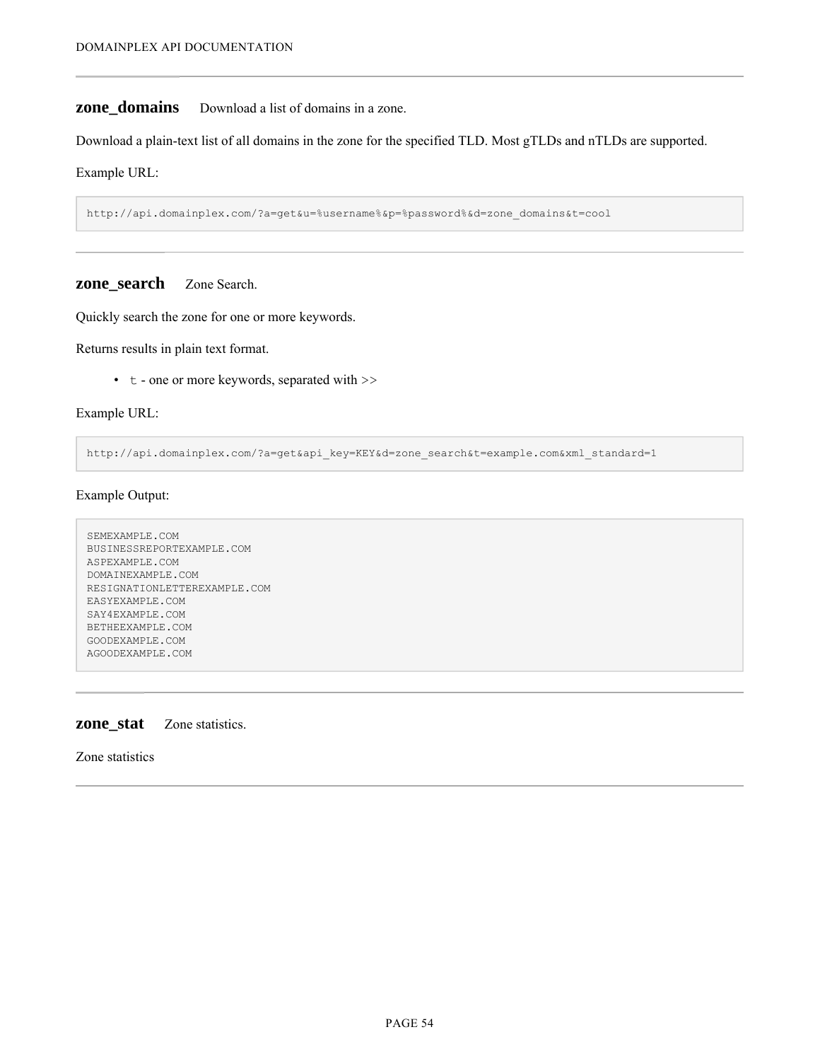## zone_domains    Download a list of domains in a zone.

Download a plain-text list of all domains in the zone for the specified TLD. Most gTLDs and nTLDs are supported.

Example URL:

```
http://api.domainplex.com/?a=get&u=%username%&p=%password%&d=zone_domains&t=cool
```

---

## zone_search    Zone Search.

Quickly search the zone for one or more keywords.

Returns results in plain text format.

- `t` - one or more keywords, separated with >>

Example URL:

```
http://api.domainplex.com/?a=get&api_key=KEY&d=zone_search&t=example.com&xml_standard=1
```

Example Output:

```
SEMEXAMPLE.COM
BUSINESSREPORTEXAMPLE.COM
ASPEXAMPLE.COM
DOMAINEXAMPLE.COM
RESIGNATIONLETTEREXAMPLE.COM
EASYEXAMPLE.COM
SAY4EXAMPLE.COM
BETHEEXAMPLE.COM
GOODEXAMPLE.COM
AGOODEXAMPLE.COM
```

---

## zone_stat    Zone statistics.

Zone statistics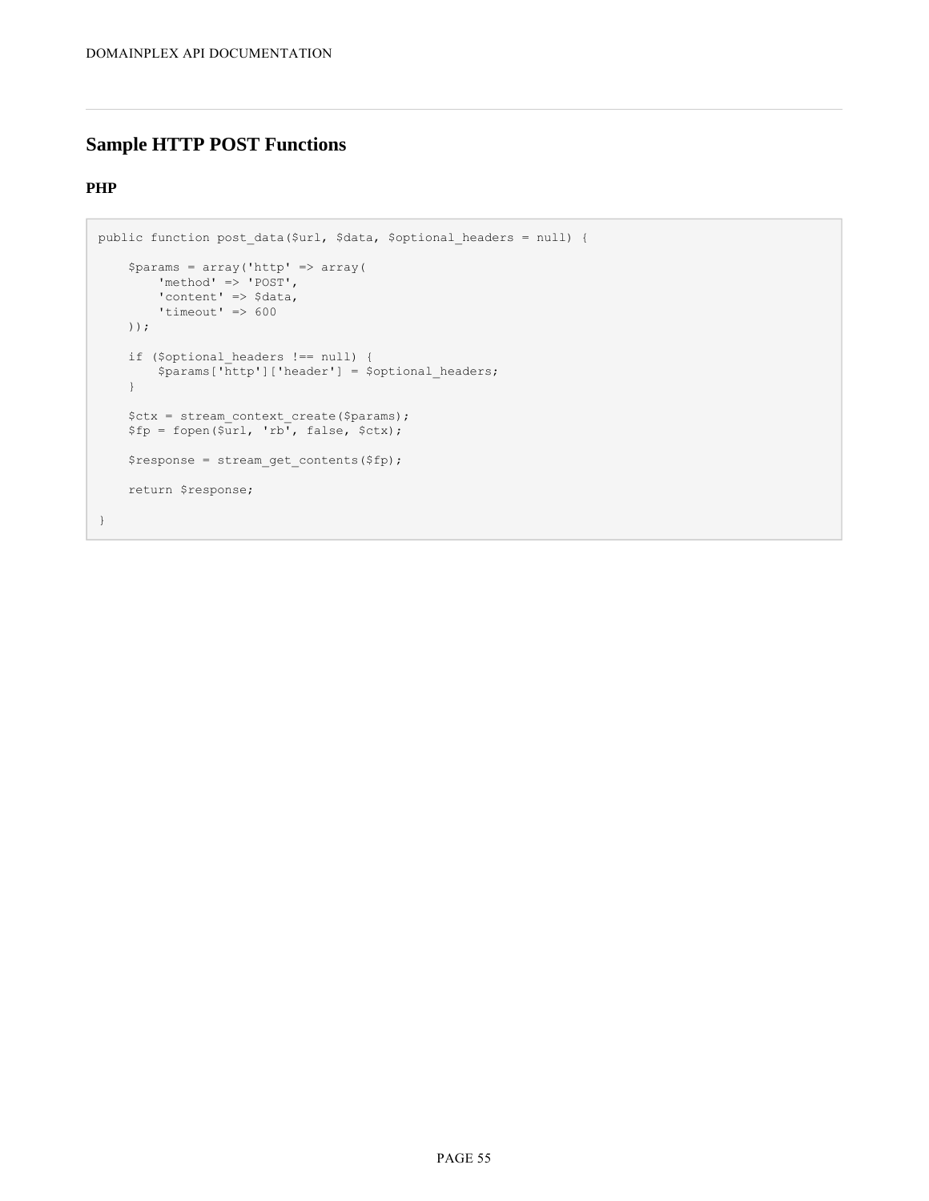## Sample HTTP POST Functions

### PHP

```
public function post_data($url, $data, $optional_headers = null) {

    $params = array('http' => array(
        'method' => 'POST',
        'content' => $data,
        'timeout' => 600
    ));

    if ($optional_headers !== null) {
        $params['http']['header'] = $optional_headers;
    }

    $ctx = stream_context_create($params);
    $fp = fopen($url, 'rb', false, $ctx);

    $response = stream_get_contents($fp);

    return $response;

}
```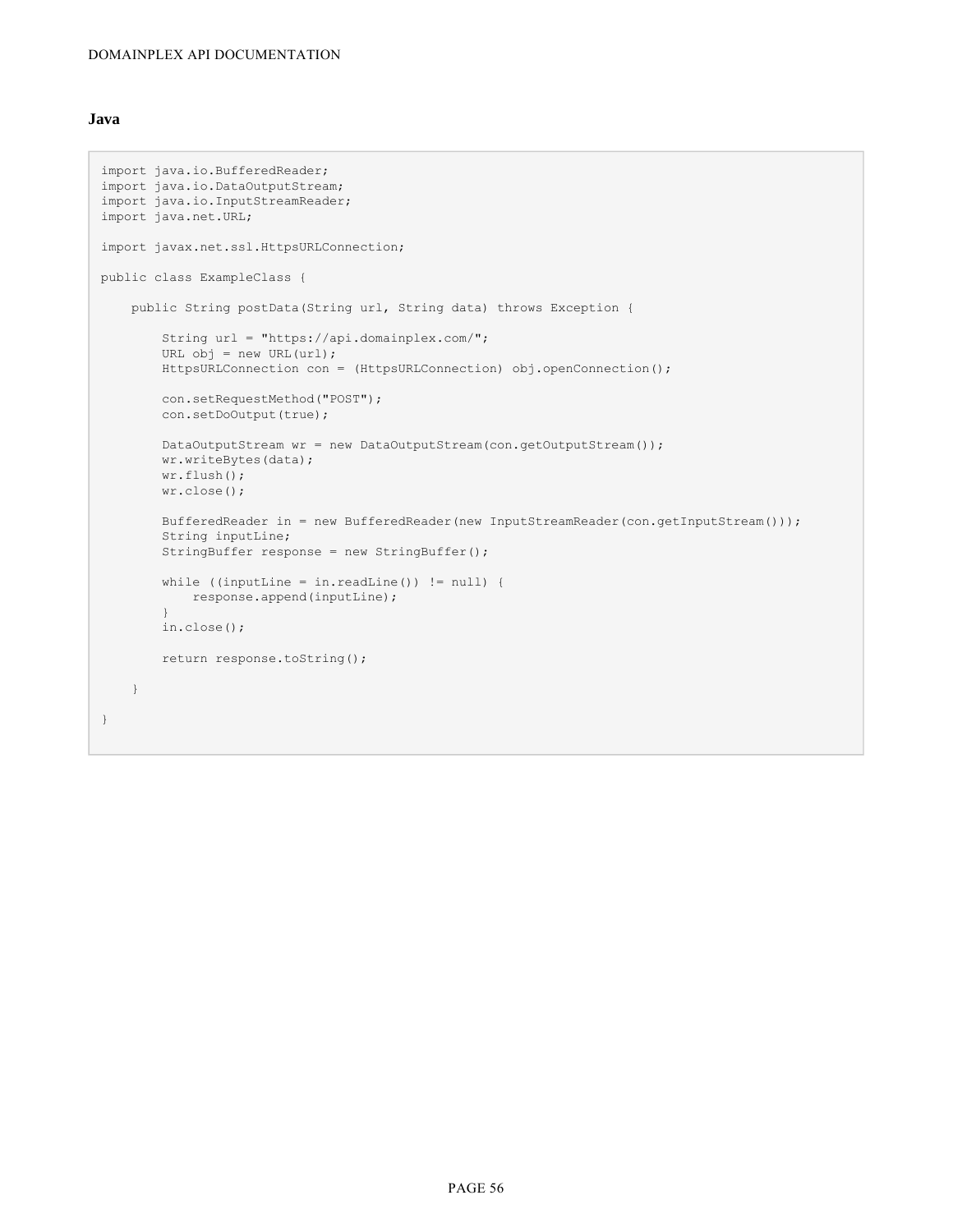### Java

```
import java.io.BufferedReader;
import java.io.DataOutputStream;
import java.io.InputStreamReader;
import java.net.URL;

import javax.net.ssl.HttpsURLConnection;

public class ExampleClass {

    public String postData(String url, String data) throws Exception {

        String url = "https://api.domainplex.com/";
        URL obj = new URL(url);
        HttpsURLConnection con = (HttpsURLConnection) obj.openConnection();

        con.setRequestMethod("POST");
        con.setDoOutput(true);

        DataOutputStream wr = new DataOutputStream(con.getOutputStream());
        wr.writeBytes(data);
        wr.flush();
        wr.close();

        BufferedReader in = new BufferedReader(new InputStreamReader(con.getInputStream()));
        String inputLine;
        StringBuffer response = new StringBuffer();

        while ((inputLine = in.readLine()) != null) {
            response.append(inputLine);
        }
        in.close();

        return response.toString();

    }

}
```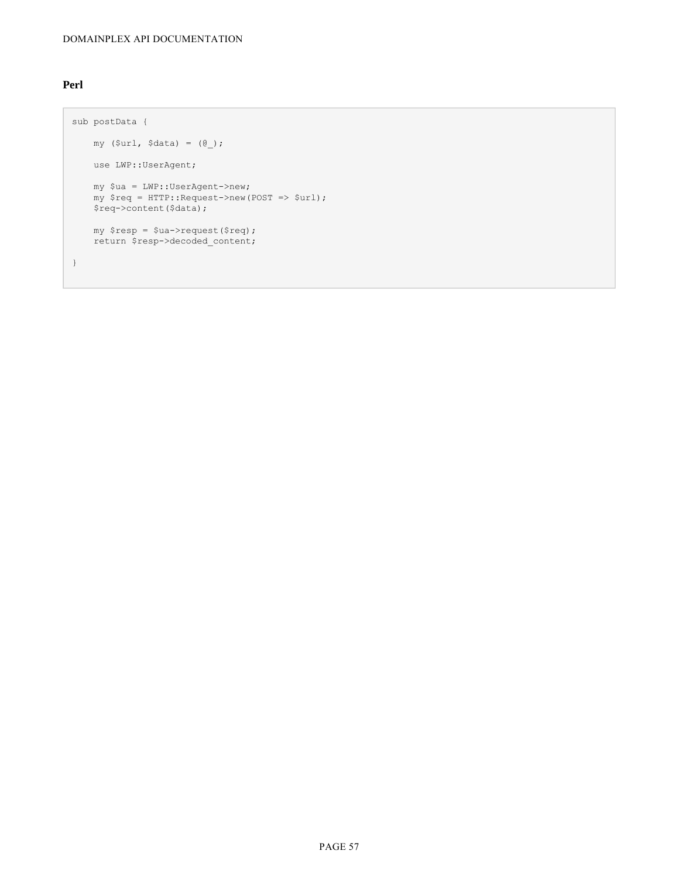## Perl

```
sub postData {

    my ($url, $data) = (@_);

    use LWP::UserAgent;

    my $ua = LWP::UserAgent->new;
    my $req = HTTP::Request->new(POST => $url);
    $req->content($data);

    my $resp = $ua->request($req);
    return $resp->decoded_content;

}
```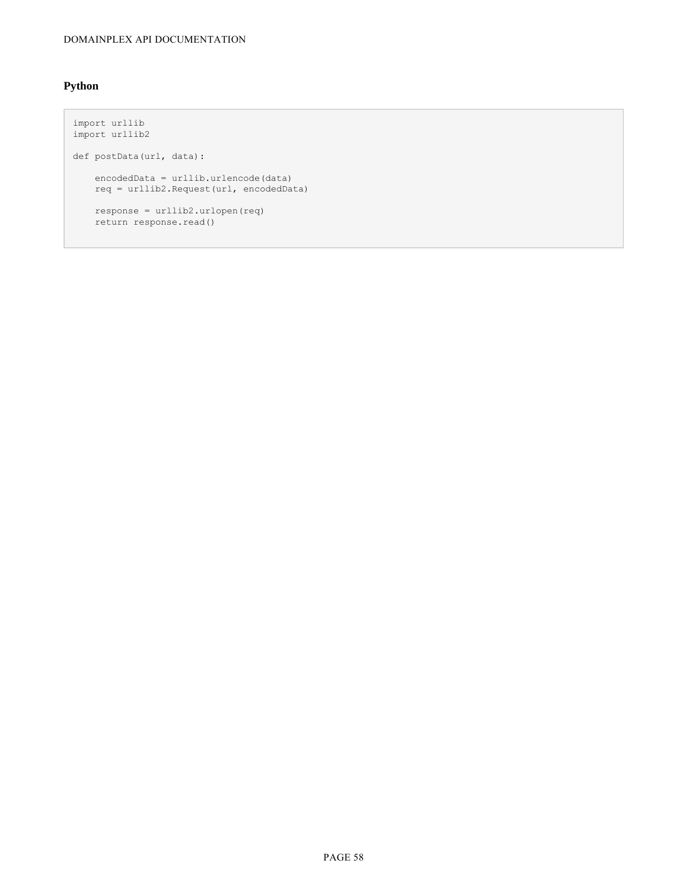### Python

```
import urllib
import urllib2

def postData(url, data):

    encodedData = urllib.urlencode(data)
    req = urllib2.Request(url, encodedData)

    response = urllib2.urlopen(req)
    return response.read()
```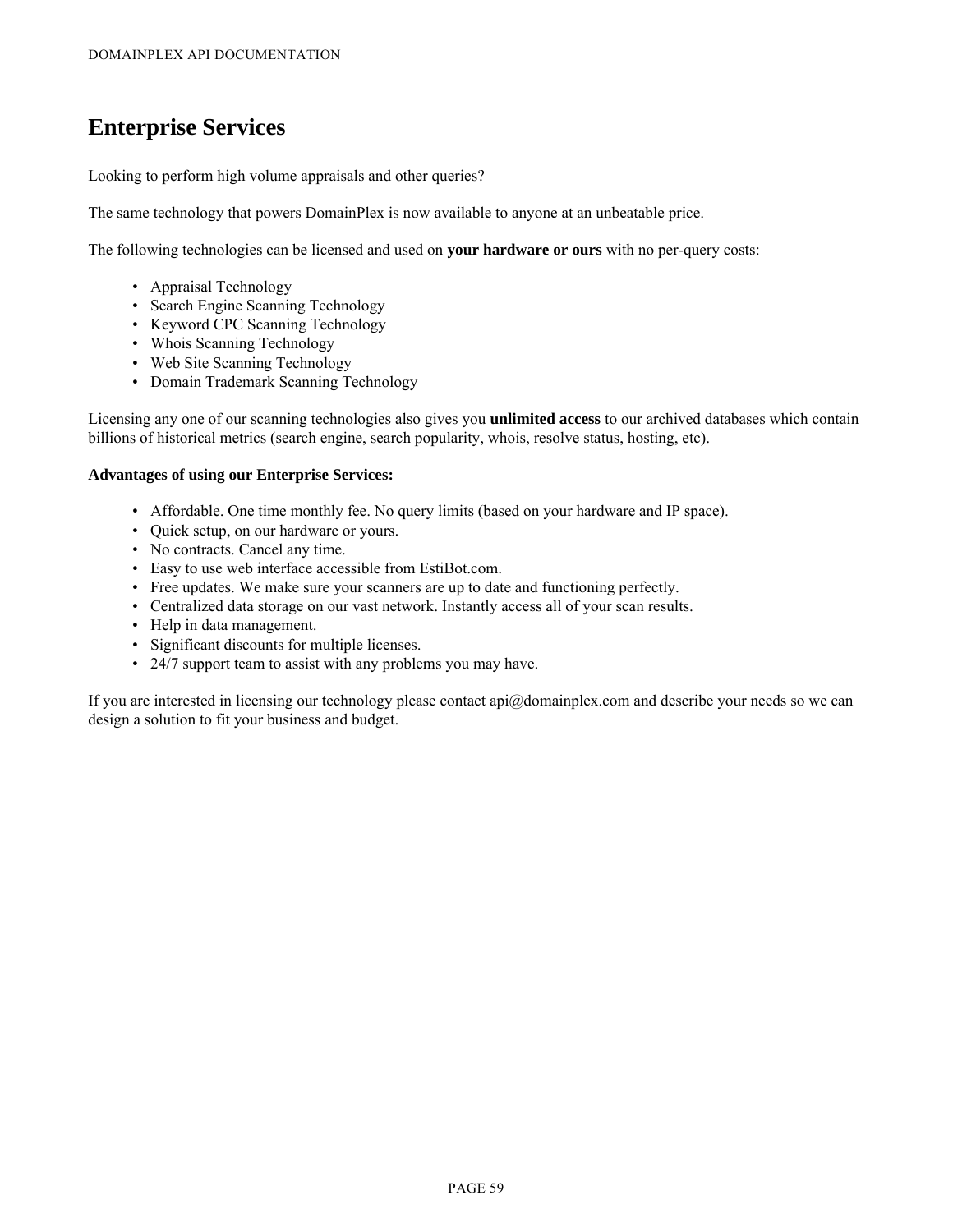# Enterprise Services

Looking to perform high volume appraisals and other queries?

The same technology that powers DomainPlex is now available to anyone at an unbeatable price.

The following technologies can be licensed and used on **your hardware or ours** with no per-query costs:

- Appraisal Technology
- Search Engine Scanning Technology
- Keyword CPC Scanning Technology
- Whois Scanning Technology
- Web Site Scanning Technology
- Domain Trademark Scanning Technology

Licensing any one of our scanning technologies also gives you **unlimited access** to our archived databases which contain billions of historical metrics (search engine, search popularity, whois, resolve status, hosting, etc).

**Advantages of using our Enterprise Services:**

- Affordable. One time monthly fee. No query limits (based on your hardware and IP space).
- Quick setup, on our hardware or yours.
- No contracts. Cancel any time.
- Easy to use web interface accessible from EstiBot.com.
- Free updates. We make sure your scanners are up to date and functioning perfectly.
- Centralized data storage on our vast network. Instantly access all of your scan results.
- Help in data management.
- Significant discounts for multiple licenses.
- 24/7 support team to assist with any problems you may have.

If you are interested in licensing our technology please contact api@domainplex.com and describe your needs so we can design a solution to fit your business and budget.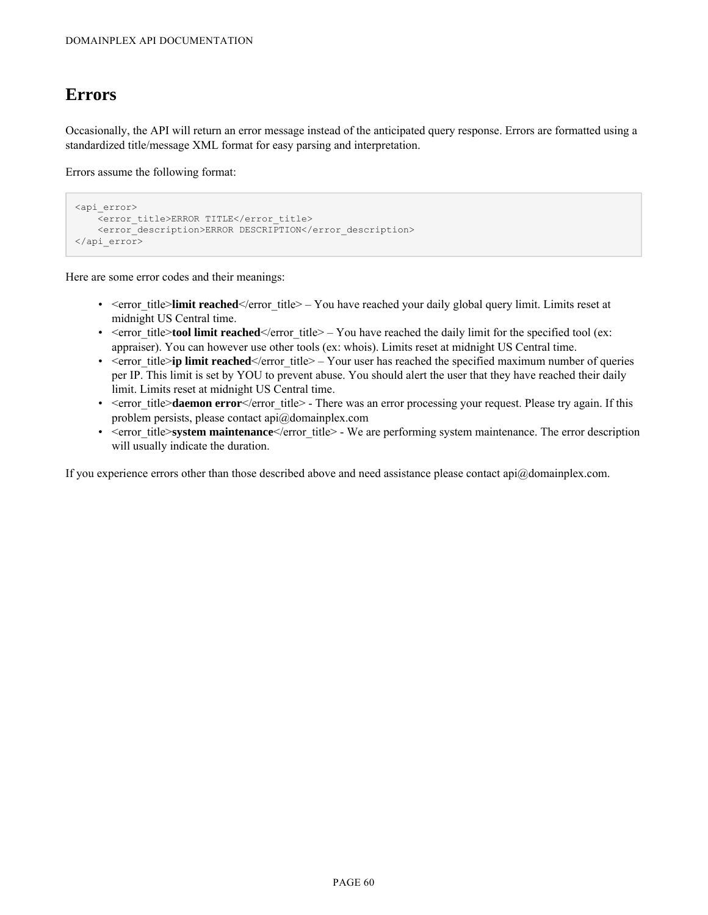# Errors

Occasionally, the API will return an error message instead of the anticipated query response. Errors are formatted using a standardized title/message XML format for easy parsing and interpretation.

Errors assume the following format:

```
<api_error>
    <error_title>ERROR TITLE</error_title>
    <error_description>ERROR DESCRIPTION</error_description>
</api_error>
```

Here are some error codes and their meanings:

- <error_title>**limit reached**</error_title> – You have reached your daily global query limit. Limits reset at midnight US Central time.
- <error_title>**tool limit reached**</error_title> – You have reached the daily limit for the specified tool (ex: appraiser). You can however use other tools (ex: whois). Limits reset at midnight US Central time.
- <error_title>**ip limit reached**</error_title> – Your user has reached the specified maximum number of queries per IP. This limit is set by YOU to prevent abuse. You should alert the user that they have reached their daily limit. Limits reset at midnight US Central time.
- <error_title>**daemon error**</error_title> - There was an error processing your request. Please try again. If this problem persists, please contact api@domainplex.com
- <error_title>**system maintenance**</error_title> - We are performing system maintenance. The error description will usually indicate the duration.

If you experience errors other than those described above and need assistance please contact api@domainplex.com.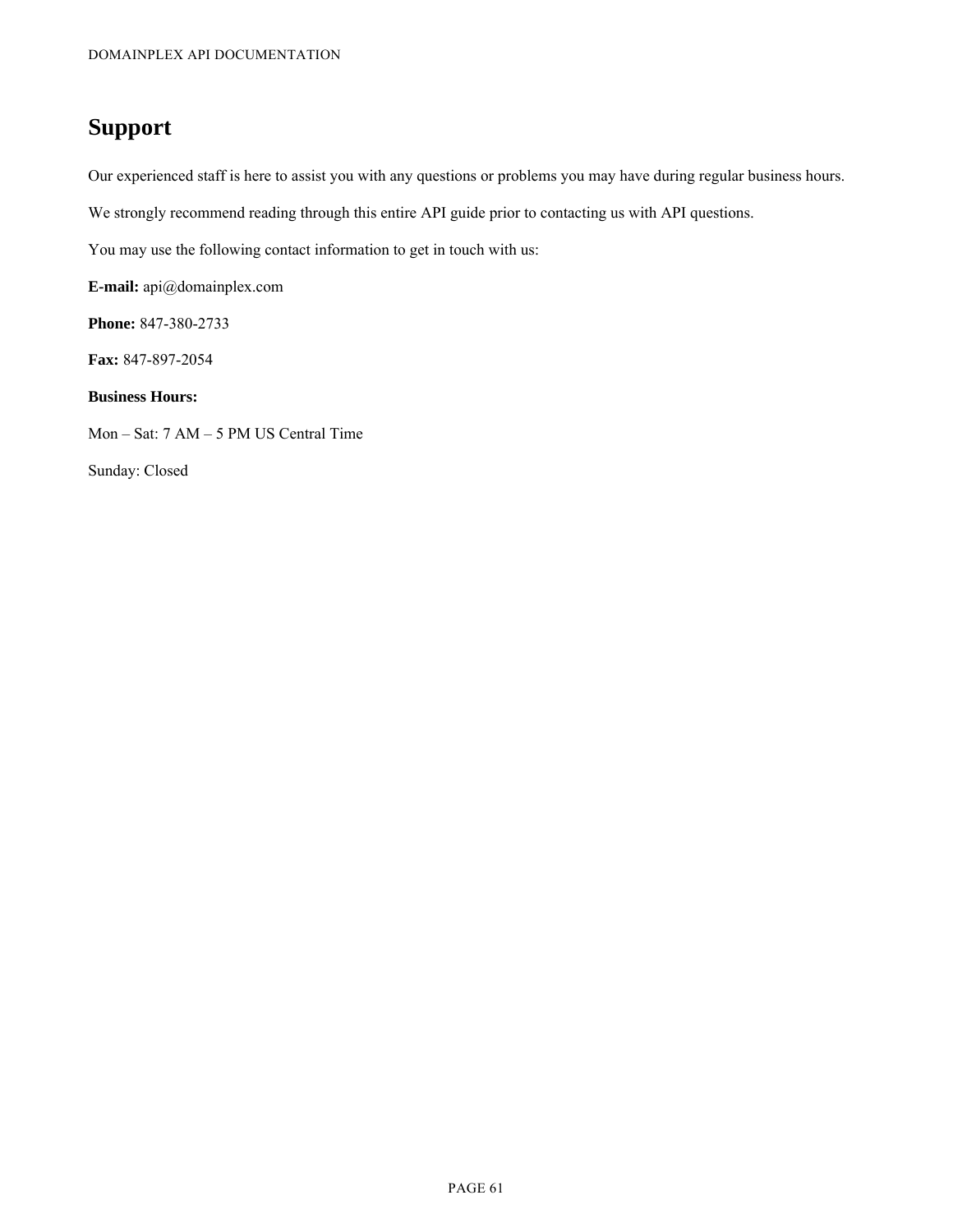# Support

Our experienced staff is here to assist you with any questions or problems you may have during regular business hours.

We strongly recommend reading through this entire API guide prior to contacting us with API questions.

You may use the following contact information to get in touch with us:

**E-mail:** api@domainplex.com

**Phone:** 847-380-2733

**Fax:** 847-897-2054

**Business Hours:**

Mon – Sat: 7 AM – 5 PM US Central Time

Sunday: Closed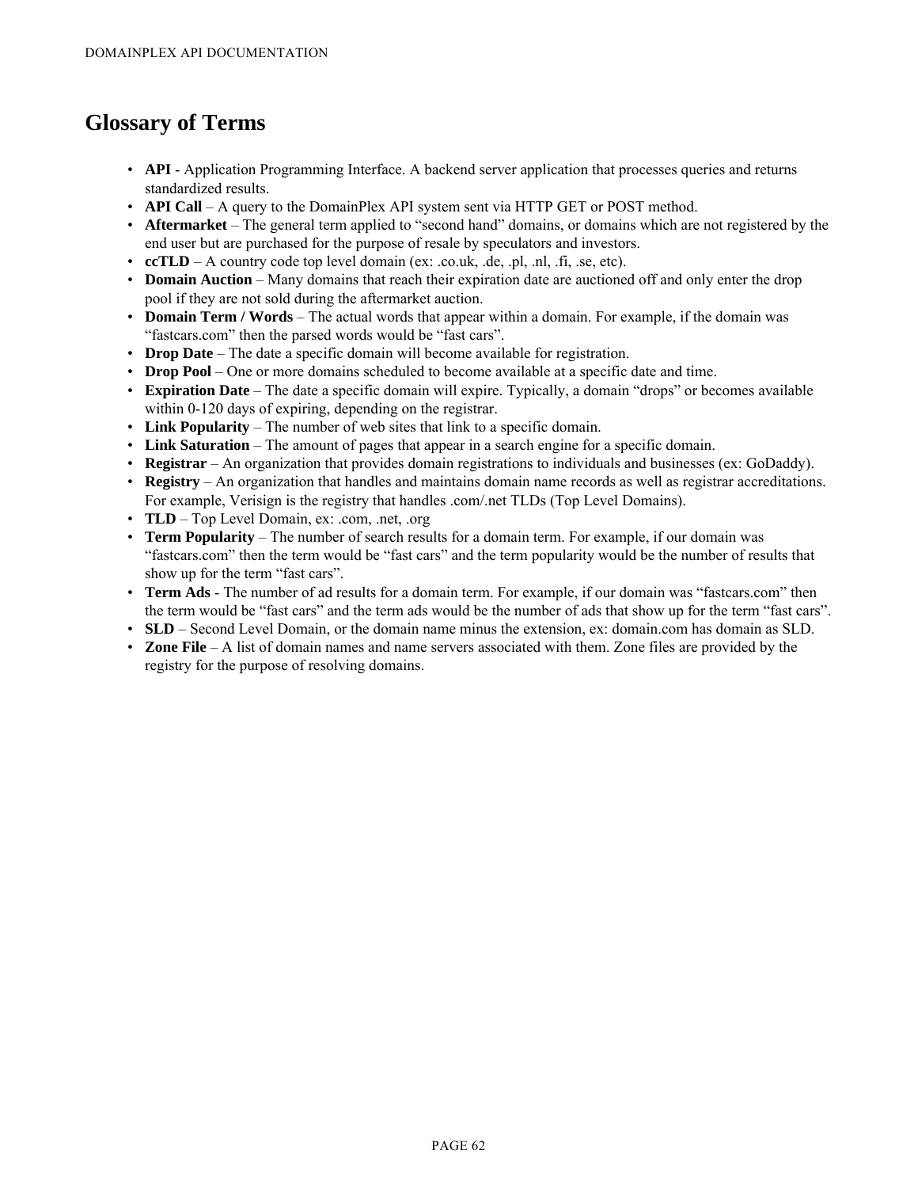# Glossary of Terms

- **API** - Application Programming Interface. A backend server application that processes queries and returns standardized results.
- **API Call** – A query to the DomainPlex API system sent via HTTP GET or POST method.
- **Aftermarket** – The general term applied to "second hand" domains, or domains which are not registered by the end user but are purchased for the purpose of resale by speculators and investors.
- **ccTLD** – A country code top level domain (ex: .co.uk, .de, .pl, .nl, .fi, .se, etc).
- **Domain Auction** – Many domains that reach their expiration date are auctioned off and only enter the drop pool if they are not sold during the aftermarket auction.
- **Domain Term / Words** – The actual words that appear within a domain. For example, if the domain was "fastcars.com" then the parsed words would be "fast cars".
- **Drop Date** – The date a specific domain will become available for registration.
- **Drop Pool** – One or more domains scheduled to become available at a specific date and time.
- **Expiration Date** – The date a specific domain will expire. Typically, a domain "drops" or becomes available within 0-120 days of expiring, depending on the registrar.
- **Link Popularity** – The number of web sites that link to a specific domain.
- **Link Saturation** – The amount of pages that appear in a search engine for a specific domain.
- **Registrar** – An organization that provides domain registrations to individuals and businesses (ex: GoDaddy).
- **Registry** – An organization that handles and maintains domain name records as well as registrar accreditations. For example, Verisign is the registry that handles .com/.net TLDs (Top Level Domains).
- **TLD** – Top Level Domain, ex: .com, .net, .org
- **Term Popularity** – The number of search results for a domain term. For example, if our domain was "fastcars.com" then the term would be "fast cars" and the term popularity would be the number of results that show up for the term "fast cars".
- **Term Ads** - The number of ad results for a domain term. For example, if our domain was "fastcars.com" then the term would be "fast cars" and the term ads would be the number of ads that show up for the term "fast cars".
- **SLD** – Second Level Domain, or the domain name minus the extension, ex: domain.com has domain as SLD.
- **Zone File** – A list of domain names and name servers associated with them. Zone files are provided by the registry for the purpose of resolving domains.